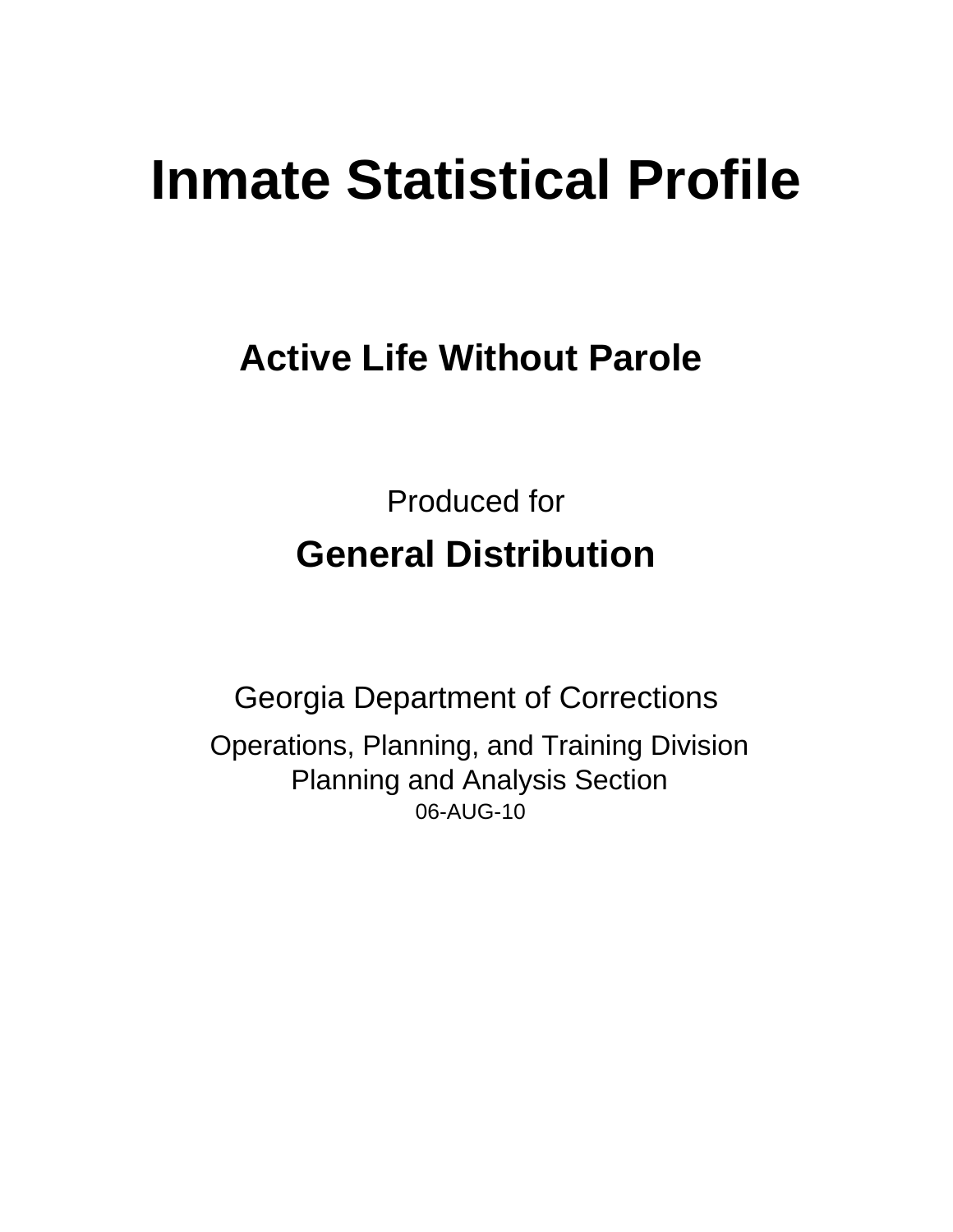# Inmate Statistical Profile

## Active Life Without Parole

Produced for

**General Distribution**

Georgia Department of Corrections

Operations, Planning, and Training Division
Planning and Analysis Section
06-AUG-10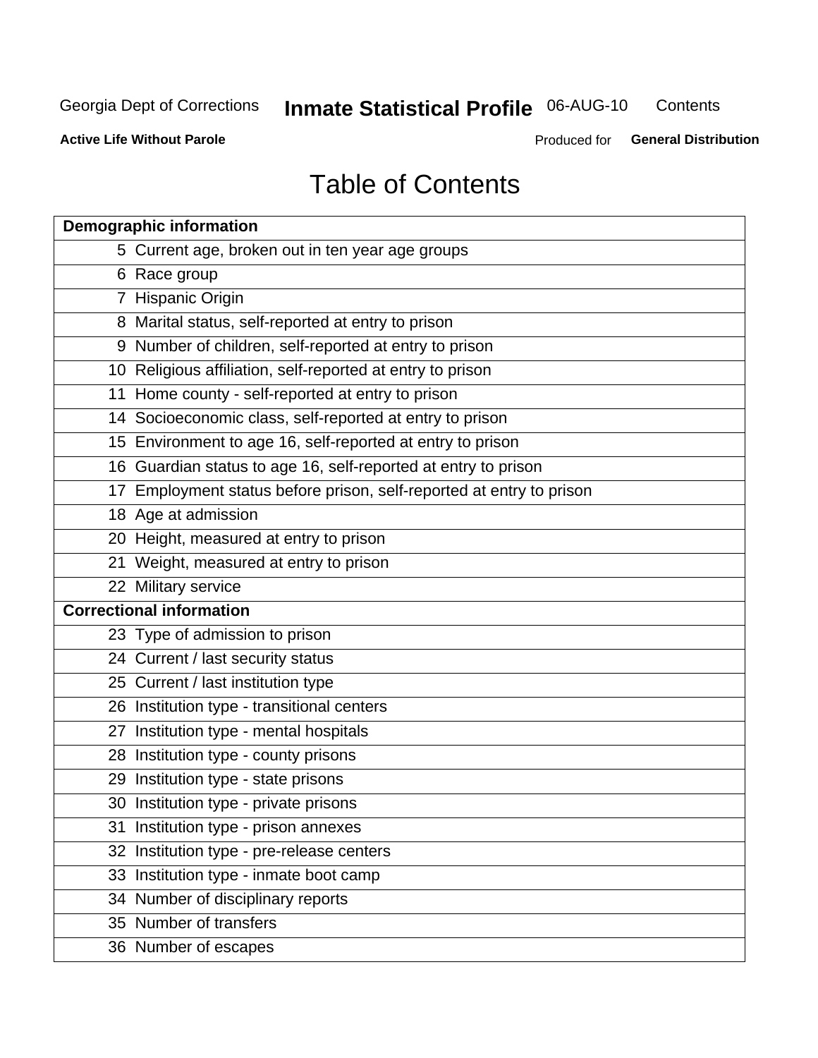# Table of Contents

| Page | Demographic information |
|---|---|
| 5 | Current age, broken out in ten year age groups |
| 6 | Race group |
| 7 | Hispanic Origin |
| 8 | Marital status, self-reported at entry to prison |
| 9 | Number of children, self-reported at entry to prison |
| 10 | Religious affiliation, self-reported at entry to prison |
| 11 | Home county - self-reported at entry to prison |
| 14 | Socioeconomic class, self-reported at entry to prison |
| 15 | Environment to age 16, self-reported at entry to prison |
| 16 | Guardian status to age 16, self-reported at entry to prison |
| 17 | Employment status before prison, self-reported at entry to prison |
| 18 | Age at admission |
| 20 | Height, measured at entry to prison |
| 21 | Weight, measured at entry to prison |
| 22 | Military service |
| **Correctional information** | |
| 23 | Type of admission to prison |
| 24 | Current / last security status |
| 25 | Current / last institution type |
| 26 | Institution type - transitional centers |
| 27 | Institution type - mental hospitals |
| 28 | Institution type - county prisons |
| 29 | Institution type - state prisons |
| 30 | Institution type - private prisons |
| 31 | Institution type - prison annexes |
| 32 | Institution type - pre-release centers |
| 33 | Institution type - inmate boot camp |
| 34 | Number of disciplinary reports |
| 35 | Number of transfers |
| 36 | Number of escapes |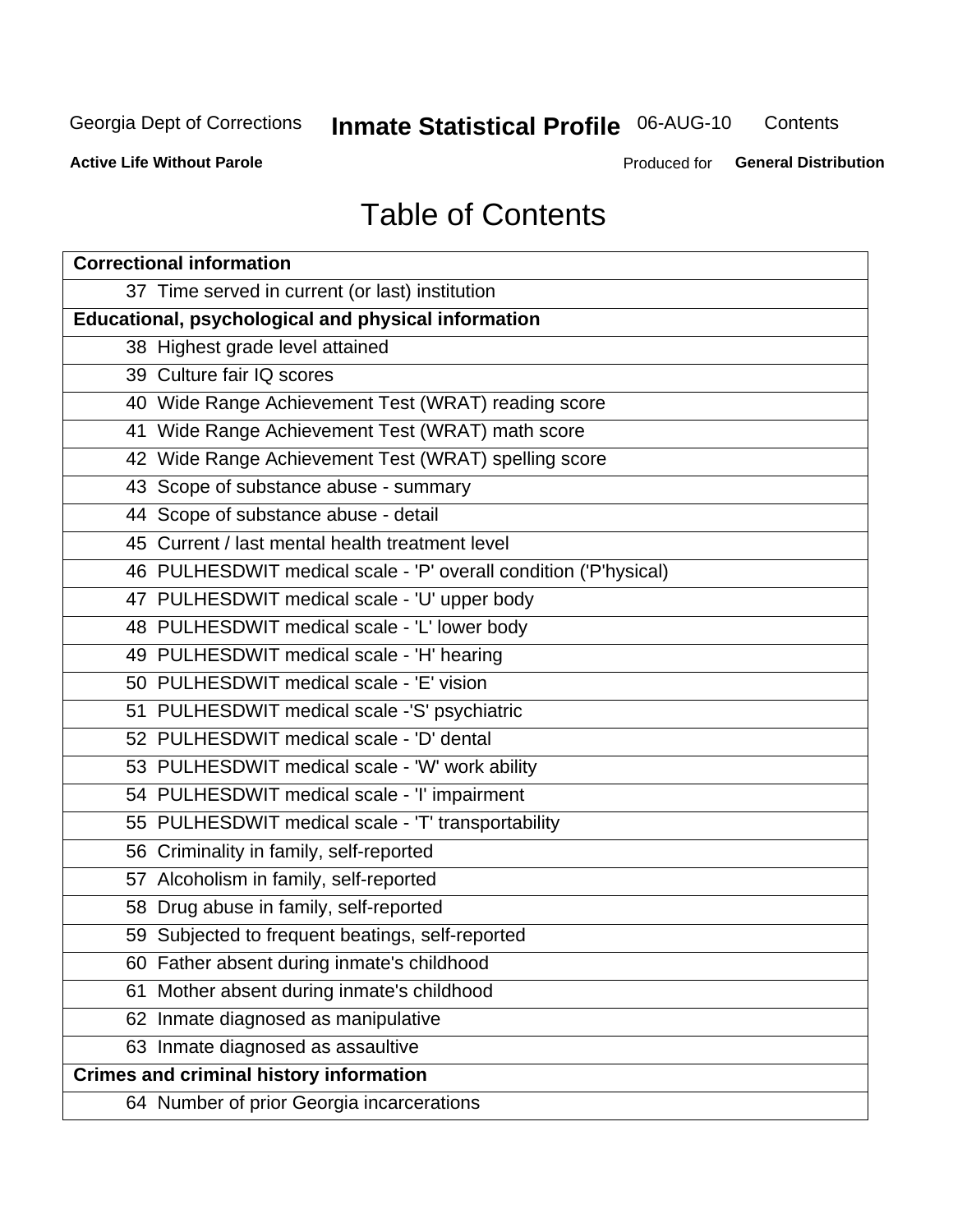Georgia Dept of Corrections **Inmate Statistical Profile** 06-AUG-10 Contents

**Active Life Without Parole** Produced for **General Distribution**

# Table of Contents

| **Correctional information** |
|---|
| 37 Time served in current (or last) institution |
| **Educational, psychological and physical information** |
| 38 Highest grade level attained |
| 39 Culture fair IQ scores |
| 40 Wide Range Achievement Test (WRAT) reading score |
| 41 Wide Range Achievement Test (WRAT) math score |
| 42 Wide Range Achievement Test (WRAT) spelling score |
| 43 Scope of substance abuse - summary |
| 44 Scope of substance abuse - detail |
| 45 Current / last mental health treatment level |
| 46 PULHESDWIT medical scale - 'P' overall condition ('P'hysical) |
| 47 PULHESDWIT medical scale - 'U' upper body |
| 48 PULHESDWIT medical scale - 'L' lower body |
| 49 PULHESDWIT medical scale - 'H' hearing |
| 50 PULHESDWIT medical scale - 'E' vision |
| 51 PULHESDWIT medical scale -'S' psychiatric |
| 52 PULHESDWIT medical scale - 'D' dental |
| 53 PULHESDWIT medical scale - 'W' work ability |
| 54 PULHESDWIT medical scale - 'I' impairment |
| 55 PULHESDWIT medical scale - 'T' transportability |
| 56 Criminality in family, self-reported |
| 57 Alcoholism in family, self-reported |
| 58 Drug abuse in family, self-reported |
| 59 Subjected to frequent beatings, self-reported |
| 60 Father absent during inmate's childhood |
| 61 Mother absent during inmate's childhood |
| 62 Inmate diagnosed as manipulative |
| 63 Inmate diagnosed as assaultive |
| **Crimes and criminal history information** |
| 64 Number of prior Georgia incarcerations |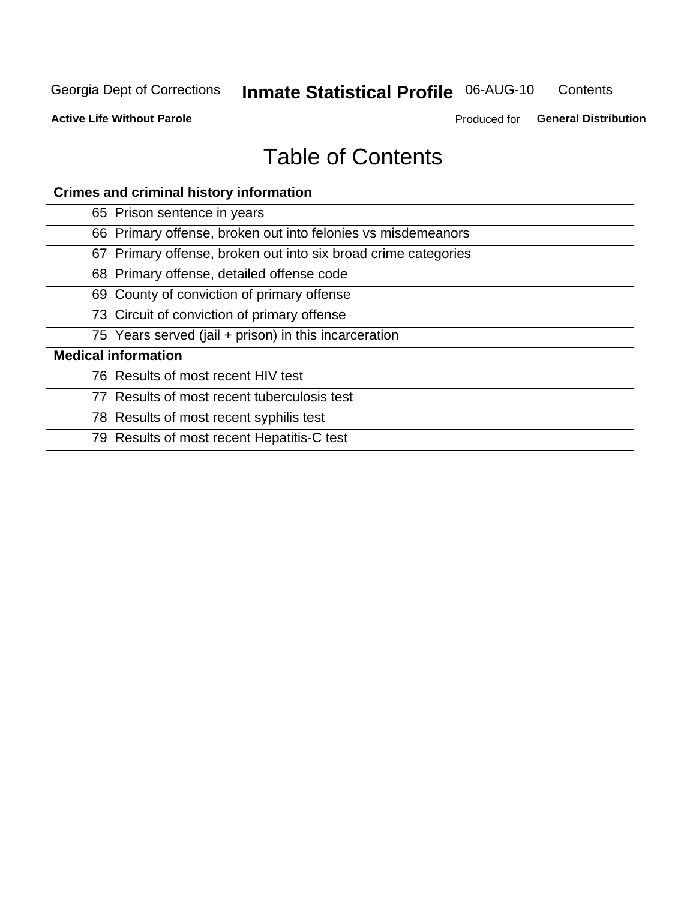# Table of Contents

| Crimes and criminal history information |
|---|
| 65 Prison sentence in years |
| 66 Primary offense, broken out into felonies vs misdemeanors |
| 67 Primary offense, broken out into six broad crime categories |
| 68 Primary offense, detailed offense code |
| 69 County of conviction of primary offense |
| 73 Circuit of conviction of primary offense |
| 75 Years served (jail + prison) in this incarceration |
| **Medical information** |
| 76 Results of most recent HIV test |
| 77 Results of most recent tuberculosis test |
| 78 Results of most recent syphilis test |
| 79 Results of most recent Hepatitis-C test |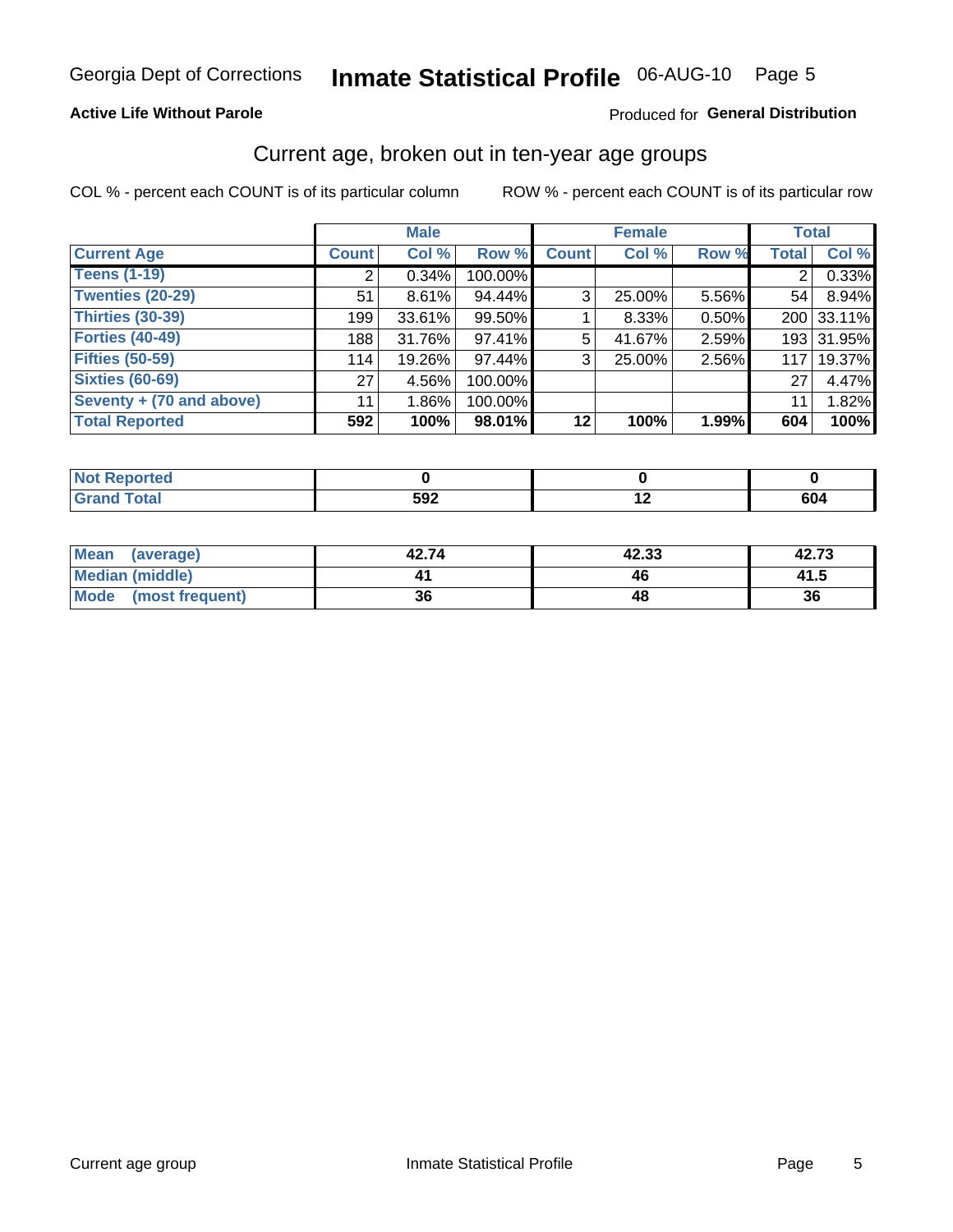Georgia Dept of Corrections **Inmate Statistical Profile** 06-AUG-10

**Active Life Without Parole**

Produced for **General Distribution**

## Current age, broken out in ten-year age groups

COL % - percent each COUNT is of its particular column

ROW % - percent each COUNT is of its particular row

| | Male | | | Female | | | Total | |
|---|---|---|---|---|---|---|---|---|
| **Current Age** | **Count** | **Col %** | **Row %** | **Count** | **Col %** | **Row %** | **Total** | **Col %** |
| **Teens (1-19)** | 2 | 0.34% | 100.00% | | | | 2 | 0.33% |
| **Twenties (20-29)** | 51 | 8.61% | 94.44% | 3 | 25.00% | 5.56% | 54 | 8.94% |
| **Thirties (30-39)** | 199 | 33.61% | 99.50% | 1 | 8.33% | 0.50% | 200 | 33.11% |
| **Forties (40-49)** | 188 | 31.76% | 97.41% | 5 | 41.67% | 2.59% | 193 | 31.95% |
| **Fifties (50-59)** | 114 | 19.26% | 97.44% | 3 | 25.00% | 2.56% | 117 | 19.37% |
| **Sixties (60-69)** | 27 | 4.56% | 100.00% | | | | 27 | 4.47% |
| **Seventy + (70 and above)** | 11 | 1.86% | 100.00% | | | | 11 | 1.82% |
| **Total Reported** | **592** | **100%** | **98.01%** | **12** | **100%** | **1.99%** | **604** | **100%** |

| | Male | Female | Total |
|---|---|---|---|
| **Not Reported** | **0** | **0** | **0** |
| **Grand Total** | **592** | **12** | **604** |

| | Male | Female | Total |
|---|---|---|---|
| **Mean (average)** | **42.74** | **42.33** | **42.73** |
| **Median (middle)** | **41** | **46** | **41.5** |
| **Mode (most frequent)** | **36** | **48** | **36** |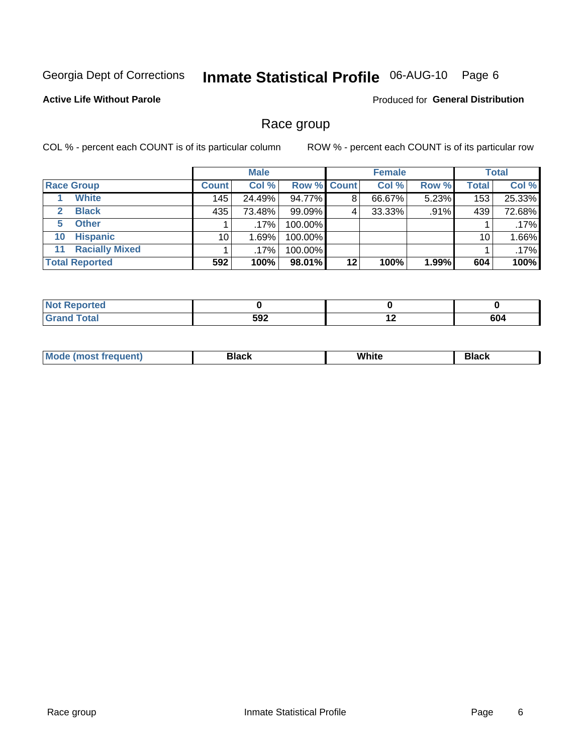Georgia Dept of Corrections **Inmate Statistical Profile** 06-AUG-10

**Active Life Without Parole**

Produced for **General Distribution**

## Race group

COL % - percent each COUNT is of its particular column ROW % - percent each COUNT is of its particular row

| | Male | | | Female | | | Total | |
|---|---|---|---|---|---|---|---|---|
| **Race Group** | **Count** | **Col %** | **Row %** | **Count** | **Col %** | **Row %** | **Total** | **Col %** |
| 1 White | 145 | 24.49% | 94.77% | 8 | 66.67% | 5.23% | 153 | 25.33% |
| 2 Black | 435 | 73.48% | 99.09% | 4 | 33.33% | .91% | 439 | 72.68% |
| 5 Other | 1 | .17% | 100.00% | | | | 1 | .17% |
| 10 Hispanic | 10 | 1.69% | 100.00% | | | | 10 | 1.66% |
| 11 Racially Mixed | 1 | .17% | 100.00% | | | | 1 | .17% |
| **Total Reported** | **592** | **100%** | **98.01%** | **12** | **100%** | **1.99%** | **604** | **100%** |

| | Male | Female | Total |
|---|---|---|---|
| **Not Reported** | **0** | **0** | **0** |
| **Grand Total** | **592** | **12** | **604** |

| | Male | Female | Total |
|---|---|---|---|
| **Mode (most frequent)** | **Black** | **White** | **Black** |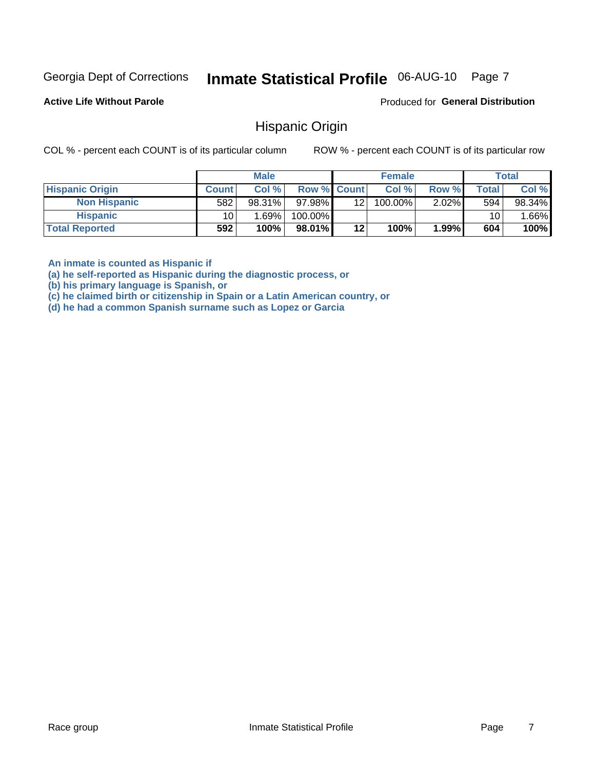Georgia Dept of Corrections **Inmate Statistical Profile** 06-AUG-10

**Active Life Without Parole**

Produced for **General Distribution**

## Hispanic Origin

COL % - percent each COUNT is of its particular column

ROW % - percent each COUNT is of its particular row

| | Male | | | Female | | | Total | |
|---|---|---|---|---|---|---|---|---|
| **Hispanic Origin** | **Count** | **Col %** | **Row %** | **Count** | **Col %** | **Row %** | **Total** | **Col %** |
| **Non Hispanic** | 582 | 98.31% | 97.98% | 12 | 100.00% | 2.02% | 594 | 98.34% |
| **Hispanic** | 10 | 1.69% | 100.00% | | | | 10 | 1.66% |
| **Total Reported** | **592** | **100%** | **98.01%** | **12** | **100%** | **1.99%** | **604** | **100%** |

**An inmate is counted as Hispanic if**
**(a) he self-reported as Hispanic during the diagnostic process, or**
**(b) his primary language is Spanish, or**
**(c) he claimed birth or citizenship in Spain or a Latin American country, or**
**(d) he had a common Spanish surname such as Lopez or Garcia**

Race group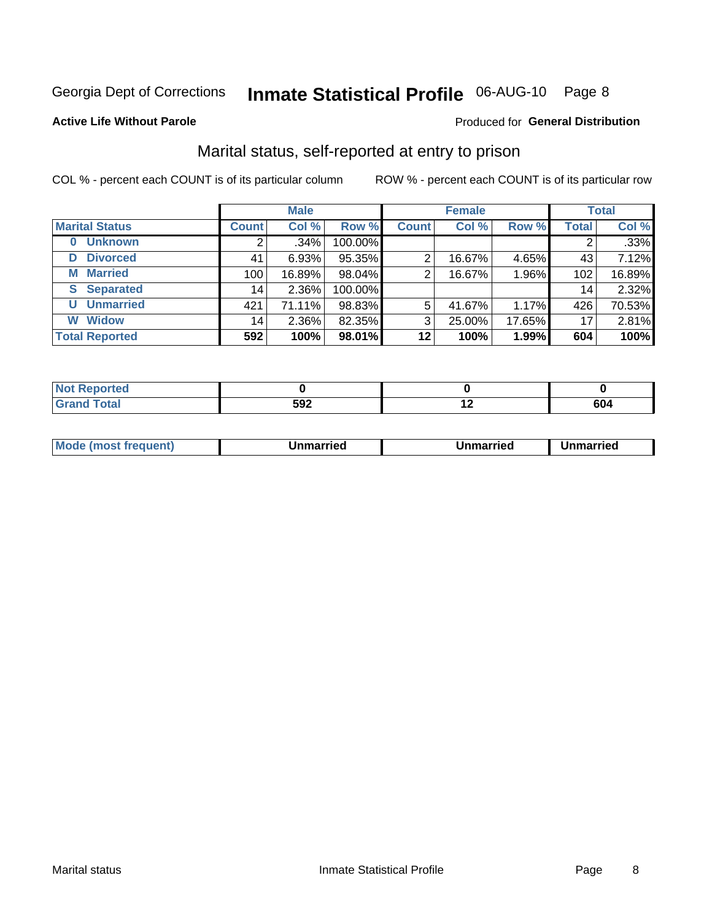Georgia Dept of Corrections **Inmate Statistical Profile** 06-AUG-10 Page 8

**Active Life Without Parole**

Produced for **General Distribution**

## Marital status, self-reported at entry to prison

COL % - percent each COUNT is of its particular column

ROW % - percent each COUNT is of its particular row

| | Male | | | Female | | | Total | |
|---|---|---|---|---|---|---|---|---|
| **Marital Status** | **Count** | **Col %** | **Row %** | **Count** | **Col %** | **Row %** | **Total** | **Col %** |
| 0 Unknown | 2 | .34% | 100.00% | | | | 2 | .33% |
| D Divorced | 41 | 6.93% | 95.35% | 2 | 16.67% | 4.65% | 43 | 7.12% |
| M Married | 100 | 16.89% | 98.04% | 2 | 16.67% | 1.96% | 102 | 16.89% |
| S Separated | 14 | 2.36% | 100.00% | | | | 14 | 2.32% |
| U Unmarried | 421 | 71.11% | 98.83% | 5 | 41.67% | 1.17% | 426 | 70.53% |
| W Widow | 14 | 2.36% | 82.35% | 3 | 25.00% | 17.65% | 17 | 2.81% |
| **Total Reported** | **592** | **100%** | **98.01%** | **12** | **100%** | **1.99%** | **604** | **100%** |

| | Male | Female | Total |
|---|---|---|---|
| Not Reported | **0** | **0** | **0** |
| Grand Total | **592** | **12** | **604** |

| | Male | Female | Total |
|---|---|---|---|
| Mode (most frequent) | **Unmarried** | **Unmarried** | **Unmarried** |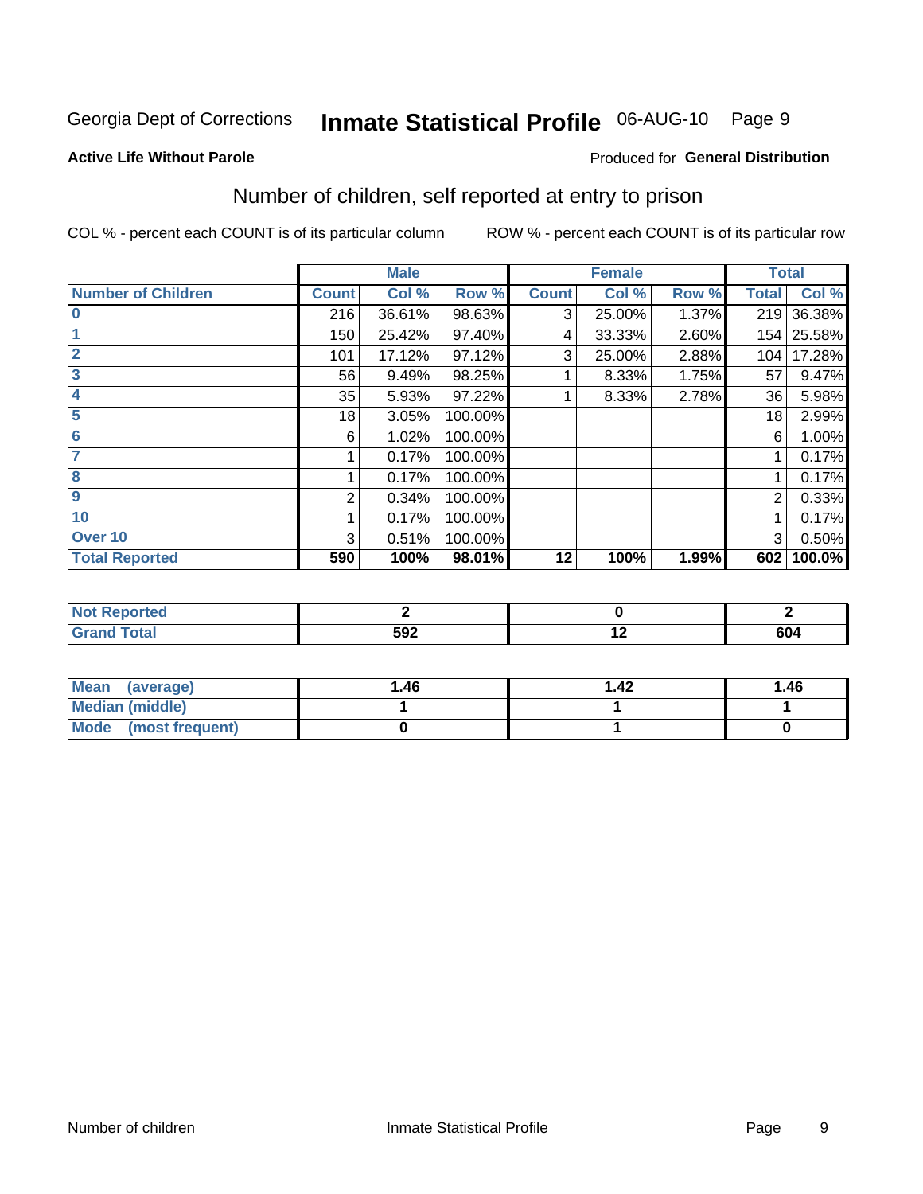Georgia Dept of Corrections **Inmate Statistical Profile** 06-AUG-10

**Active Life Without Parole**

Produced for **General Distribution**

## Number of children, self reported at entry to prison

COL % - percent each COUNT is of its particular column

ROW % - percent each COUNT is of its particular row

| | Male | | | Female | | | Total | |
|---|---|---|---|---|---|---|---|---|
| **Number of Children** | **Count** | **Col %** | **Row %** | **Count** | **Col %** | **Row %** | **Total** | **Col %** |
| **0** | 216 | 36.61% | 98.63% | 3 | 25.00% | 1.37% | 219 | 36.38% |
| **1** | 150 | 25.42% | 97.40% | 4 | 33.33% | 2.60% | 154 | 25.58% |
| **2** | 101 | 17.12% | 97.12% | 3 | 25.00% | 2.88% | 104 | 17.28% |
| **3** | 56 | 9.49% | 98.25% | 1 | 8.33% | 1.75% | 57 | 9.47% |
| **4** | 35 | 5.93% | 97.22% | 1 | 8.33% | 2.78% | 36 | 5.98% |
| **5** | 18 | 3.05% | 100.00% | | | | 18 | 2.99% |
| **6** | 6 | 1.02% | 100.00% | | | | 6 | 1.00% |
| **7** | 1 | 0.17% | 100.00% | | | | 1 | 0.17% |
| **8** | 1 | 0.17% | 100.00% | | | | 1 | 0.17% |
| **9** | 2 | 0.34% | 100.00% | | | | 2 | 0.33% |
| **10** | 1 | 0.17% | 100.00% | | | | 1 | 0.17% |
| **Over 10** | 3 | 0.51% | 100.00% | | | | 3 | 0.50% |
| **Total Reported** | **590** | **100%** | **98.01%** | **12** | **100%** | **1.99%** | **602** | **100.0%** |

| | Male | Female | Total |
|---|---|---|---|
| **Not Reported** | **2** | **0** | **2** |
| **Grand Total** | **592** | **12** | **604** |

| | Male | Female | Total |
|---|---|---|---|
| **Mean (average)** | **1.46** | **1.42** | **1.46** |
| **Median (middle)** | **1** | **1** | **1** |
| **Mode (most frequent)** | **0** | **1** | **0** |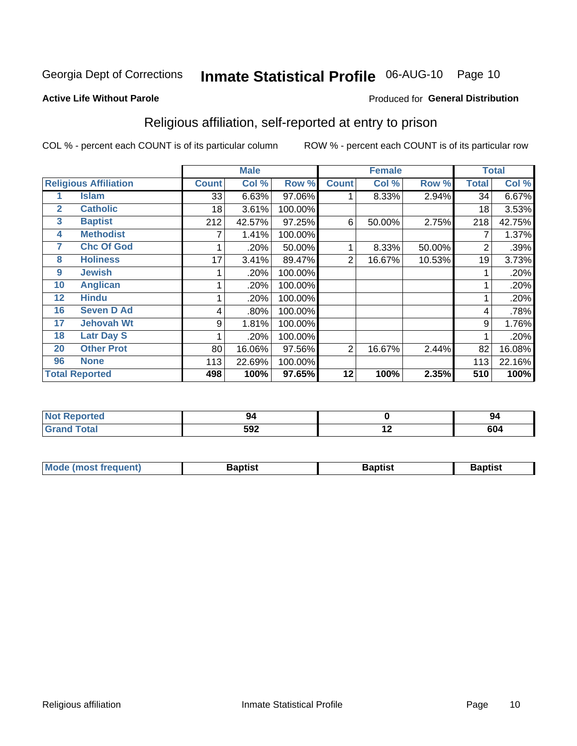Georgia Dept of Corrections **Inmate Statistical Profile** 06-AUG-10 Page 10

**Active Life Without Parole**

Produced for **General Distribution**

## Religious affiliation, self-reported at entry to prison

COL % - percent each COUNT is of its particular column ROW % - percent each COUNT is of its particular row

| Religious Affiliation | | Male | | | Female | | | Total | |
|---|---|---|---|---|---|---|---|---|---|
| | | Count | Col % | Row % | Count | Col % | Row % | Total | Col % |
| 1 | Islam | 33 | 6.63% | 97.06% | 1 | 8.33% | 2.94% | 34 | 6.67% |
| 2 | Catholic | 18 | 3.61% | 100.00% | | | | 18 | 3.53% |
| 3 | Baptist | 212 | 42.57% | 97.25% | 6 | 50.00% | 2.75% | 218 | 42.75% |
| 4 | Methodist | 7 | 1.41% | 100.00% | | | | 7 | 1.37% |
| 7 | Chc Of God | 1 | .20% | 50.00% | 1 | 8.33% | 50.00% | 2 | .39% |
| 8 | Holiness | 17 | 3.41% | 89.47% | 2 | 16.67% | 10.53% | 19 | 3.73% |
| 9 | Jewish | 1 | .20% | 100.00% | | | | 1 | .20% |
| 10 | Anglican | 1 | .20% | 100.00% | | | | 1 | .20% |
| 12 | Hindu | 1 | .20% | 100.00% | | | | 1 | .20% |
| 16 | Seven D Ad | 4 | .80% | 100.00% | | | | 4 | .78% |
| 17 | Jehovah Wt | 9 | 1.81% | 100.00% | | | | 9 | 1.76% |
| 18 | Latr Day S | 1 | .20% | 100.00% | | | | 1 | .20% |
| 20 | Other Prot | 80 | 16.06% | 97.56% | 2 | 16.67% | 2.44% | 82 | 16.08% |
| 96 | None | 113 | 22.69% | 100.00% | | | | 113 | 22.16% |
| **Total Reported** | | **498** | **100%** | **97.65%** | **12** | **100%** | **2.35%** | **510** | **100%** |

| | Male | Female | Total |
|---|---|---|---|
| Not Reported | 94 | 0 | 94 |
| Grand Total | 592 | 12 | 604 |

| | Male | Female | Total |
|---|---|---|---|
| Mode (most frequent) | Baptist | Baptist | Baptist |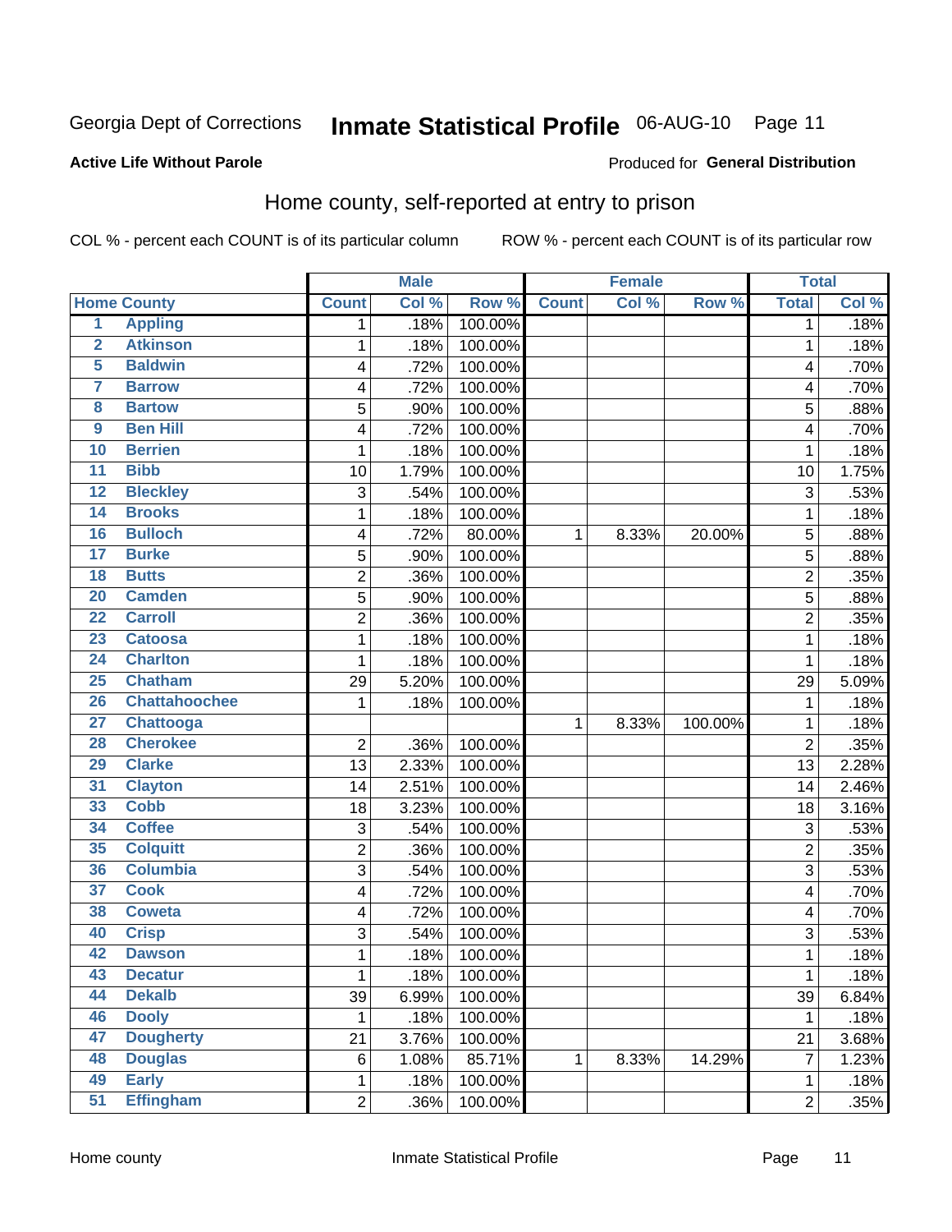Georgia Dept of Corrections **Inmate Statistical Profile** 06-AUG-10

**Active Life Without Parole**

Produced for **General Distribution**

## Home county, self-reported at entry to prison

COL % - percent each COUNT is of its particular column        ROW % - percent each COUNT is of its particular row

| | | Male | | | Female | | | Total | |
|---|---|---|---|---|---|---|---|---|---|
| **Home County** | | **Count** | **Col %** | **Row %** | **Count** | **Col %** | **Row %** | **Total** | **Col %** |
| 1 | Appling | 1 | .18% | 100.00% | | | | 1 | .18% |
| 2 | Atkinson | 1 | .18% | 100.00% | | | | 1 | .18% |
| 5 | Baldwin | 4 | .72% | 100.00% | | | | 4 | .70% |
| 7 | Barrow | 4 | .72% | 100.00% | | | | 4 | .70% |
| 8 | Bartow | 5 | .90% | 100.00% | | | | 5 | .88% |
| 9 | Ben Hill | 4 | .72% | 100.00% | | | | 4 | .70% |
| 10 | Berrien | 1 | .18% | 100.00% | | | | 1 | .18% |
| 11 | Bibb | 10 | 1.79% | 100.00% | | | | 10 | 1.75% |
| 12 | Bleckley | 3 | .54% | 100.00% | | | | 3 | .53% |
| 14 | Brooks | 1 | .18% | 100.00% | | | | 1 | .18% |
| 16 | Bulloch | 4 | .72% | 80.00% | 1 | 8.33% | 20.00% | 5 | .88% |
| 17 | Burke | 5 | .90% | 100.00% | | | | 5 | .88% |
| 18 | Butts | 2 | .36% | 100.00% | | | | 2 | .35% |
| 20 | Camden | 5 | .90% | 100.00% | | | | 5 | .88% |
| 22 | Carroll | 2 | .36% | 100.00% | | | | 2 | .35% |
| 23 | Catoosa | 1 | .18% | 100.00% | | | | 1 | .18% |
| 24 | Charlton | 1 | .18% | 100.00% | | | | 1 | .18% |
| 25 | Chatham | 29 | 5.20% | 100.00% | | | | 29 | 5.09% |
| 26 | Chattahoochee | 1 | .18% | 100.00% | | | | 1 | .18% |
| 27 | Chattooga | | | | 1 | 8.33% | 100.00% | 1 | .18% |
| 28 | Cherokee | 2 | .36% | 100.00% | | | | 2 | .35% |
| 29 | Clarke | 13 | 2.33% | 100.00% | | | | 13 | 2.28% |
| 31 | Clayton | 14 | 2.51% | 100.00% | | | | 14 | 2.46% |
| 33 | Cobb | 18 | 3.23% | 100.00% | | | | 18 | 3.16% |
| 34 | Coffee | 3 | .54% | 100.00% | | | | 3 | .53% |
| 35 | Colquitt | 2 | .36% | 100.00% | | | | 2 | .35% |
| 36 | Columbia | 3 | .54% | 100.00% | | | | 3 | .53% |
| 37 | Cook | 4 | .72% | 100.00% | | | | 4 | .70% |
| 38 | Coweta | 4 | .72% | 100.00% | | | | 4 | .70% |
| 40 | Crisp | 3 | .54% | 100.00% | | | | 3 | .53% |
| 42 | Dawson | 1 | .18% | 100.00% | | | | 1 | .18% |
| 43 | Decatur | 1 | .18% | 100.00% | | | | 1 | .18% |
| 44 | Dekalb | 39 | 6.99% | 100.00% | | | | 39 | 6.84% |
| 46 | Dooly | 1 | .18% | 100.00% | | | | 1 | .18% |
| 47 | Dougherty | 21 | 3.76% | 100.00% | | | | 21 | 3.68% |
| 48 | Douglas | 6 | 1.08% | 85.71% | 1 | 8.33% | 14.29% | 7 | 1.23% |
| 49 | Early | 1 | .18% | 100.00% | | | | 1 | .18% |
| 51 | Effingham | 2 | .36% | 100.00% | | | | 2 | .35% |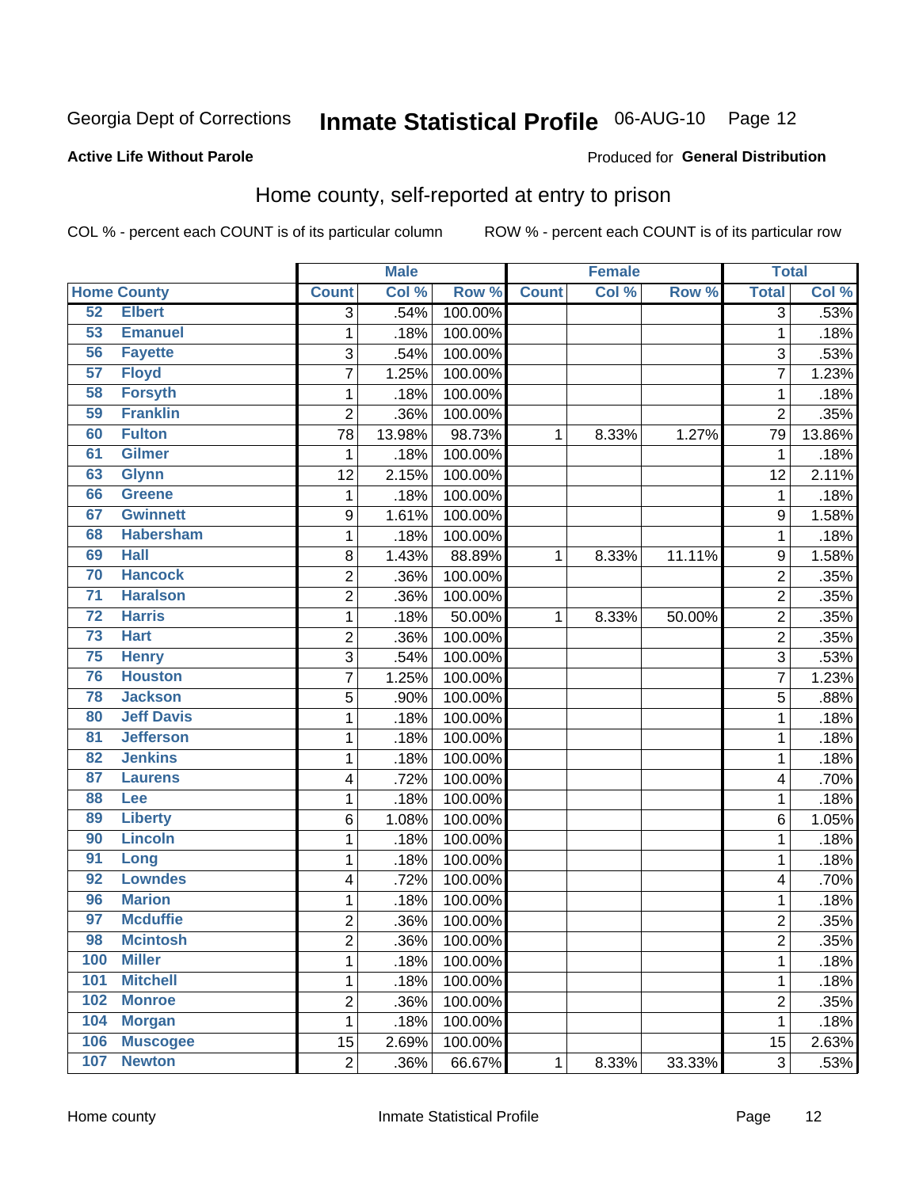Georgia Dept of Corrections **Inmate Statistical Profile** 06-AUG-10

**Active Life Without Parole**

Produced for **General Distribution**

## Home county, self-reported at entry to prison

COL % - percent each COUNT is of its particular column ROW % - percent each COUNT is of its particular row

| Home County | | Male | | | Female | | | Total | |
|---|---|---|---|---|---|---|---|---|---|
| | | Count | Col % | Row % | Count | Col % | Row % | Total | Col % |
| 52 | Elbert | 3 | .54% | 100.00% | | | | 3 | .53% |
| 53 | Emanuel | 1 | .18% | 100.00% | | | | 1 | .18% |
| 56 | Fayette | 3 | .54% | 100.00% | | | | 3 | .53% |
| 57 | Floyd | 7 | 1.25% | 100.00% | | | | 7 | 1.23% |
| 58 | Forsyth | 1 | .18% | 100.00% | | | | 1 | .18% |
| 59 | Franklin | 2 | .36% | 100.00% | | | | 2 | .35% |
| 60 | Fulton | 78 | 13.98% | 98.73% | 1 | 8.33% | 1.27% | 79 | 13.86% |
| 61 | Gilmer | 1 | .18% | 100.00% | | | | 1 | .18% |
| 63 | Glynn | 12 | 2.15% | 100.00% | | | | 12 | 2.11% |
| 66 | Greene | 1 | .18% | 100.00% | | | | 1 | .18% |
| 67 | Gwinnett | 9 | 1.61% | 100.00% | | | | 9 | 1.58% |
| 68 | Habersham | 1 | .18% | 100.00% | | | | 1 | .18% |
| 69 | Hall | 8 | 1.43% | 88.89% | 1 | 8.33% | 11.11% | 9 | 1.58% |
| 70 | Hancock | 2 | .36% | 100.00% | | | | 2 | .35% |
| 71 | Haralson | 2 | .36% | 100.00% | | | | 2 | .35% |
| 72 | Harris | 1 | .18% | 50.00% | 1 | 8.33% | 50.00% | 2 | .35% |
| 73 | Hart | 2 | .36% | 100.00% | | | | 2 | .35% |
| 75 | Henry | 3 | .54% | 100.00% | | | | 3 | .53% |
| 76 | Houston | 7 | 1.25% | 100.00% | | | | 7 | 1.23% |
| 78 | Jackson | 5 | .90% | 100.00% | | | | 5 | .88% |
| 80 | Jeff Davis | 1 | .18% | 100.00% | | | | 1 | .18% |
| 81 | Jefferson | 1 | .18% | 100.00% | | | | 1 | .18% |
| 82 | Jenkins | 1 | .18% | 100.00% | | | | 1 | .18% |
| 87 | Laurens | 4 | .72% | 100.00% | | | | 4 | .70% |
| 88 | Lee | 1 | .18% | 100.00% | | | | 1 | .18% |
| 89 | Liberty | 6 | 1.08% | 100.00% | | | | 6 | 1.05% |
| 90 | Lincoln | 1 | .18% | 100.00% | | | | 1 | .18% |
| 91 | Long | 1 | .18% | 100.00% | | | | 1 | .18% |
| 92 | Lowndes | 4 | .72% | 100.00% | | | | 4 | .70% |
| 96 | Marion | 1 | .18% | 100.00% | | | | 1 | .18% |
| 97 | Mcduffie | 2 | .36% | 100.00% | | | | 2 | .35% |
| 98 | Mcintosh | 2 | .36% | 100.00% | | | | 2 | .35% |
| 100 | Miller | 1 | .18% | 100.00% | | | | 1 | .18% |
| 101 | Mitchell | 1 | .18% | 100.00% | | | | 1 | .18% |
| 102 | Monroe | 2 | .36% | 100.00% | | | | 2 | .35% |
| 104 | Morgan | 1 | .18% | 100.00% | | | | 1 | .18% |
| 106 | Muscogee | 15 | 2.69% | 100.00% | | | | 15 | 2.63% |
| 107 | Newton | 2 | .36% | 66.67% | 1 | 8.33% | 33.33% | 3 | .53% |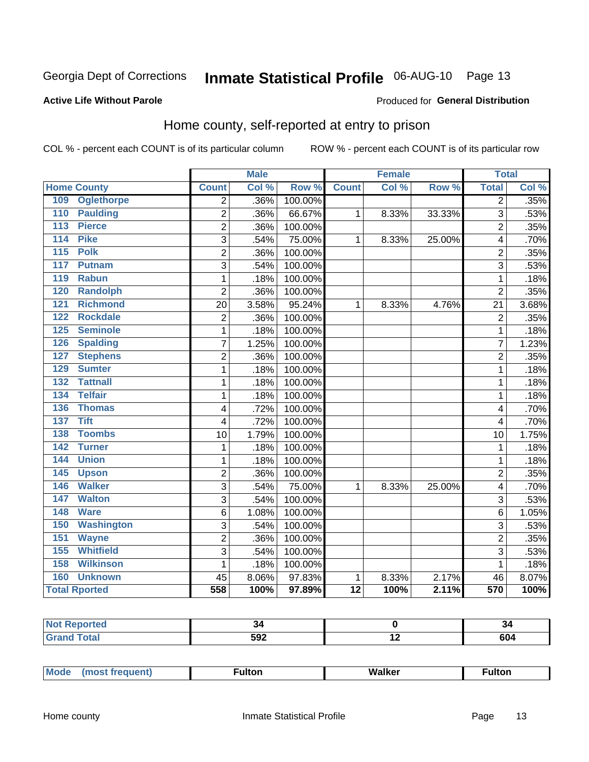Georgia Dept of Corrections **Inmate Statistical Profile** 06-AUG-10

**Active Life Without Parole**

Produced for **General Distribution**

## Home county, self-reported at entry to prison

COL % - percent each COUNT is of its particular column ROW % - percent each COUNT is of its particular row

| Home County | Male | | | Female | | | Total | |
|---|---|---|---|---|---|---|---|---|
| | Count | Col % | Row % | Count | Col % | Row % | Total | Col % |
| 109 Oglethorpe | 2 | .36% | 100.00% | | | | 2 | .35% |
| 110 Paulding | 2 | .36% | 66.67% | 1 | 8.33% | 33.33% | 3 | .53% |
| 113 Pierce | 2 | .36% | 100.00% | | | | 2 | .35% |
| 114 Pike | 3 | .54% | 75.00% | 1 | 8.33% | 25.00% | 4 | .70% |
| 115 Polk | 2 | .36% | 100.00% | | | | 2 | .35% |
| 117 Putnam | 3 | .54% | 100.00% | | | | 3 | .53% |
| 119 Rabun | 1 | .18% | 100.00% | | | | 1 | .18% |
| 120 Randolph | 2 | .36% | 100.00% | | | | 2 | .35% |
| 121 Richmond | 20 | 3.58% | 95.24% | 1 | 8.33% | 4.76% | 21 | 3.68% |
| 122 Rockdale | 2 | .36% | 100.00% | | | | 2 | .35% |
| 125 Seminole | 1 | .18% | 100.00% | | | | 1 | .18% |
| 126 Spalding | 7 | 1.25% | 100.00% | | | | 7 | 1.23% |
| 127 Stephens | 2 | .36% | 100.00% | | | | 2 | .35% |
| 129 Sumter | 1 | .18% | 100.00% | | | | 1 | .18% |
| 132 Tattnall | 1 | .18% | 100.00% | | | | 1 | .18% |
| 134 Telfair | 1 | .18% | 100.00% | | | | 1 | .18% |
| 136 Thomas | 4 | .72% | 100.00% | | | | 4 | .70% |
| 137 Tift | 4 | .72% | 100.00% | | | | 4 | .70% |
| 138 Toombs | 10 | 1.79% | 100.00% | | | | 10 | 1.75% |
| 142 Turner | 1 | .18% | 100.00% | | | | 1 | .18% |
| 144 Union | 1 | .18% | 100.00% | | | | 1 | .18% |
| 145 Upson | 2 | .36% | 100.00% | | | | 2 | .35% |
| 146 Walker | 3 | .54% | 75.00% | 1 | 8.33% | 25.00% | 4 | .70% |
| 147 Walton | 3 | .54% | 100.00% | | | | 3 | .53% |
| 148 Ware | 6 | 1.08% | 100.00% | | | | 6 | 1.05% |
| 150 Washington | 3 | .54% | 100.00% | | | | 3 | .53% |
| 151 Wayne | 2 | .36% | 100.00% | | | | 2 | .35% |
| 155 Whitfield | 3 | .54% | 100.00% | | | | 3 | .53% |
| 158 Wilkinson | 1 | .18% | 100.00% | | | | 1 | .18% |
| 160 Unknown | 45 | 8.06% | 97.83% | 1 | 8.33% | 2.17% | 46 | 8.07% |
| **Total Rported** | **558** | **100%** | **97.89%** | **12** | **100%** | **2.11%** | **570** | **100%** |

| | Male | Female | Total |
|---|---|---|---|
| Not Reported | 34 | 0 | 34 |
| Grand Total | 592 | 12 | 604 |

| | Male | Female | Total |
|---|---|---|---|
| Mode (most frequent) | Fulton | Walker | Fulton |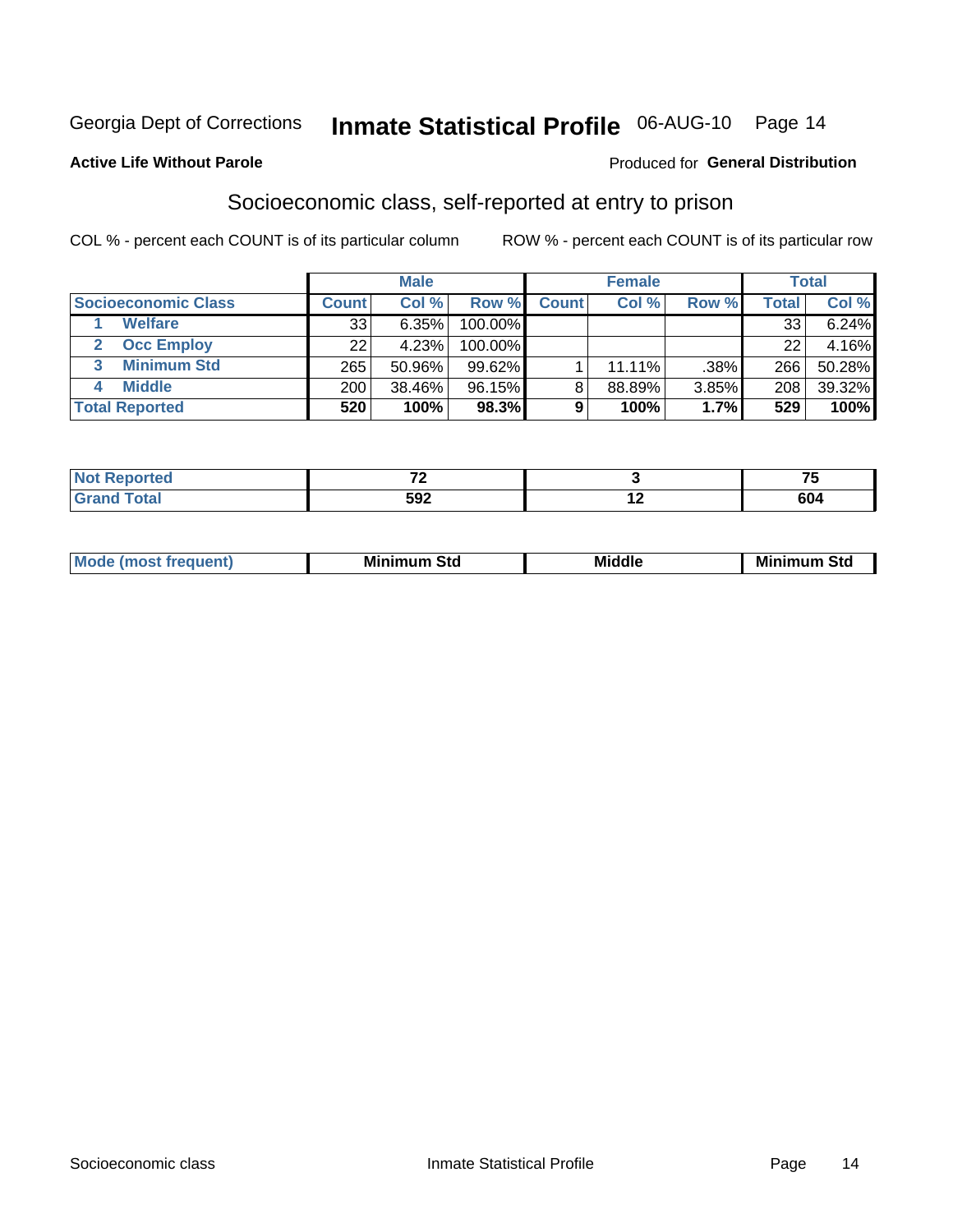Georgia Dept of Corrections **Inmate Statistical Profile** 06-AUG-10

**Active Life Without Parole**

Produced for **General Distribution**

## Socioeconomic class, self-reported at entry to prison

COL % - percent each COUNT is of its particular column    ROW % - percent each COUNT is of its particular row

| | Male | | | Female | | | Total | |
|---|---|---|---|---|---|---|---|---|
| **Socioeconomic Class** | **Count** | **Col %** | **Row %** | **Count** | **Col %** | **Row %** | **Total** | **Col %** |
| 1 **Welfare** | 33 | 6.35% | 100.00% | | | | 33 | 6.24% |
| 2 **Occ Employ** | 22 | 4.23% | 100.00% | | | | 22 | 4.16% |
| 3 **Minimum Std** | 265 | 50.96% | 99.62% | 1 | 11.11% | .38% | 266 | 50.28% |
| 4 **Middle** | 200 | 38.46% | 96.15% | 8 | 88.89% | 3.85% | 208 | 39.32% |
| **Total Reported** | **520** | **100%** | **98.3%** | **9** | **100%** | **1.7%** | **529** | **100%** |

| | Male | Female | Total |
|---|---|---|---|
| **Not Reported** | **72** | **3** | **75** |
| **Grand Total** | **592** | **12** | **604** |

| | Male | Female | Total |
|---|---|---|---|
| **Mode (most frequent)** | **Minimum Std** | **Middle** | **Minimum Std** |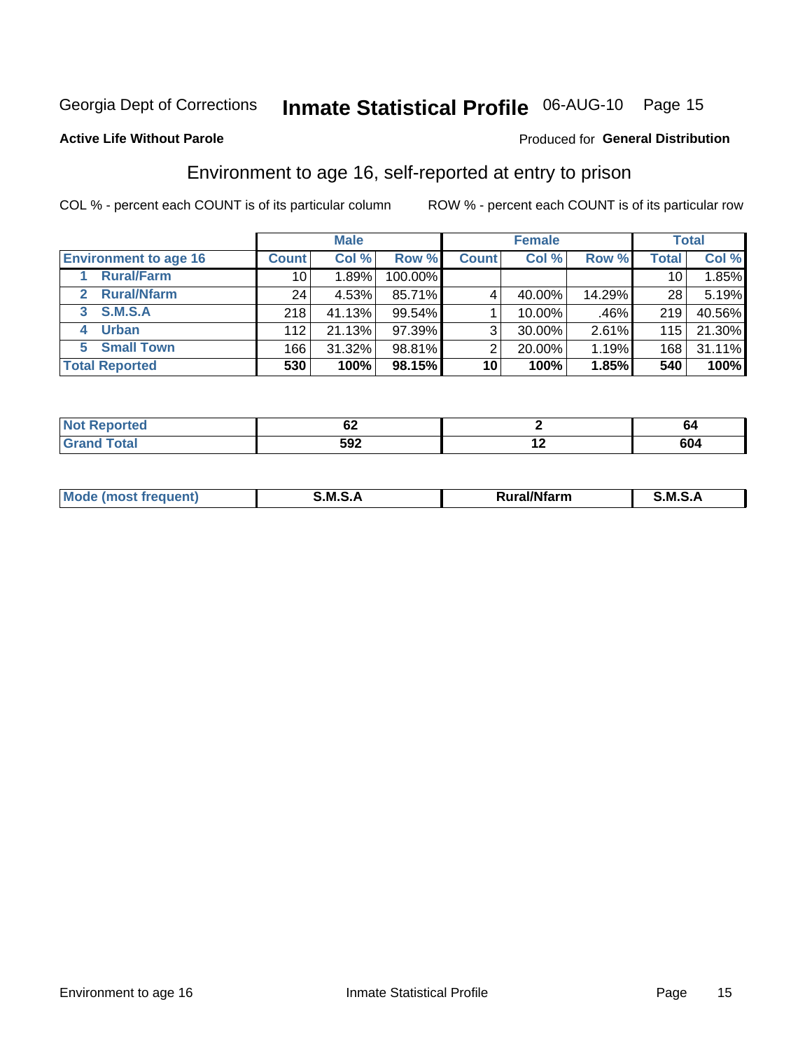Georgia Dept of Corrections **Inmate Statistical Profile** 06-AUG-10

**Active Life Without Parole**

Produced for **General Distribution**

## Environment to age 16, self-reported at entry to prison

COL % - percent each COUNT is of its particular column    ROW % - percent each COUNT is of its particular row

| | Male | | | Female | | | Total | |
|---|---|---|---|---|---|---|---|---|
| **Environment to age 16** | **Count** | **Col %** | **Row %** | **Count** | **Col %** | **Row %** | **Total** | **Col %** |
| **1 Rural/Farm** | 10 | 1.89% | 100.00% | | | | 10 | 1.85% |
| **2 Rural/Nfarm** | 24 | 4.53% | 85.71% | 4 | 40.00% | 14.29% | 28 | 5.19% |
| **3 S.M.S.A** | 218 | 41.13% | 99.54% | 1 | 10.00% | .46% | 219 | 40.56% |
| **4 Urban** | 112 | 21.13% | 97.39% | 3 | 30.00% | 2.61% | 115 | 21.30% |
| **5 Small Town** | 166 | 31.32% | 98.81% | 2 | 20.00% | 1.19% | 168 | 31.11% |
| **Total Reported** | **530** | **100%** | **98.15%** | **10** | **100%** | **1.85%** | **540** | **100%** |

| | Male | Female | Total |
|---|---|---|---|
| **Not Reported** | **62** | **2** | **64** |
| **Grand Total** | **592** | **12** | **604** |

| | Male | Female | Total |
|---|---|---|---|
| **Mode (most frequent)** | **S.M.S.A** | **Rural/Nfarm** | **S.M.S.A** |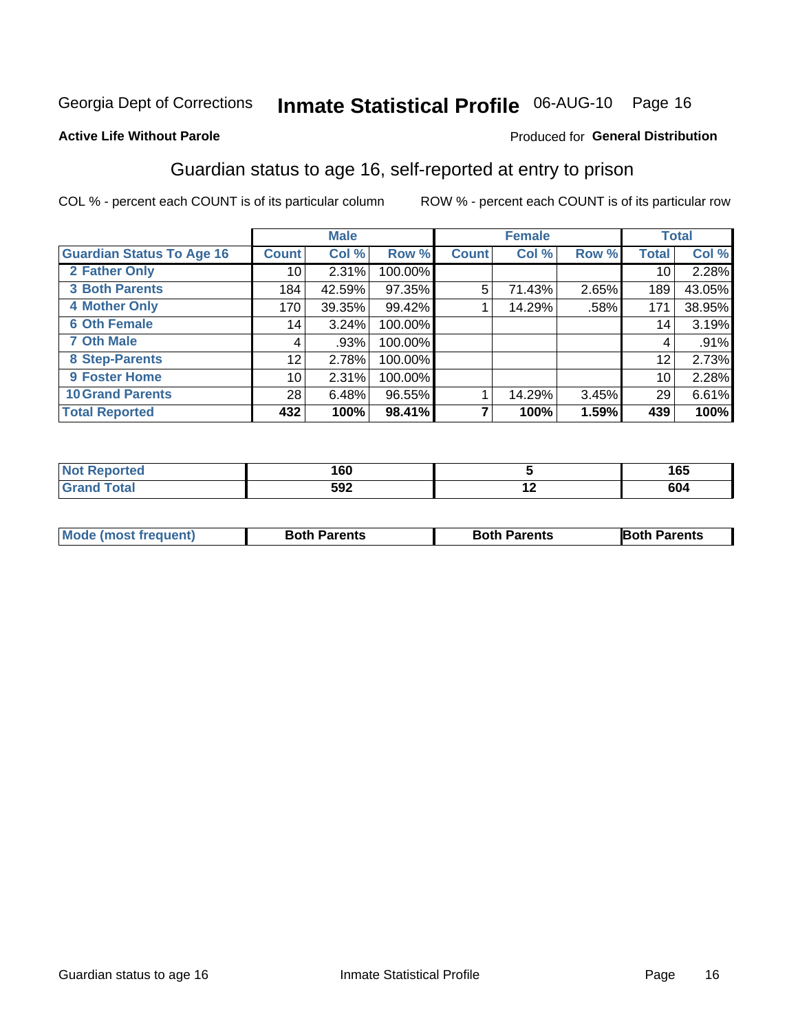Georgia Dept of Corrections **Inmate Statistical Profile** 06-AUG-10

**Active Life Without Parole**

Produced for **General Distribution**

## Guardian status to age 16, self-reported at entry to prison

COL % - percent each COUNT is of its particular column

ROW % - percent each COUNT is of its particular row

| | Male | | | Female | | | Total | |
|---|---|---|---|---|---|---|---|---|
| **Guardian Status To Age 16** | **Count** | **Col %** | **Row %** | **Count** | **Col %** | **Row %** | **Total** | **Col %** |
| 2 Father Only | 10 | 2.31% | 100.00% | | | | 10 | 2.28% |
| 3 Both Parents | 184 | 42.59% | 97.35% | 5 | 71.43% | 2.65% | 189 | 43.05% |
| 4 Mother Only | 170 | 39.35% | 99.42% | 1 | 14.29% | .58% | 171 | 38.95% |
| 6 Oth Female | 14 | 3.24% | 100.00% | | | | 14 | 3.19% |
| 7 Oth Male | 4 | .93% | 100.00% | | | | 4 | .91% |
| 8 Step-Parents | 12 | 2.78% | 100.00% | | | | 12 | 2.73% |
| 9 Foster Home | 10 | 2.31% | 100.00% | | | | 10 | 2.28% |
| 10 Grand Parents | 28 | 6.48% | 96.55% | 1 | 14.29% | 3.45% | 29 | 6.61% |
| **Total Reported** | **432** | **100%** | **98.41%** | **7** | **100%** | **1.59%** | **439** | **100%** |

| | Male | Female | Total |
|---|---|---|---|
| Not Reported | 160 | 5 | 165 |
| Grand Total | 592 | 12 | 604 |

| | Male | Female | Total |
|---|---|---|---|
| Mode (most frequent) | Both Parents | Both Parents | Both Parents |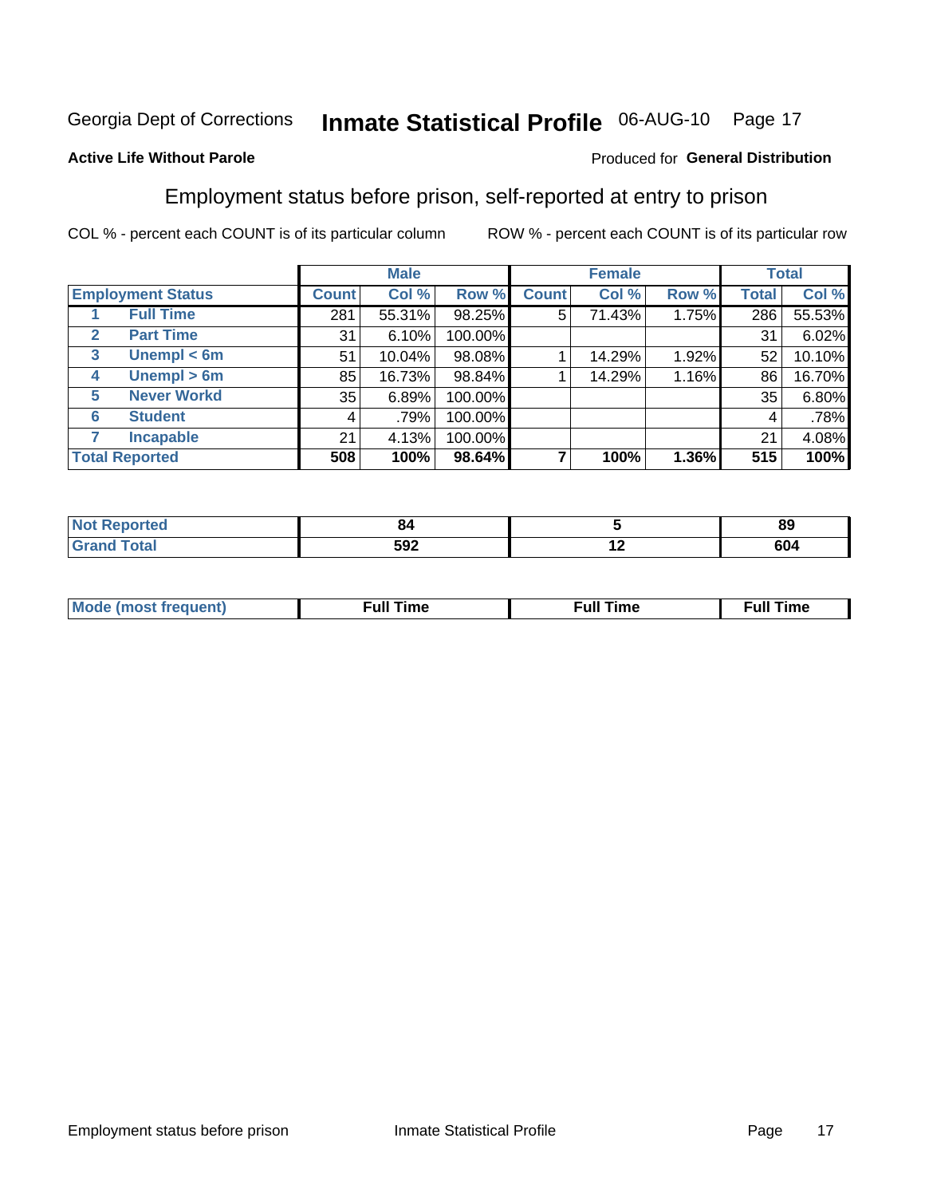Georgia Dept of Corrections **Inmate Statistical Profile** 06-AUG-10

**Active Life Without Parole**

Produced for **General Distribution**

## Employment status before prison, self-reported at entry to prison

COL % - percent each COUNT is of its particular column ROW % - percent each COUNT is of its particular row

| Employment Status | | Male | | | Female | | | Total | |
|---|---|---|---|---|---|---|---|---|---|
| | | Count | Col % | Row % | Count | Col % | Row % | Total | Col % |
| 1 | Full Time | 281 | 55.31% | 98.25% | 5 | 71.43% | 1.75% | 286 | 55.53% |
| 2 | Part Time | 31 | 6.10% | 100.00% | | | | 31 | 6.02% |
| 3 | Unempl < 6m | 51 | 10.04% | 98.08% | 1 | 14.29% | 1.92% | 52 | 10.10% |
| 4 | Unempl > 6m | 85 | 16.73% | 98.84% | 1 | 14.29% | 1.16% | 86 | 16.70% |
| 5 | Never Workd | 35 | 6.89% | 100.00% | | | | 35 | 6.80% |
| 6 | Student | 4 | .79% | 100.00% | | | | 4 | .78% |
| 7 | Incapable | 21 | 4.13% | 100.00% | | | | 21 | 4.08% |
| **Total Reported** | | **508** | **100%** | **98.64%** | **7** | **100%** | **1.36%** | **515** | **100%** |

| | Male | Female | Total |
|---|---|---|---|
| Not Reported | 84 | 5 | 89 |
| Grand Total | 592 | 12 | 604 |

| | Male | Female | Total |
|---|---|---|---|
| Mode (most frequent) | Full Time | Full Time | Full Time |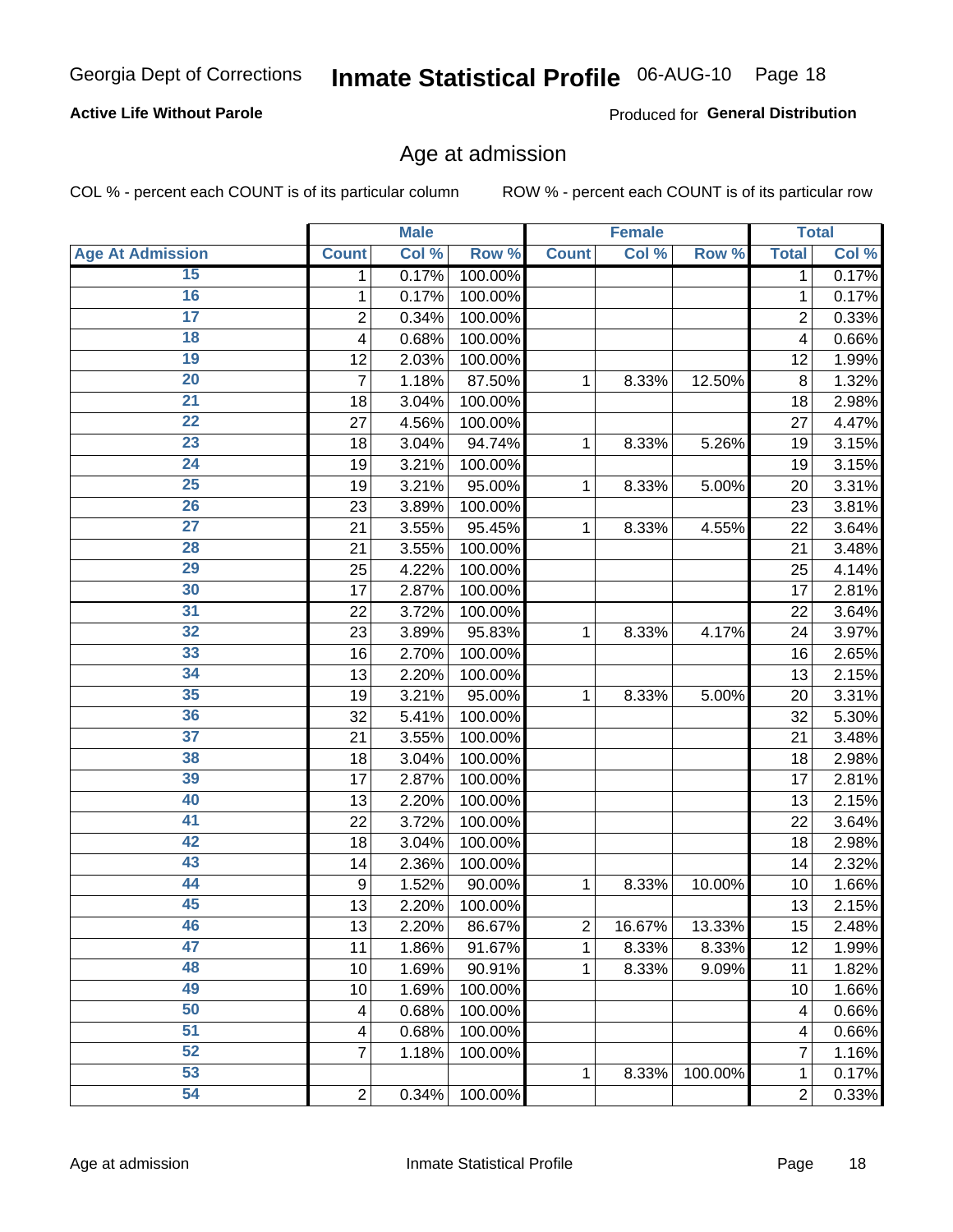Georgia Dept of Corrections **Inmate Statistical Profile** 06-AUG-10

**Active Life Without Parole**

Produced for **General Distribution**

## Age at admission

COL % - percent each COUNT is of its particular column

ROW % - percent each COUNT is of its particular row

| | Male | | | Female | | | Total | |
|---|---|---|---|---|---|---|---|---|
| Age At Admission | Count | Col % | Row % | Count | Col % | Row % | Total | Col % |
| 15 | 1 | 0.17% | 100.00% | | | | 1 | 0.17% |
| 16 | 1 | 0.17% | 100.00% | | | | 1 | 0.17% |
| 17 | 2 | 0.34% | 100.00% | | | | 2 | 0.33% |
| 18 | 4 | 0.68% | 100.00% | | | | 4 | 0.66% |
| 19 | 12 | 2.03% | 100.00% | | | | 12 | 1.99% |
| 20 | 7 | 1.18% | 87.50% | 1 | 8.33% | 12.50% | 8 | 1.32% |
| 21 | 18 | 3.04% | 100.00% | | | | 18 | 2.98% |
| 22 | 27 | 4.56% | 100.00% | | | | 27 | 4.47% |
| 23 | 18 | 3.04% | 94.74% | 1 | 8.33% | 5.26% | 19 | 3.15% |
| 24 | 19 | 3.21% | 100.00% | | | | 19 | 3.15% |
| 25 | 19 | 3.21% | 95.00% | 1 | 8.33% | 5.00% | 20 | 3.31% |
| 26 | 23 | 3.89% | 100.00% | | | | 23 | 3.81% |
| 27 | 21 | 3.55% | 95.45% | 1 | 8.33% | 4.55% | 22 | 3.64% |
| 28 | 21 | 3.55% | 100.00% | | | | 21 | 3.48% |
| 29 | 25 | 4.22% | 100.00% | | | | 25 | 4.14% |
| 30 | 17 | 2.87% | 100.00% | | | | 17 | 2.81% |
| 31 | 22 | 3.72% | 100.00% | | | | 22 | 3.64% |
| 32 | 23 | 3.89% | 95.83% | 1 | 8.33% | 4.17% | 24 | 3.97% |
| 33 | 16 | 2.70% | 100.00% | | | | 16 | 2.65% |
| 34 | 13 | 2.20% | 100.00% | | | | 13 | 2.15% |
| 35 | 19 | 3.21% | 95.00% | 1 | 8.33% | 5.00% | 20 | 3.31% |
| 36 | 32 | 5.41% | 100.00% | | | | 32 | 5.30% |
| 37 | 21 | 3.55% | 100.00% | | | | 21 | 3.48% |
| 38 | 18 | 3.04% | 100.00% | | | | 18 | 2.98% |
| 39 | 17 | 2.87% | 100.00% | | | | 17 | 2.81% |
| 40 | 13 | 2.20% | 100.00% | | | | 13 | 2.15% |
| 41 | 22 | 3.72% | 100.00% | | | | 22 | 3.64% |
| 42 | 18 | 3.04% | 100.00% | | | | 18 | 2.98% |
| 43 | 14 | 2.36% | 100.00% | | | | 14 | 2.32% |
| 44 | 9 | 1.52% | 90.00% | 1 | 8.33% | 10.00% | 10 | 1.66% |
| 45 | 13 | 2.20% | 100.00% | | | | 13 | 2.15% |
| 46 | 13 | 2.20% | 86.67% | 2 | 16.67% | 13.33% | 15 | 2.48% |
| 47 | 11 | 1.86% | 91.67% | 1 | 8.33% | 8.33% | 12 | 1.99% |
| 48 | 10 | 1.69% | 90.91% | 1 | 8.33% | 9.09% | 11 | 1.82% |
| 49 | 10 | 1.69% | 100.00% | | | | 10 | 1.66% |
| 50 | 4 | 0.68% | 100.00% | | | | 4 | 0.66% |
| 51 | 4 | 0.68% | 100.00% | | | | 4 | 0.66% |
| 52 | 7 | 1.18% | 100.00% | | | | 7 | 1.16% |
| 53 | | | | 1 | 8.33% | 100.00% | 1 | 0.17% |
| 54 | 2 | 0.34% | 100.00% | | | | 2 | 0.33% |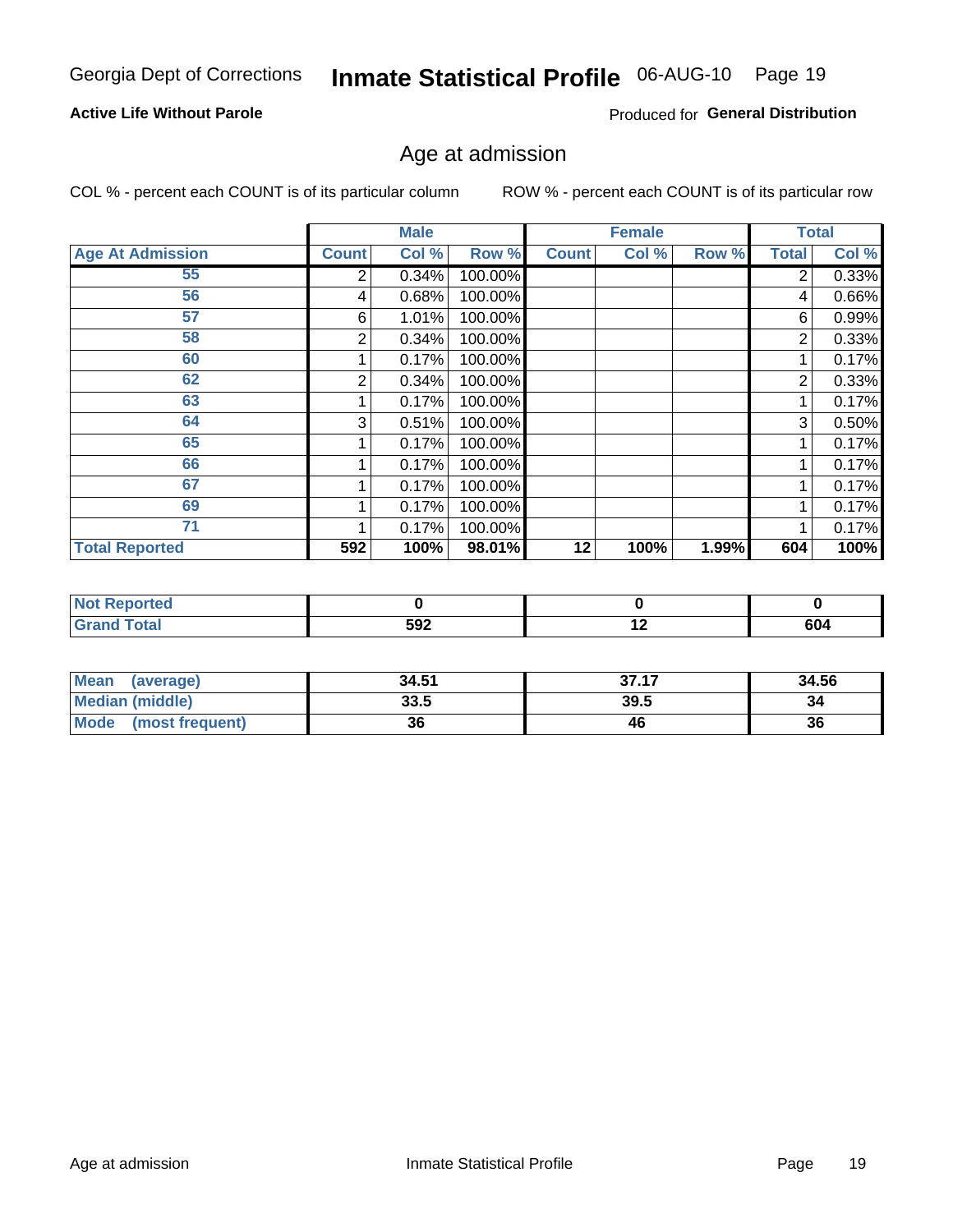Georgia Dept of Corrections **Inmate Statistical Profile** 06-AUG-10 Page 19

**Active Life Without Parole**

Produced for **General Distribution**

## Age at admission

COL % - percent each COUNT is of its particular column

ROW % - percent each COUNT is of its particular row

| | Male | | | Female | | | Total | |
|---|---|---|---|---|---|---|---|---|
| **Age At Admission** | **Count** | **Col %** | **Row %** | **Count** | **Col %** | **Row %** | **Total** | **Col %** |
| 55 | 2 | 0.34% | 100.00% | | | | 2 | 0.33% |
| 56 | 4 | 0.68% | 100.00% | | | | 4 | 0.66% |
| 57 | 6 | 1.01% | 100.00% | | | | 6 | 0.99% |
| 58 | 2 | 0.34% | 100.00% | | | | 2 | 0.33% |
| 60 | 1 | 0.17% | 100.00% | | | | 1 | 0.17% |
| 62 | 2 | 0.34% | 100.00% | | | | 2 | 0.33% |
| 63 | 1 | 0.17% | 100.00% | | | | 1 | 0.17% |
| 64 | 3 | 0.51% | 100.00% | | | | 3 | 0.50% |
| 65 | 1 | 0.17% | 100.00% | | | | 1 | 0.17% |
| 66 | 1 | 0.17% | 100.00% | | | | 1 | 0.17% |
| 67 | 1 | 0.17% | 100.00% | | | | 1 | 0.17% |
| 69 | 1 | 0.17% | 100.00% | | | | 1 | 0.17% |
| 71 | 1 | 0.17% | 100.00% | | | | 1 | 0.17% |
| **Total Reported** | **592** | **100%** | **98.01%** | **12** | **100%** | **1.99%** | **604** | **100%** |

| | Male | Female | Total |
|---|---|---|---|
| **Not Reported** | **0** | **0** | **0** |
| **Grand Total** | **592** | **12** | **604** |

| | Male | Female | Total |
|---|---|---|---|
| **Mean (average)** | **34.51** | **37.17** | **34.56** |
| **Median (middle)** | **33.5** | **39.5** | **34** |
| **Mode (most frequent)** | **36** | **46** | **36** |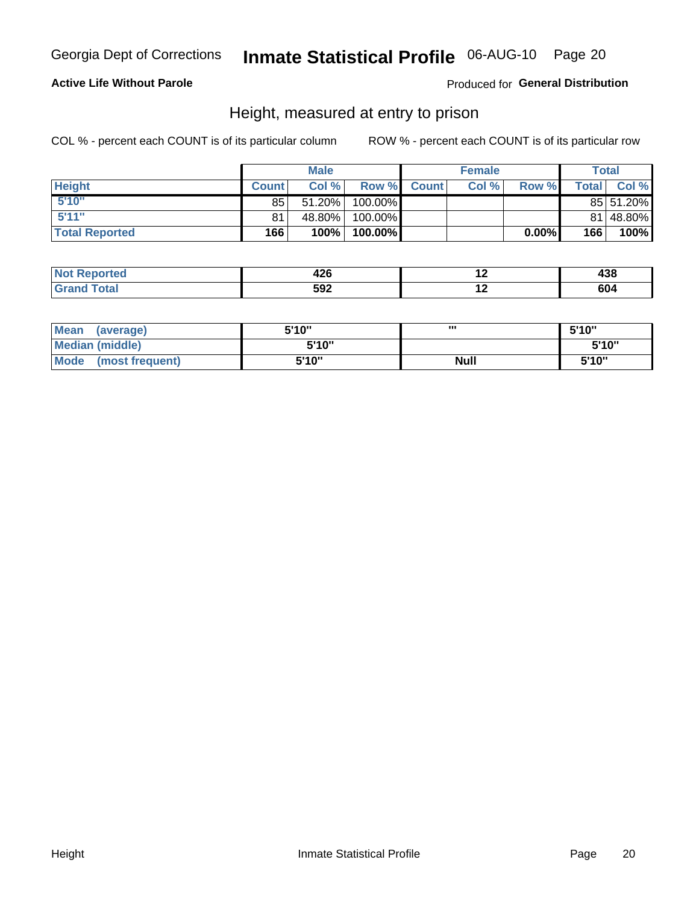Georgia Dept of Corrections **Inmate Statistical Profile** 06-AUG-10 Page 20

**Active Life Without Parole**

Produced for **General Distribution**

## Height, measured at entry to prison

COL % - percent each COUNT is of its particular column

ROW % - percent each COUNT is of its particular row

| | Male | | | Female | | | Total | |
|---|---|---|---|---|---|---|---|---|
| **Height** | **Count** | **Col %** | **Row %** | **Count** | **Col %** | **Row %** | **Total** | **Col %** |
| 5'10" | 85 | 51.20% | 100.00% | | | | 85 | 51.20% |
| 5'11" | 81 | 48.80% | 100.00% | | | | 81 | 48.80% |
| **Total Reported** | **166** | **100%** | **100.00%** | | | **0.00%** | **166** | **100%** |

| | Male | Female | Total |
|---|---|---|---|
| **Not Reported** | **426** | **12** | **438** |
| **Grand Total** | **592** | **12** | **604** |

| | Male | Female | Total |
|---|---|---|---|
| **Mean (average)** | **5'10"** | **'''** | **5'10"** |
| **Median (middle)** | **5'10"** | | **5'10"** |
| **Mode (most frequent)** | **5'10"** | **Null** | **5'10"** |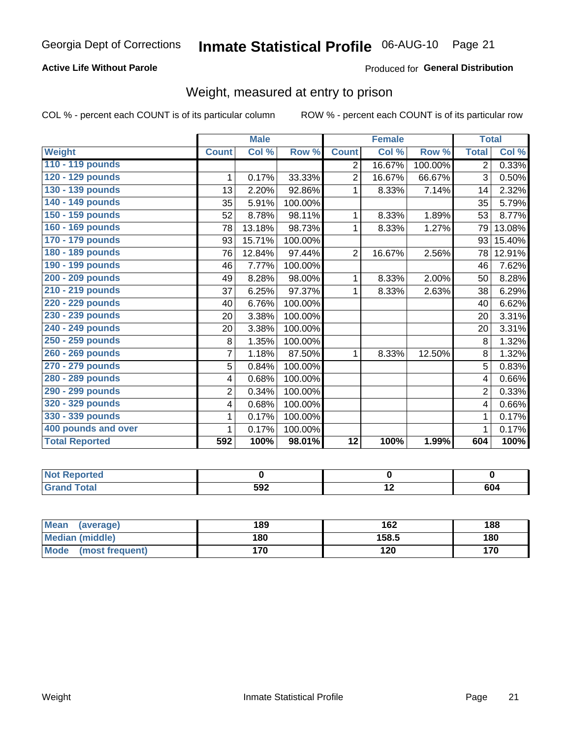Georgia Dept of Corrections **Inmate Statistical Profile** 06-AUG-10

**Active Life Without Parole**

Produced for **General Distribution**

## Weight, measured at entry to prison

COL % - percent each COUNT is of its particular column

ROW % - percent each COUNT is of its particular row

| | Male | | | Female | | | Total | |
|---|---|---|---|---|---|---|---|---|
| **Weight** | **Count** | **Col %** | **Row %** | **Count** | **Col %** | **Row %** | **Total** | **Col %** |
| **110 - 119 pounds** | | | | 2 | 16.67% | 100.00% | 2 | 0.33% |
| **120 - 129 pounds** | 1 | 0.17% | 33.33% | 2 | 16.67% | 66.67% | 3 | 0.50% |
| **130 - 139 pounds** | 13 | 2.20% | 92.86% | 1 | 8.33% | 7.14% | 14 | 2.32% |
| **140 - 149 pounds** | 35 | 5.91% | 100.00% | | | | 35 | 5.79% |
| **150 - 159 pounds** | 52 | 8.78% | 98.11% | 1 | 8.33% | 1.89% | 53 | 8.77% |
| **160 - 169 pounds** | 78 | 13.18% | 98.73% | 1 | 8.33% | 1.27% | 79 | 13.08% |
| **170 - 179 pounds** | 93 | 15.71% | 100.00% | | | | 93 | 15.40% |
| **180 - 189 pounds** | 76 | 12.84% | 97.44% | 2 | 16.67% | 2.56% | 78 | 12.91% |
| **190 - 199 pounds** | 46 | 7.77% | 100.00% | | | | 46 | 7.62% |
| **200 - 209 pounds** | 49 | 8.28% | 98.00% | 1 | 8.33% | 2.00% | 50 | 8.28% |
| **210 - 219 pounds** | 37 | 6.25% | 97.37% | 1 | 8.33% | 2.63% | 38 | 6.29% |
| **220 - 229 pounds** | 40 | 6.76% | 100.00% | | | | 40 | 6.62% |
| **230 - 239 pounds** | 20 | 3.38% | 100.00% | | | | 20 | 3.31% |
| **240 - 249 pounds** | 20 | 3.38% | 100.00% | | | | 20 | 3.31% |
| **250 - 259 pounds** | 8 | 1.35% | 100.00% | | | | 8 | 1.32% |
| **260 - 269 pounds** | 7 | 1.18% | 87.50% | 1 | 8.33% | 12.50% | 8 | 1.32% |
| **270 - 279 pounds** | 5 | 0.84% | 100.00% | | | | 5 | 0.83% |
| **280 - 289 pounds** | 4 | 0.68% | 100.00% | | | | 4 | 0.66% |
| **290 - 299 pounds** | 2 | 0.34% | 100.00% | | | | 2 | 0.33% |
| **320 - 329 pounds** | 4 | 0.68% | 100.00% | | | | 4 | 0.66% |
| **330 - 339 pounds** | 1 | 0.17% | 100.00% | | | | 1 | 0.17% |
| **400 pounds and over** | 1 | 0.17% | 100.00% | | | | 1 | 0.17% |
| **Total Reported** | **592** | **100%** | **98.01%** | **12** | **100%** | **1.99%** | **604** | **100%** |

| | Male | Female | Total |
|---|---|---|---|
| **Not Reported** | **0** | **0** | **0** |
| **Grand Total** | **592** | **12** | **604** |

| | Male | Female | Total |
|---|---|---|---|
| **Mean (average)** | **189** | **162** | **188** |
| **Median (middle)** | **180** | **158.5** | **180** |
| **Mode (most frequent)** | **170** | **120** | **170** |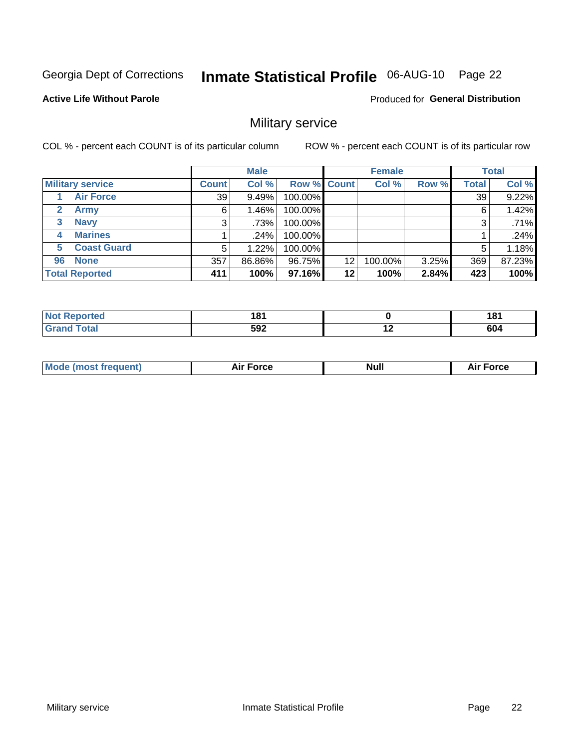Georgia Dept of Corrections **Inmate Statistical Profile** 06-AUG-10 Page 22

**Active Life Without Parole**

Produced for **General Distribution**

## Military service

COL % - percent each COUNT is of its particular column ROW % - percent each COUNT is of its particular row

| | Male | | | Female | | | Total | |
|---|---|---|---|---|---|---|---|---|
| **Military service** | **Count** | **Col %** | **Row %** | **Count** | **Col %** | **Row %** | **Total** | **Col %** |
| **1 Air Force** | 39 | 9.49% | 100.00% | | | | 39 | 9.22% |
| **2 Army** | 6 | 1.46% | 100.00% | | | | 6 | 1.42% |
| **3 Navy** | 3 | .73% | 100.00% | | | | 3 | .71% |
| **4 Marines** | 1 | .24% | 100.00% | | | | 1 | .24% |
| **5 Coast Guard** | 5 | 1.22% | 100.00% | | | | 5 | 1.18% |
| **96 None** | 357 | 86.86% | 96.75% | 12 | 100.00% | 3.25% | 369 | 87.23% |
| **Total Reported** | **411** | **100%** | **97.16%** | **12** | **100%** | **2.84%** | **423** | **100%** |

| | Male | Female | Total |
|---|---|---|---|
| **Not Reported** | **181** | **0** | **181** |
| **Grand Total** | **592** | **12** | **604** |

| | Male | Female | Total |
|---|---|---|---|
| **Mode (most frequent)** | **Air Force** | **Null** | **Air Force** |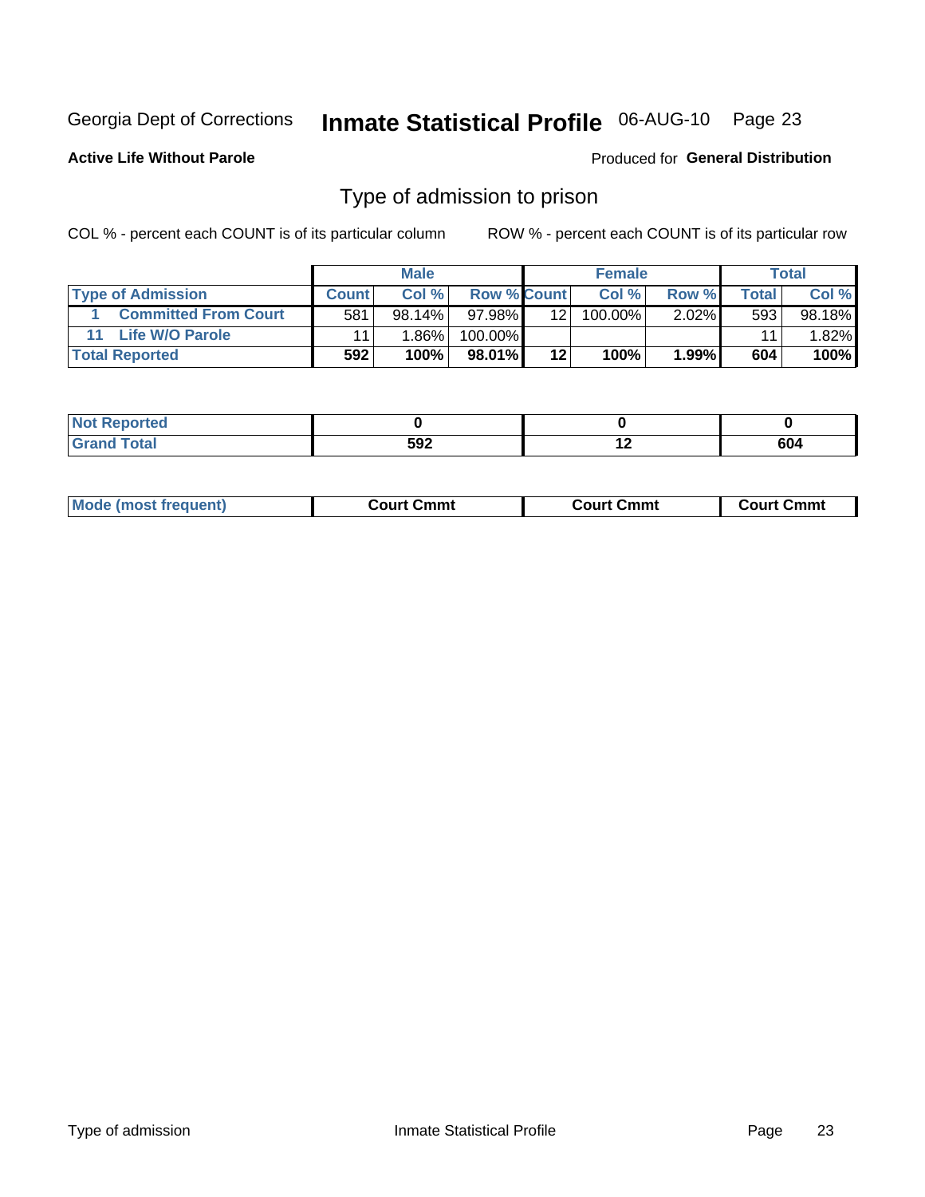Georgia Dept of Corrections **Inmate Statistical Profile** 06-AUG-10 Page 23

**Active Life Without Parole**

Produced for **General Distribution**

## Type of admission to prison

COL % - percent each COUNT is of its particular column

ROW % - percent each COUNT is of its particular row

| | Male | | | Female | | | Total | |
|---|---|---|---|---|---|---|---|---|
| **Type of Admission** | **Count** | **Col %** | **Row %** | **Count** | **Col %** | **Row %** | **Total** | **Col %** |
| 1 Committed From Court | 581 | 98.14% | 97.98% | 12 | 100.00% | 2.02% | 593 | 98.18% |
| 11 Life W/O Parole | 11 | 1.86% | 100.00% | | | | 11 | 1.82% |
| **Total Reported** | **592** | **100%** | **98.01%** | **12** | **100%** | **1.99%** | **604** | **100%** |

| | Male | Female | Total |
|---|---|---|---|
| **Not Reported** | **0** | **0** | **0** |
| **Grand Total** | **592** | **12** | **604** |

| | Male | Female | Total |
|---|---|---|---|
| **Mode (most frequent)** | **Court Cmmt** | **Court Cmmt** | **Court Cmmt** |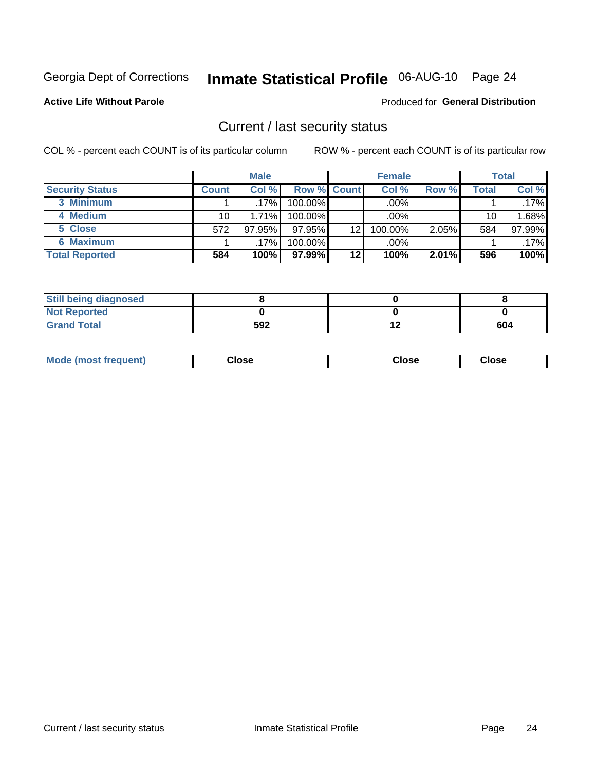Georgia Dept of Corrections **Inmate Statistical Profile** 06-AUG-10

**Active Life Without Parole**

Produced for **General Distribution**

## Current / last security status

COL % - percent each COUNT is of its particular column

ROW % - percent each COUNT is of its particular row

| | Male | | | Female | | | Total | |
|---|---|---|---|---|---|---|---|---|
| **Security Status** | **Count** | **Col %** | **Row %** | **Count** | **Col %** | **Row %** | **Total** | **Col %** |
| 3 Minimum | 1 | .17% | 100.00% | | .00% | | 1 | .17% |
| 4 Medium | 10 | 1.71% | 100.00% | | .00% | | 10 | 1.68% |
| 5 Close | 572 | 97.95% | 97.95% | 12 | 100.00% | 2.05% | 584 | 97.99% |
| 6 Maximum | 1 | .17% | 100.00% | | .00% | | 1 | .17% |
| **Total Reported** | **584** | **100%** | **97.99%** | **12** | **100%** | **2.01%** | **596** | **100%** |

| | Male | Female | Total |
|---|---|---|---|
| **Still being diagnosed** | **8** | **0** | **8** |
| **Not Reported** | **0** | **0** | **0** |
| **Grand Total** | **592** | **12** | **604** |

| | Male | Female | Total |
|---|---|---|---|
| **Mode (most frequent)** | **Close** | **Close** | **Close** |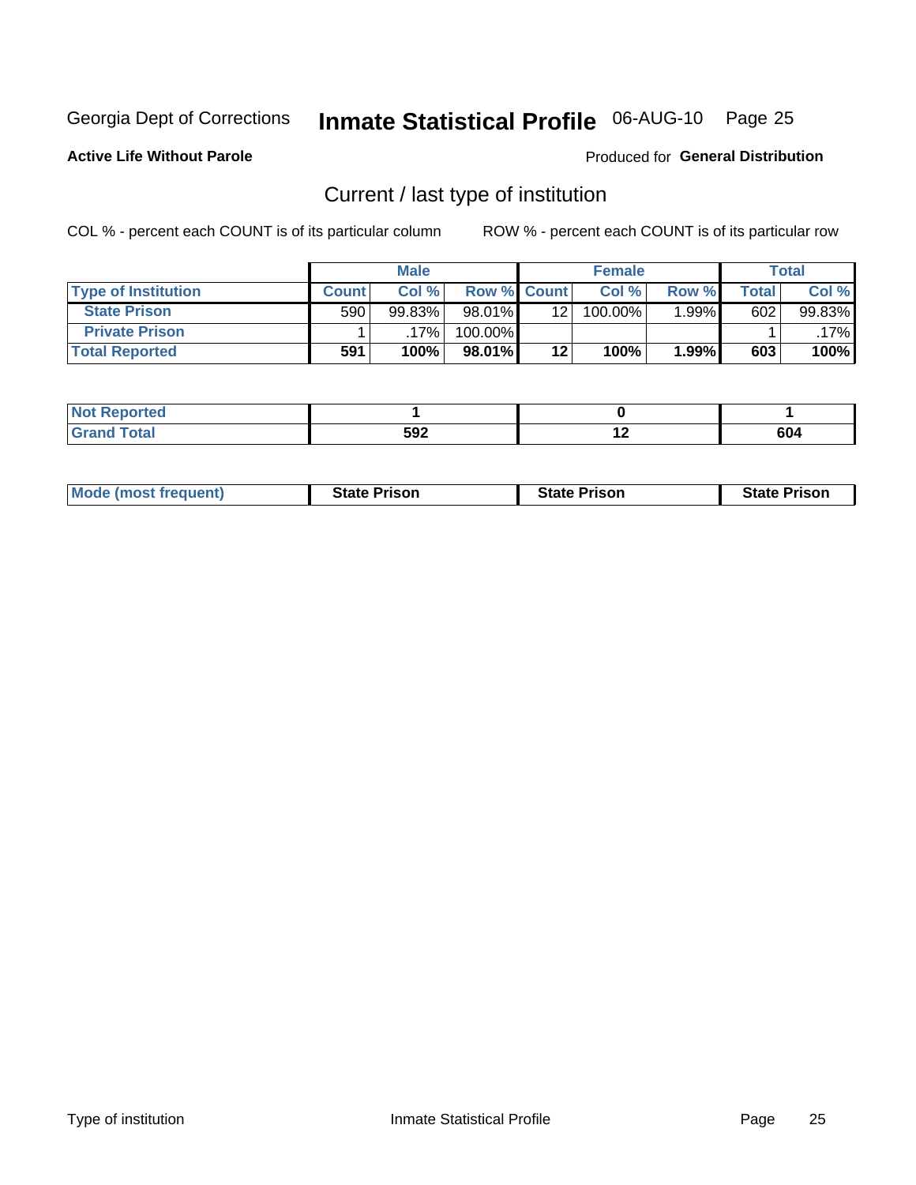Georgia Dept of Corrections **Inmate Statistical Profile** 06-AUG-10

**Active Life Without Parole**

Produced for **General Distribution**

## Current / last type of institution

COL % - percent each COUNT is of its particular column

ROW % - percent each COUNT is of its particular row

| | Male | | | Female | | | Total | |
|---|---|---|---|---|---|---|---|---|
| **Type of Institution** | **Count** | **Col %** | **Row %** | **Count** | **Col %** | **Row %** | **Total** | **Col %** |
| **State Prison** | 590 | 99.83% | 98.01% | 12 | 100.00% | 1.99% | 602 | 99.83% |
| **Private Prison** | 1 | .17% | 100.00% | | | | 1 | .17% |
| **Total Reported** | **591** | **100%** | **98.01%** | **12** | **100%** | **1.99%** | **603** | **100%** |

| | Male | Female | Total |
|---|---|---|---|
| **Not Reported** | **1** | **0** | **1** |
| **Grand Total** | **592** | **12** | **604** |

| | Male | Female | Total |
|---|---|---|---|
| **Mode (most frequent)** | **State Prison** | **State Prison** | **State Prison** |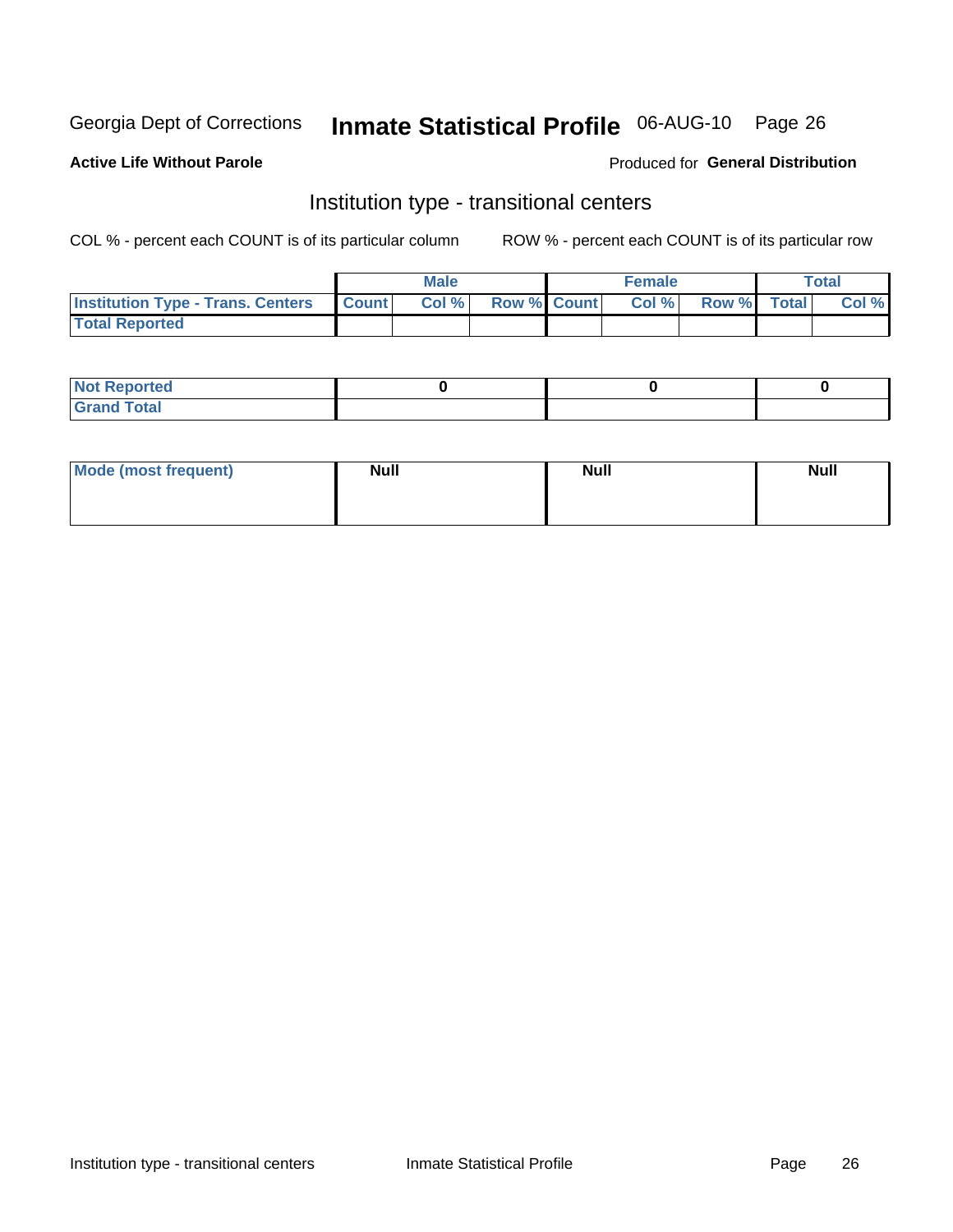Georgia Dept of Corrections **Inmate Statistical Profile** 06-AUG-10 Page 26

**Active Life Without Parole**

Produced for **General Distribution**

## Institution type - transitional centers

COL % - percent each COUNT is of its particular column

ROW % - percent each COUNT is of its particular row

| | Male | | | Female | | | Total | |
|---|---|---|---|---|---|---|---|---|
| **Institution Type - Trans. Centers** | **Count** | **Col %** | **Row %** | **Count** | **Col %** | **Row %** | **Total** | **Col %** |
| **Total Reported** | | | | | | | | |

| | Male | Female | Total |
|---|---|---|---|
| **Not Reported** | 0 | 0 | 0 |
| **Grand Total** | | | |

| | Male | Female | Total |
|---|---|---|---|
| **Mode (most frequent)** | Null | Null | Null |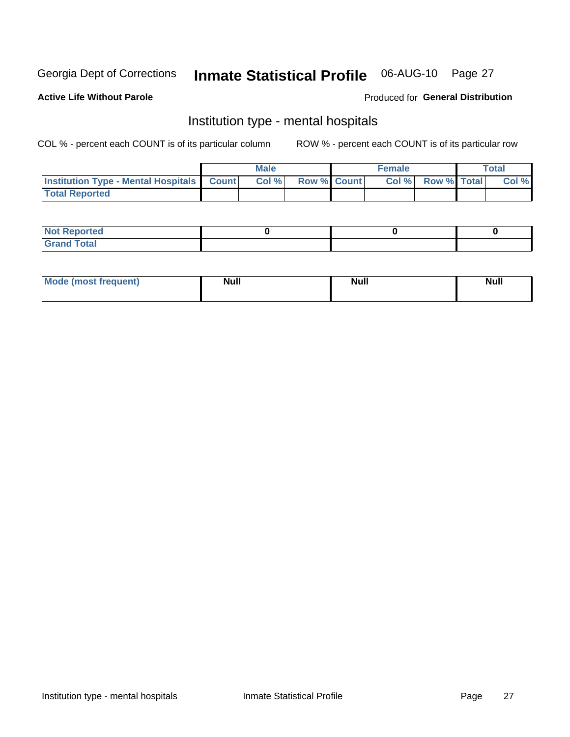Georgia Dept of Corrections **Inmate Statistical Profile** 06-AUG-10 Page 27

**Active Life Without Parole**

Produced for **General Distribution**

## Institution type - mental hospitals

COL % - percent each COUNT is of its particular column

ROW % - percent each COUNT is of its particular row

| | Male | | | Female | | | Total | |
|---|---|---|---|---|---|---|---|---|
| **Institution Type - Mental Hospitals** | **Count** | **Col %** | **Row %** | **Count** | **Col %** | **Row %** | **Total** | **Col %** |
| **Total Reported** | | | | | | | | |

| | Male | Female | Total |
|---|---|---|---|
| **Not Reported** | 0 | 0 | 0 |
| **Grand Total** | | | |

| | Male | Female | Total |
|---|---|---|---|
| **Mode (most frequent)** | Null | Null | Null |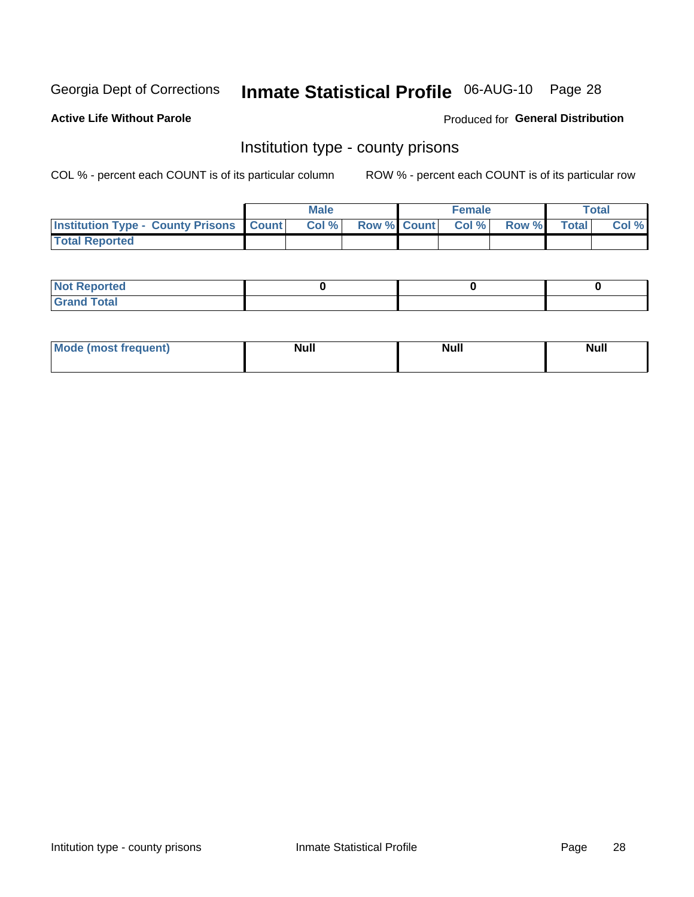Georgia Dept of Corrections **Inmate Statistical Profile** 06-AUG-10

**Active Life Without Parole**

Produced for **General Distribution**

## Institution type - county prisons

COL % - percent each COUNT is of its particular column

ROW % - percent each COUNT is of its particular row

| | Male | | | Female | | | Total | |
|---|---|---|---|---|---|---|---|---|
| **Institution Type - County Prisons** | **Count** | **Col %** | **Row %** | **Count** | **Col %** | **Row %** | **Total** | **Col %** |
| **Total Reported** | | | | | | | | |

| | Male | Female | Total |
|---|---|---|---|
| **Not Reported** | **0** | **0** | **0** |
| **Grand Total** | | | |

| | Male | Female | Total |
|---|---|---|---|
| **Mode (most frequent)** | **Null** | **Null** | **Null** |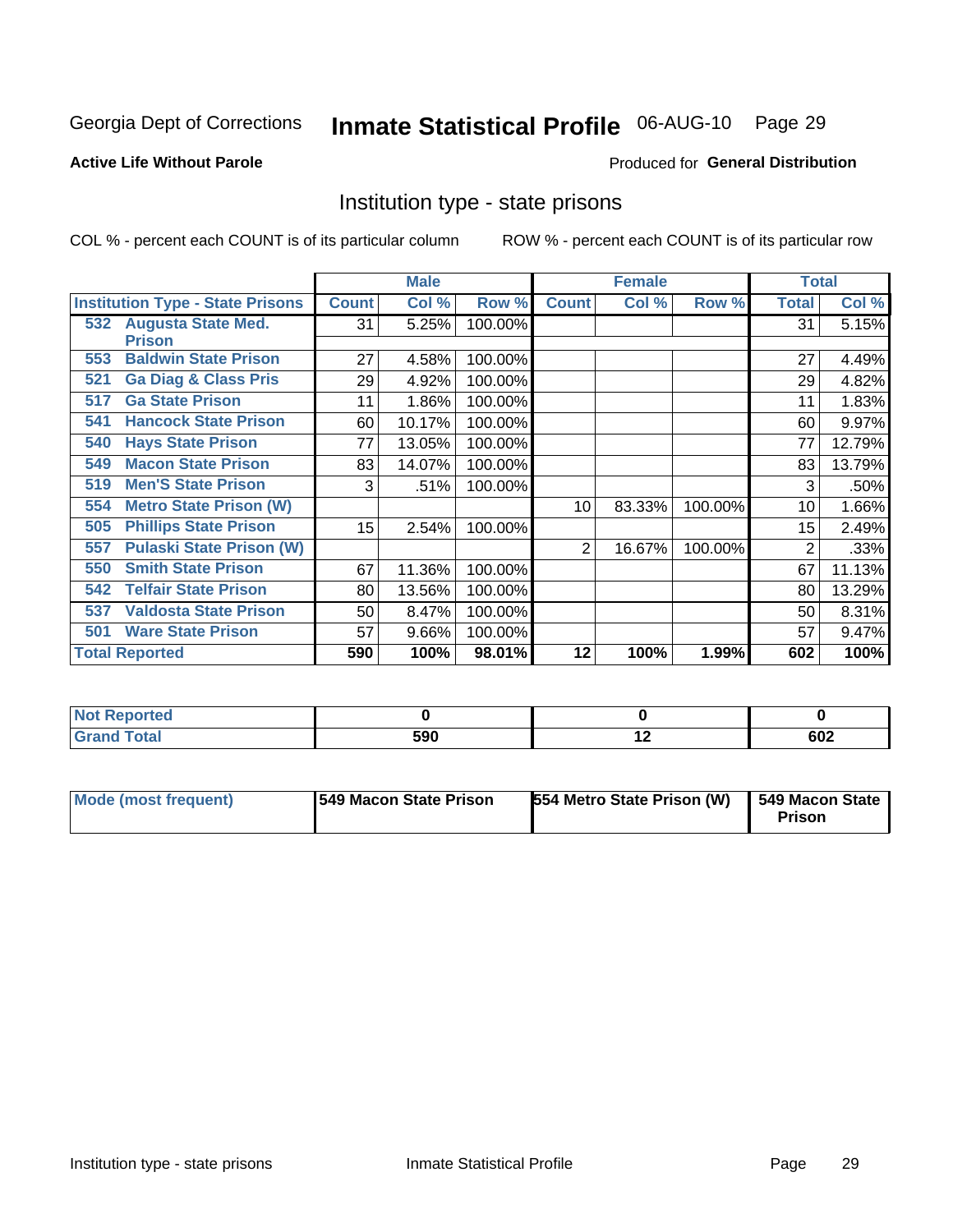Georgia Dept of Corrections **Inmate Statistical Profile** 06-AUG-10 Page 29

**Active Life Without Parole**

Produced for **General Distribution**

## Institution type - state prisons

COL % - percent each COUNT is of its particular column ROW % - percent each COUNT is of its particular row

| | Male | | | Female | | | Total | |
|---|---|---|---|---|---|---|---|---|
| **Institution Type - State Prisons** | **Count** | **Col %** | **Row %** | **Count** | **Col %** | **Row %** | **Total** | **Col %** |
| **532 Augusta State Med. Prison** | 31 | 5.25% | 100.00% | | | | 31 | 5.15% |
| **553 Baldwin State Prison** | 27 | 4.58% | 100.00% | | | | 27 | 4.49% |
| **521 Ga Diag & Class Pris** | 29 | 4.92% | 100.00% | | | | 29 | 4.82% |
| **517 Ga State Prison** | 11 | 1.86% | 100.00% | | | | 11 | 1.83% |
| **541 Hancock State Prison** | 60 | 10.17% | 100.00% | | | | 60 | 9.97% |
| **540 Hays State Prison** | 77 | 13.05% | 100.00% | | | | 77 | 12.79% |
| **549 Macon State Prison** | 83 | 14.07% | 100.00% | | | | 83 | 13.79% |
| **519 Men'S State Prison** | 3 | .51% | 100.00% | | | | 3 | .50% |
| **554 Metro State Prison (W)** | | | | 10 | 83.33% | 100.00% | 10 | 1.66% |
| **505 Phillips State Prison** | 15 | 2.54% | 100.00% | | | | 15 | 2.49% |
| **557 Pulaski State Prison (W)** | | | | 2 | 16.67% | 100.00% | 2 | .33% |
| **550 Smith State Prison** | 67 | 11.36% | 100.00% | | | | 67 | 11.13% |
| **542 Telfair State Prison** | 80 | 13.56% | 100.00% | | | | 80 | 13.29% |
| **537 Valdosta State Prison** | 50 | 8.47% | 100.00% | | | | 50 | 8.31% |
| **501 Ware State Prison** | 57 | 9.66% | 100.00% | | | | 57 | 9.47% |
| **Total Reported** | **590** | **100%** | **98.01%** | **12** | **100%** | **1.99%** | **602** | **100%** |

| | Male | Female | Total |
|---|---|---|---|
| **Not Reported** | **0** | **0** | **0** |
| **Grand Total** | **590** | **12** | **602** |

| | Male | Female | Total |
|---|---|---|---|
| **Mode (most frequent)** | **549 Macon State Prison** | **554 Metro State Prison (W)** | **549 Macon State Prison** |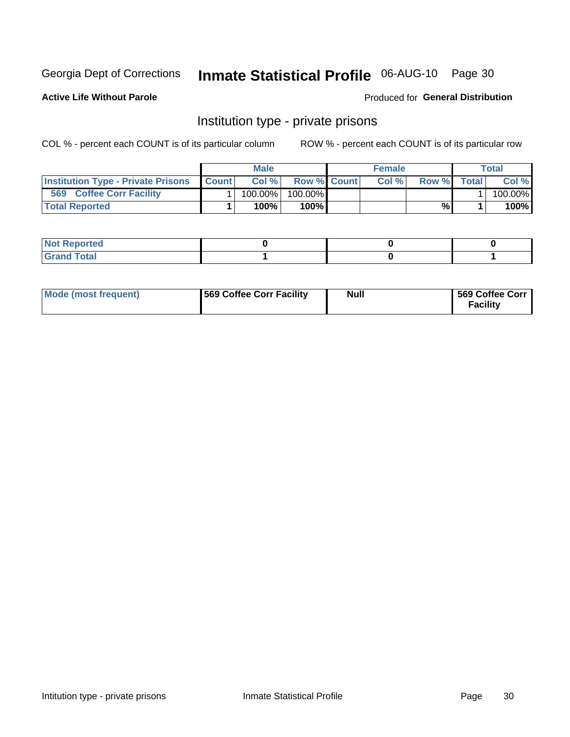Georgia Dept of Corrections **Inmate Statistical Profile** 06-AUG-10

**Active Life Without Parole**

Produced for **General Distribution**

## Institution type - private prisons

COL % - percent each COUNT is of its particular column    ROW % - percent each COUNT is of its particular row

| | Male | | | Female | | | Total | |
|---|---|---|---|---|---|---|---|---|
| **Institution Type - Private Prisons** | **Count** | **Col %** | **Row %** | **Count** | **Col %** | **Row %** | **Total** | **Col %** |
| **569 Coffee Corr Facility** | 1 | 100.00% | 100.00% | | | | 1 | 100.00% |
| **Total Reported** | **1** | **100%** | **100%** | | | **%** | **1** | **100%** |

| | Male | Female | Total |
|---|---|---|---|
| **Not Reported** | **0** | **0** | **0** |
| **Grand Total** | **1** | **0** | **1** |

| | Male | Female | Total |
|---|---|---|---|
| **Mode (most frequent)** | **569 Coffee Corr Facility** | **Null** | **569 Coffee Corr Facility** |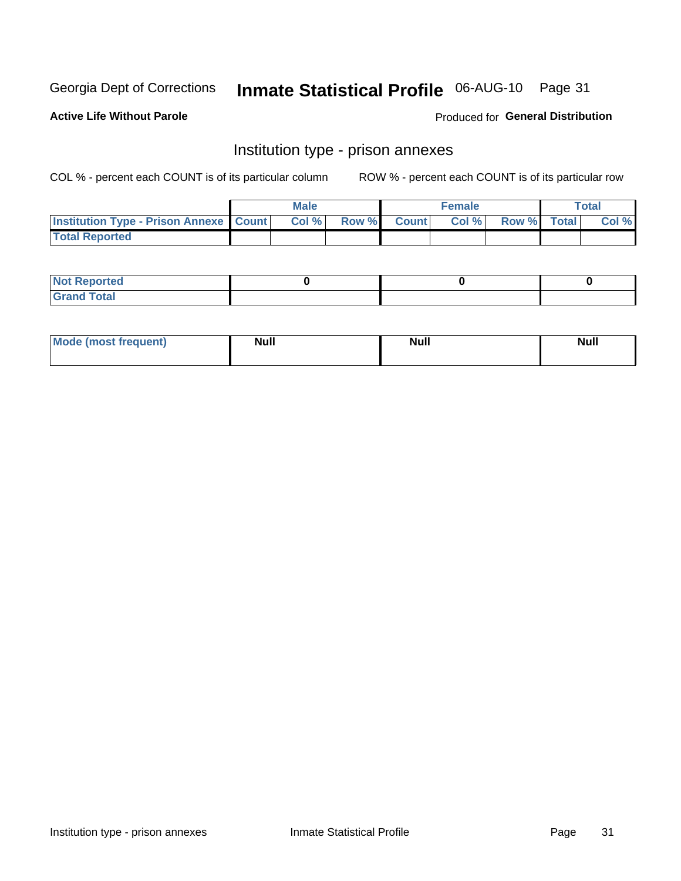Georgia Dept of Corrections **Inmate Statistical Profile** 06-AUG-10

**Active Life Without Parole**

Produced for **General Distribution**

## Institution type - prison annexes

COL % - percent each COUNT is of its particular column ROW % - percent each COUNT is of its particular row

| | Male | | | Female | | | Total | |
|---|---|---|---|---|---|---|---|---|
| **Institution Type - Prison Annexe** | **Count** | **Col %** | **Row %** | **Count** | **Col %** | **Row %** | **Total** | **Col %** |
| **Total Reported** | | | | | | | | |

| | Male | Female | Total |
|---|---|---|---|
| **Not Reported** | 0 | 0 | 0 |
| **Grand Total** | | | |

| | Male | Female | Total |
|---|---|---|---|
| **Mode (most frequent)** | Null | Null | Null |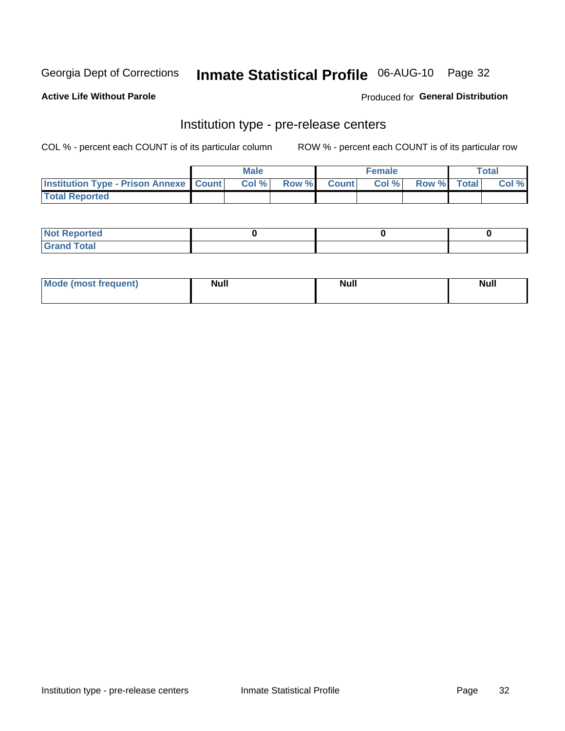Georgia Dept of Corrections **Inmate Statistical Profile** 06-AUG-10

**Active Life Without Parole**

Produced for **General Distribution**

## Institution type - pre-release centers

COL % - percent each COUNT is of its particular column    ROW % - percent each COUNT is of its particular row

| | Male | | | Female | | | Total | |
|---|---|---|---|---|---|---|---|---|
| **Institution Type - Prison Annexe** | **Count** | **Col %** | **Row %** | **Count** | **Col %** | **Row %** | **Total** | **Col %** |
| **Total Reported** | | | | | | | | |

| | Male | Female | Total |
|---|---|---|---|
| **Not Reported** | 0 | 0 | 0 |
| **Grand Total** | | | |

| | Male | Female | Total |
|---|---|---|---|
| **Mode (most frequent)** | Null | Null | Null |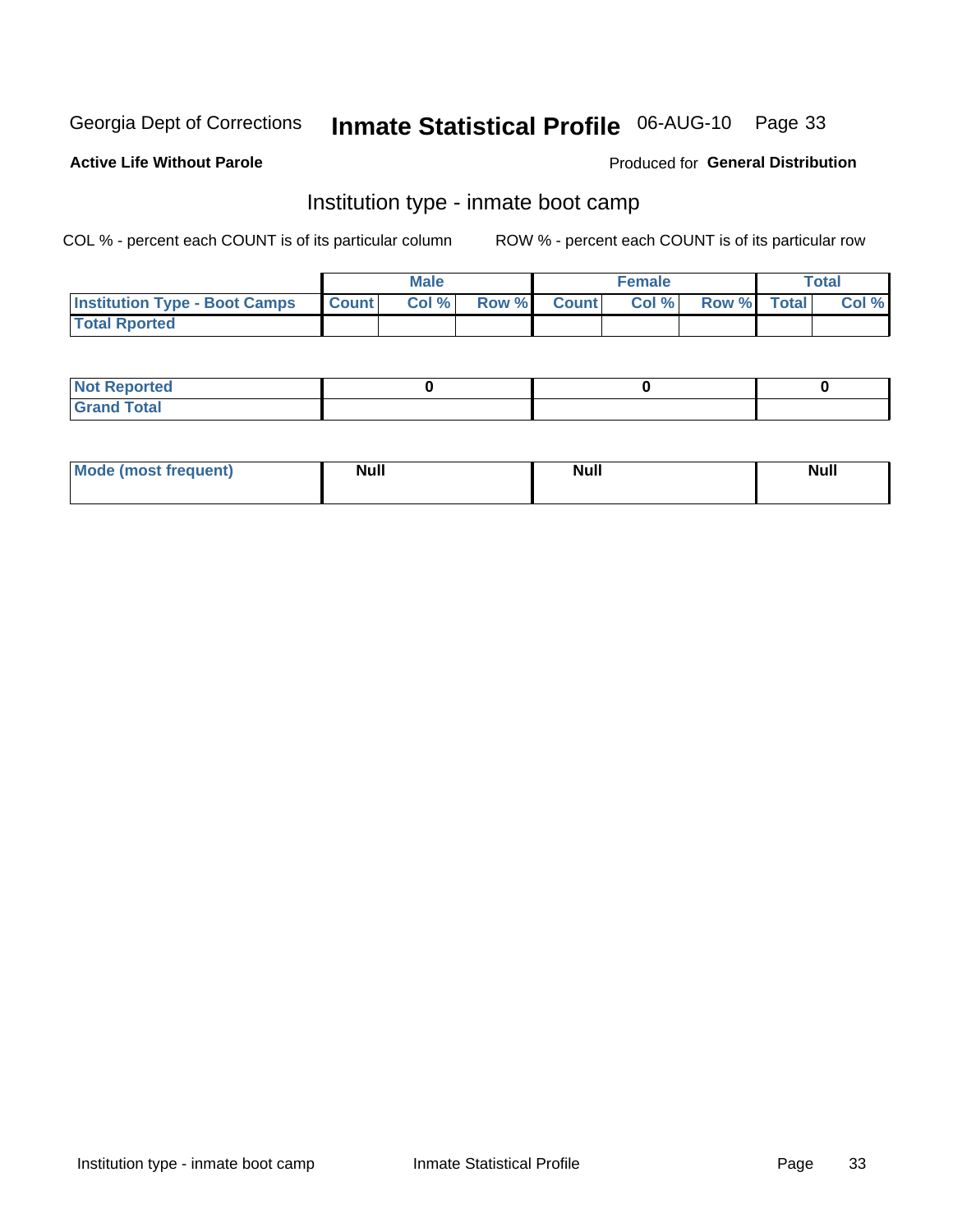Georgia Dept of Corrections **Inmate Statistical Profile** 06-AUG-10

**Active Life Without Parole**

Produced for **General Distribution**

## Institution type - inmate boot camp

COL % - percent each COUNT is of its particular column ROW % - percent each COUNT is of its particular row

| | Male | | | Female | | | Total | |
|---|---|---|---|---|---|---|---|---|
| **Institution Type - Boot Camps** | **Count** | **Col %** | **Row %** | **Count** | **Col %** | **Row %** | **Total** | **Col %** |
| **Total Rported** | | | | | | | | |

| | Male | Female | Total |
|---|---|---|---|
| **Not Reported** | 0 | 0 | 0 |
| **Grand Total** | | | |

| | Male | Female | Total |
|---|---|---|---|
| **Mode (most frequent)** | Null | Null | Null |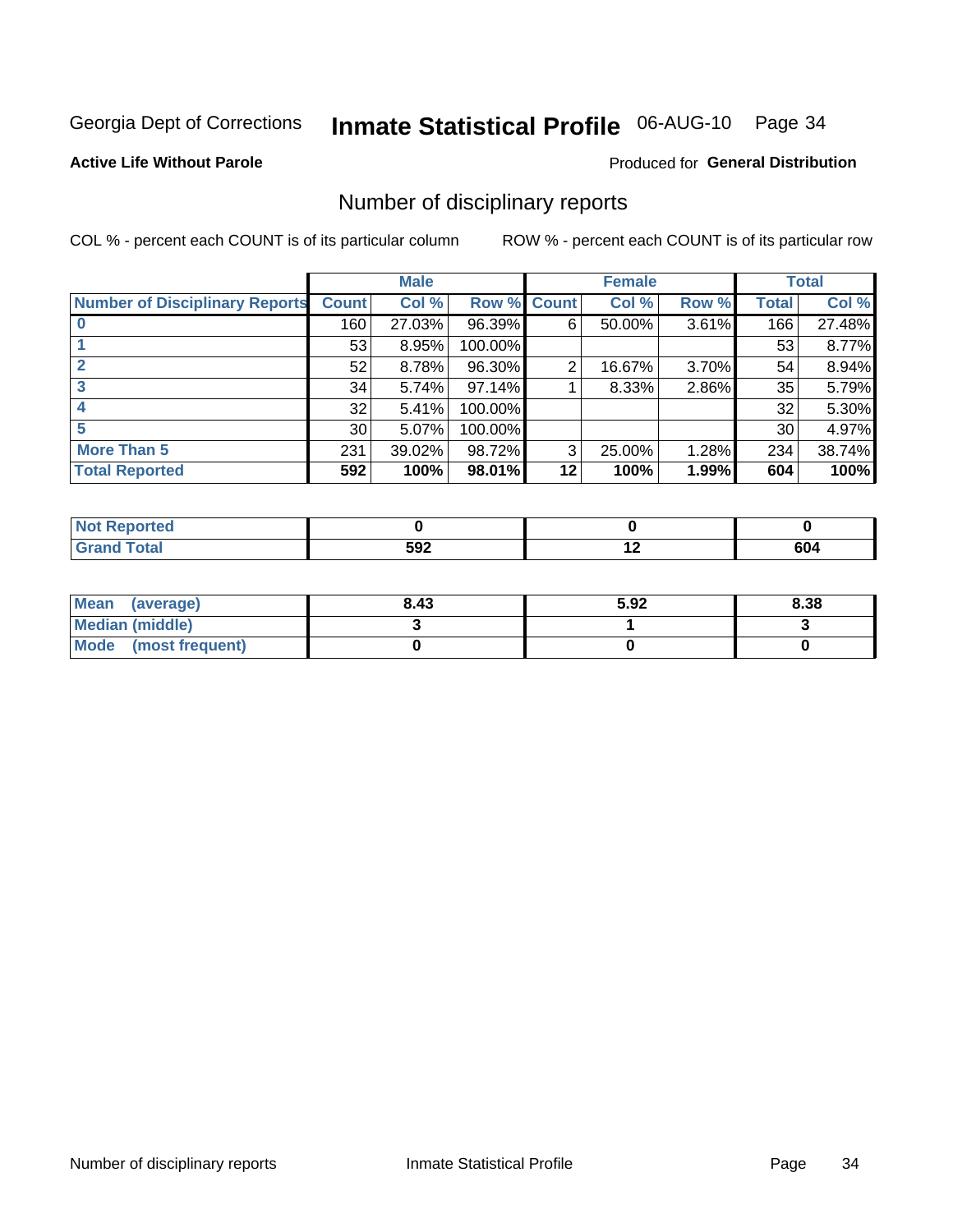Georgia Dept of Corrections **Inmate Statistical Profile** 06-AUG-10 Page 34

**Active Life Without Parole**

Produced for **General Distribution**

## Number of disciplinary reports

COL % - percent each COUNT is of its particular column

ROW % - percent each COUNT is of its particular row

| | Male | | | Female | | | Total | |
|---|---|---|---|---|---|---|---|---|
| **Number of Disciplinary Reports** | **Count** | **Col %** | **Row %** | **Count** | **Col %** | **Row %** | **Total** | **Col %** |
| **0** | 160 | 27.03% | 96.39% | 6 | 50.00% | 3.61% | 166 | 27.48% |
| **1** | 53 | 8.95% | 100.00% | | | | 53 | 8.77% |
| **2** | 52 | 8.78% | 96.30% | 2 | 16.67% | 3.70% | 54 | 8.94% |
| **3** | 34 | 5.74% | 97.14% | 1 | 8.33% | 2.86% | 35 | 5.79% |
| **4** | 32 | 5.41% | 100.00% | | | | 32 | 5.30% |
| **5** | 30 | 5.07% | 100.00% | | | | 30 | 4.97% |
| **More Than 5** | 231 | 39.02% | 98.72% | 3 | 25.00% | 1.28% | 234 | 38.74% |
| **Total Reported** | **592** | **100%** | **98.01%** | **12** | **100%** | **1.99%** | **604** | **100%** |

| | Male | Female | Total |
|---|---|---|---|
| **Not Reported** | **0** | **0** | **0** |
| **Grand Total** | **592** | **12** | **604** |

| | Male | Female | Total |
|---|---|---|---|
| **Mean (average)** | **8.43** | **5.92** | **8.38** |
| **Median (middle)** | **3** | **1** | **3** |
| **Mode (most frequent)** | **0** | **0** | **0** |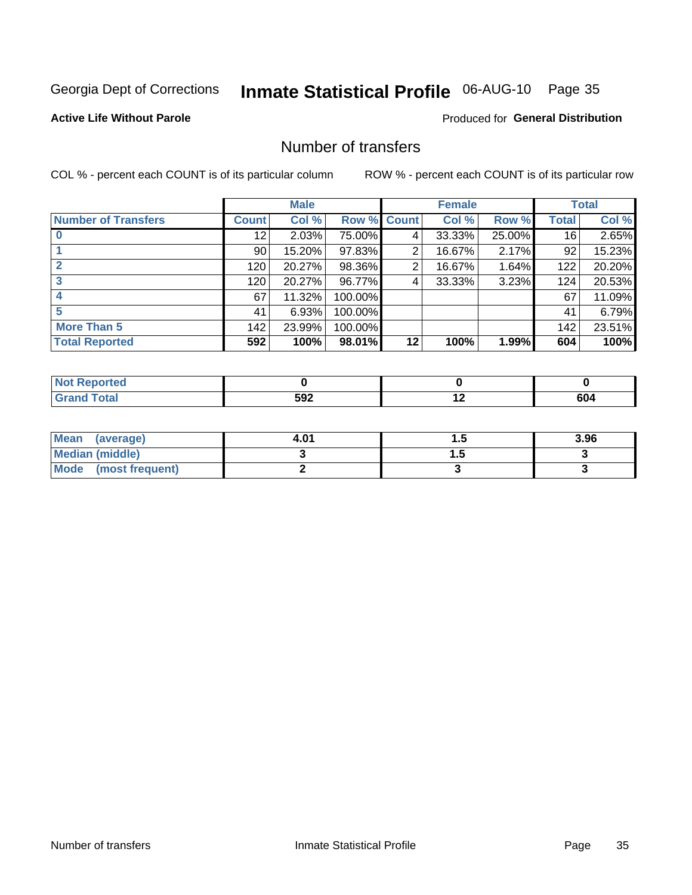Georgia Dept of Corrections **Inmate Statistical Profile** 06-AUG-10 Page 35

**Active Life Without Parole**

Produced for **General Distribution**

## Number of transfers

COL % - percent each COUNT is of its particular column

ROW % - percent each COUNT is of its particular row

| | Male | | | Female | | | Total | |
|---|---|---|---|---|---|---|---|---|
| **Number of Transfers** | **Count** | **Col %** | **Row %** | **Count** | **Col %** | **Row %** | **Total** | **Col %** |
| **0** | 12 | 2.03% | 75.00% | 4 | 33.33% | 25.00% | 16 | 2.65% |
| **1** | 90 | 15.20% | 97.83% | 2 | 16.67% | 2.17% | 92 | 15.23% |
| **2** | 120 | 20.27% | 98.36% | 2 | 16.67% | 1.64% | 122 | 20.20% |
| **3** | 120 | 20.27% | 96.77% | 4 | 33.33% | 3.23% | 124 | 20.53% |
| **4** | 67 | 11.32% | 100.00% | | | | 67 | 11.09% |
| **5** | 41 | 6.93% | 100.00% | | | | 41 | 6.79% |
| **More Than 5** | 142 | 23.99% | 100.00% | | | | 142 | 23.51% |
| **Total Reported** | **592** | **100%** | **98.01%** | **12** | **100%** | **1.99%** | **604** | **100%** |

| | Male | Female | Total |
|---|---|---|---|
| **Not Reported** | **0** | **0** | **0** |
| **Grand Total** | **592** | **12** | **604** |

| | Male | Female | Total |
|---|---|---|---|
| **Mean (average)** | **4.01** | **1.5** | **3.96** |
| **Median (middle)** | **3** | **1.5** | **3** |
| **Mode (most frequent)** | **2** | **3** | **3** |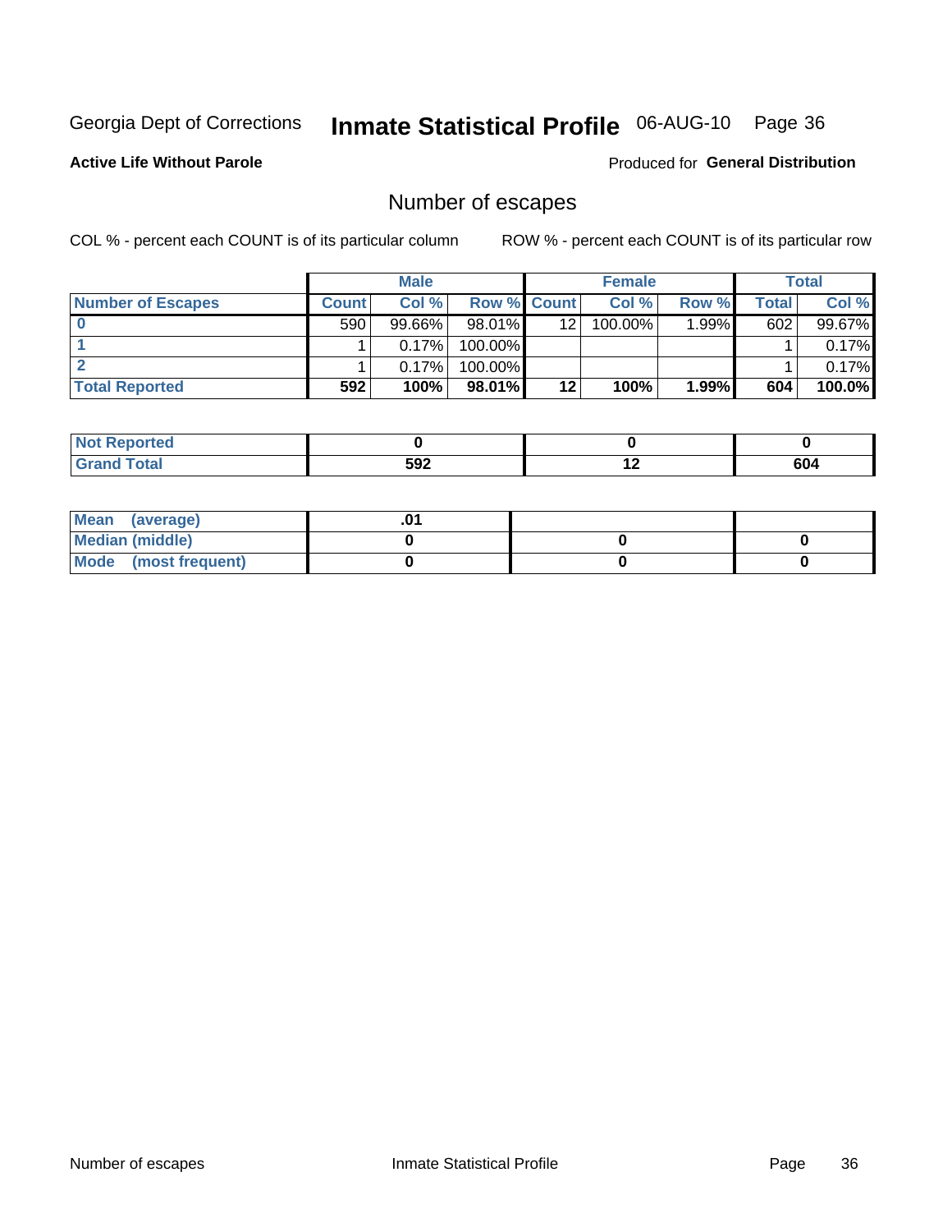Georgia Dept of Corrections **Inmate Statistical Profile** 06-AUG-10

**Active Life Without Parole**

Produced for **General Distribution**

## Number of escapes

COL % - percent each COUNT is of its particular column ROW % - percent each COUNT is of its particular row

| | Male | | | Female | | | Total | |
|---|---|---|---|---|---|---|---|---|
| **Number of Escapes** | **Count** | **Col %** | **Row %** | **Count** | **Col %** | **Row %** | **Total** | **Col %** |
| **0** | 590 | 99.66% | 98.01% | 12 | 100.00% | 1.99% | 602 | 99.67% |
| **1** | 1 | 0.17% | 100.00% | | | | 1 | 0.17% |
| **2** | 1 | 0.17% | 100.00% | | | | 1 | 0.17% |
| **Total Reported** | **592** | **100%** | **98.01%** | **12** | **100%** | **1.99%** | **604** | **100.0%** |

| | Male | Female | Total |
|---|---|---|---|
| **Not Reported** | **0** | **0** | **0** |
| **Grand Total** | **592** | **12** | **604** |

| | Male | Female | Total |
|---|---|---|---|
| **Mean (average)** | **.01** | | |
| **Median (middle)** | **0** | **0** | **0** |
| **Mode (most frequent)** | **0** | **0** | **0** |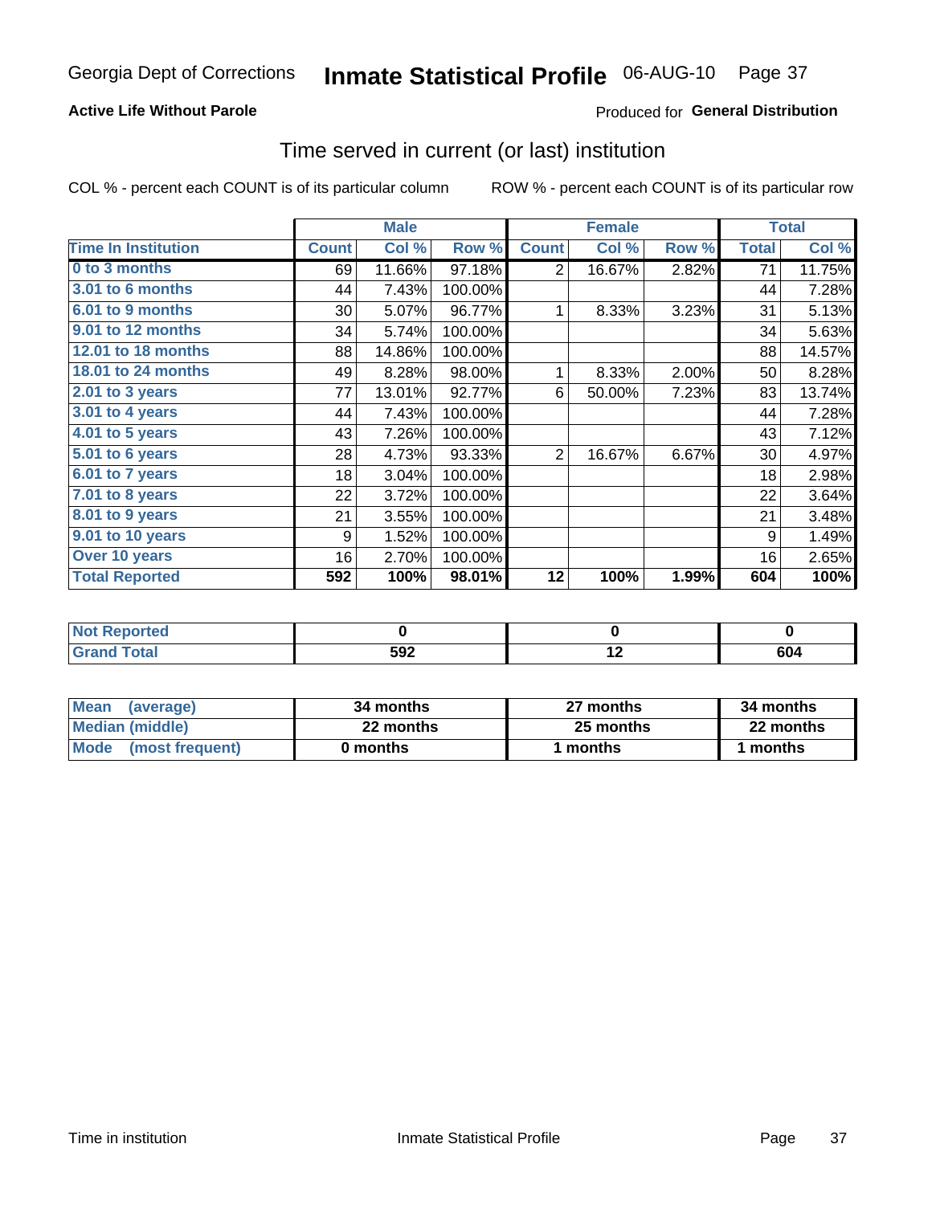Georgia Dept of Corrections **Inmate Statistical Profile** 06-AUG-10

**Active Life Without Parole** Produced for **General Distribution**

## Time served in current (or last) institution

COL % - percent each COUNT is of its particular column ROW % - percent each COUNT is of its particular row

| | Male | | | Female | | | Total | |
|---|---|---|---|---|---|---|---|---|
| Time In Institution | Count | Col % | Row % | Count | Col % | Row % | Total | Col % |
| 0 to 3 months | 69 | 11.66% | 97.18% | 2 | 16.67% | 2.82% | 71 | 11.75% |
| 3.01 to 6 months | 44 | 7.43% | 100.00% | | | | 44 | 7.28% |
| 6.01 to 9 months | 30 | 5.07% | 96.77% | 1 | 8.33% | 3.23% | 31 | 5.13% |
| 9.01 to 12 months | 34 | 5.74% | 100.00% | | | | 34 | 5.63% |
| 12.01 to 18 months | 88 | 14.86% | 100.00% | | | | 88 | 14.57% |
| 18.01 to 24 months | 49 | 8.28% | 98.00% | 1 | 8.33% | 2.00% | 50 | 8.28% |
| 2.01 to 3 years | 77 | 13.01% | 92.77% | 6 | 50.00% | 7.23% | 83 | 13.74% |
| 3.01 to 4 years | 44 | 7.43% | 100.00% | | | | 44 | 7.28% |
| 4.01 to 5 years | 43 | 7.26% | 100.00% | | | | 43 | 7.12% |
| 5.01 to 6 years | 28 | 4.73% | 93.33% | 2 | 16.67% | 6.67% | 30 | 4.97% |
| 6.01 to 7 years | 18 | 3.04% | 100.00% | | | | 18 | 2.98% |
| 7.01 to 8 years | 22 | 3.72% | 100.00% | | | | 22 | 3.64% |
| 8.01 to 9 years | 21 | 3.55% | 100.00% | | | | 21 | 3.48% |
| 9.01 to 10 years | 9 | 1.52% | 100.00% | | | | 9 | 1.49% |
| Over 10 years | 16 | 2.70% | 100.00% | | | | 16 | 2.65% |
| **Total Reported** | **592** | **100%** | **98.01%** | **12** | **100%** | **1.99%** | **604** | **100%** |

| | Male | Female | Total |
|---|---|---|---|
| Not Reported | 0 | 0 | 0 |
| Grand Total | 592 | 12 | 604 |

| | Male | Female | Total |
|---|---|---|---|
| Mean (average) | 34 months | 27 months | 34 months |
| Median (middle) | 22 months | 25 months | 22 months |
| Mode (most frequent) | 0 months | 1 months | 1 months |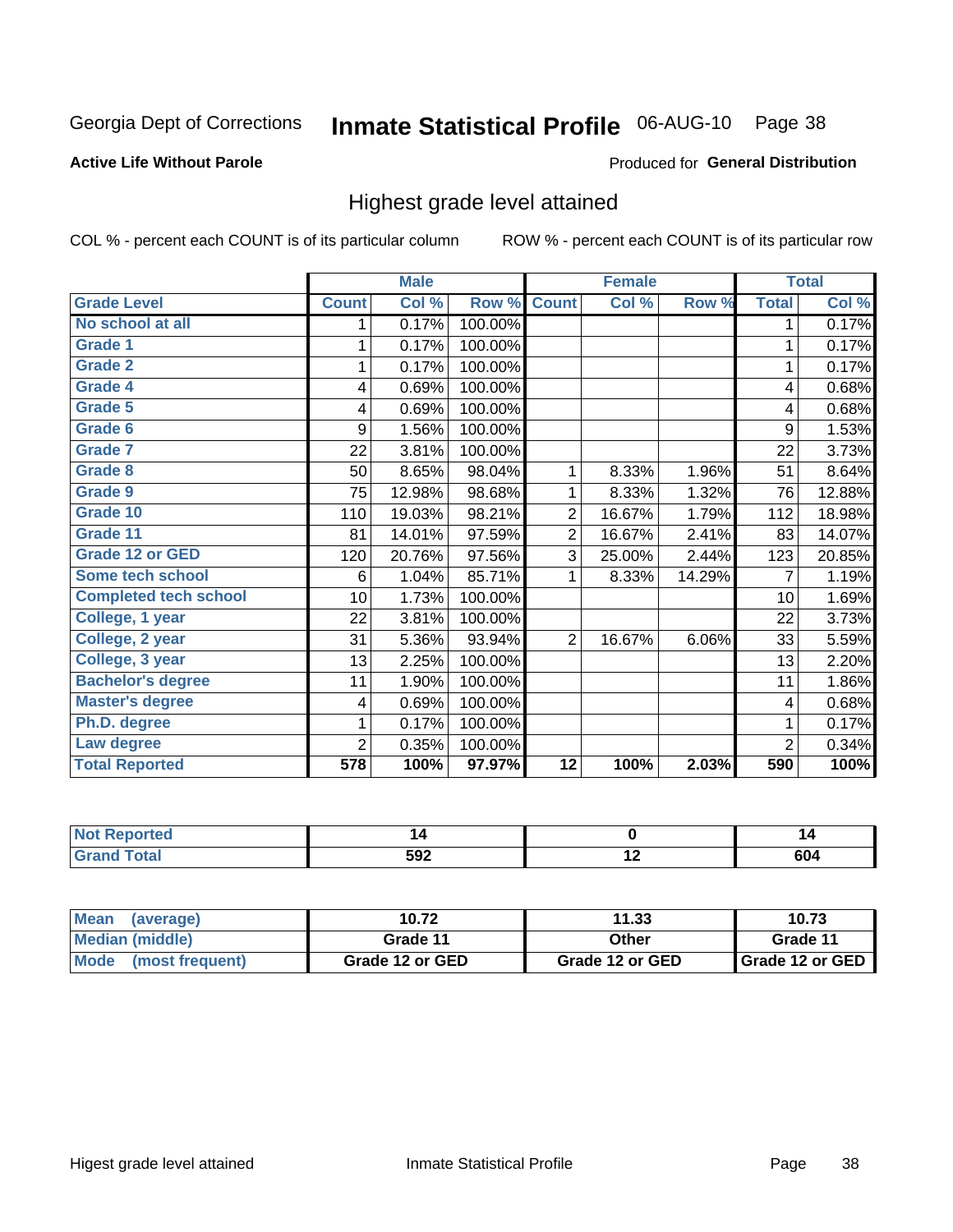Georgia Dept of Corrections **Inmate Statistical Profile** 06-AUG-10

**Active Life Without Parole**

Produced for **General Distribution**

## Highest grade level attained

COL % - percent each COUNT is of its particular column  ROW % - percent each COUNT is of its particular row

| | Male | | | Female | | | Total | |
|---|---|---|---|---|---|---|---|---|
| **Grade Level** | **Count** | **Col %** | **Row %** | **Count** | **Col %** | **Row %** | **Total** | **Col %** |
| No school at all | 1 | 0.17% | 100.00% | | | | 1 | 0.17% |
| Grade 1 | 1 | 0.17% | 100.00% | | | | 1 | 0.17% |
| Grade 2 | 1 | 0.17% | 100.00% | | | | 1 | 0.17% |
| Grade 4 | 4 | 0.69% | 100.00% | | | | 4 | 0.68% |
| Grade 5 | 4 | 0.69% | 100.00% | | | | 4 | 0.68% |
| Grade 6 | 9 | 1.56% | 100.00% | | | | 9 | 1.53% |
| Grade 7 | 22 | 3.81% | 100.00% | | | | 22 | 3.73% |
| Grade 8 | 50 | 8.65% | 98.04% | 1 | 8.33% | 1.96% | 51 | 8.64% |
| Grade 9 | 75 | 12.98% | 98.68% | 1 | 8.33% | 1.32% | 76 | 12.88% |
| Grade 10 | 110 | 19.03% | 98.21% | 2 | 16.67% | 1.79% | 112 | 18.98% |
| Grade 11 | 81 | 14.01% | 97.59% | 2 | 16.67% | 2.41% | 83 | 14.07% |
| Grade 12 or GED | 120 | 20.76% | 97.56% | 3 | 25.00% | 2.44% | 123 | 20.85% |
| Some tech school | 6 | 1.04% | 85.71% | 1 | 8.33% | 14.29% | 7 | 1.19% |
| Completed tech school | 10 | 1.73% | 100.00% | | | | 10 | 1.69% |
| College, 1 year | 22 | 3.81% | 100.00% | | | | 22 | 3.73% |
| College, 2 year | 31 | 5.36% | 93.94% | 2 | 16.67% | 6.06% | 33 | 5.59% |
| College, 3 year | 13 | 2.25% | 100.00% | | | | 13 | 2.20% |
| Bachelor's degree | 11 | 1.90% | 100.00% | | | | 11 | 1.86% |
| Master's degree | 4 | 0.69% | 100.00% | | | | 4 | 0.68% |
| Ph.D. degree | 1 | 0.17% | 100.00% | | | | 1 | 0.17% |
| Law degree | 2 | 0.35% | 100.00% | | | | 2 | 0.34% |
| **Total Reported** | **578** | **100%** | **97.97%** | **12** | **100%** | **2.03%** | **590** | **100%** |

| | Male | Female | Total |
|---|---|---|---|
| Not Reported | 14 | 0 | 14 |
| Grand Total | 592 | 12 | 604 |

| | Male | Female | Total |
|---|---|---|---|
| Mean (average) | 10.72 | 11.33 | 10.73 |
| Median (middle) | Grade 11 | Other | Grade 11 |
| Mode (most frequent) | Grade 12 or GED | Grade 12 or GED | Grade 12 or GED |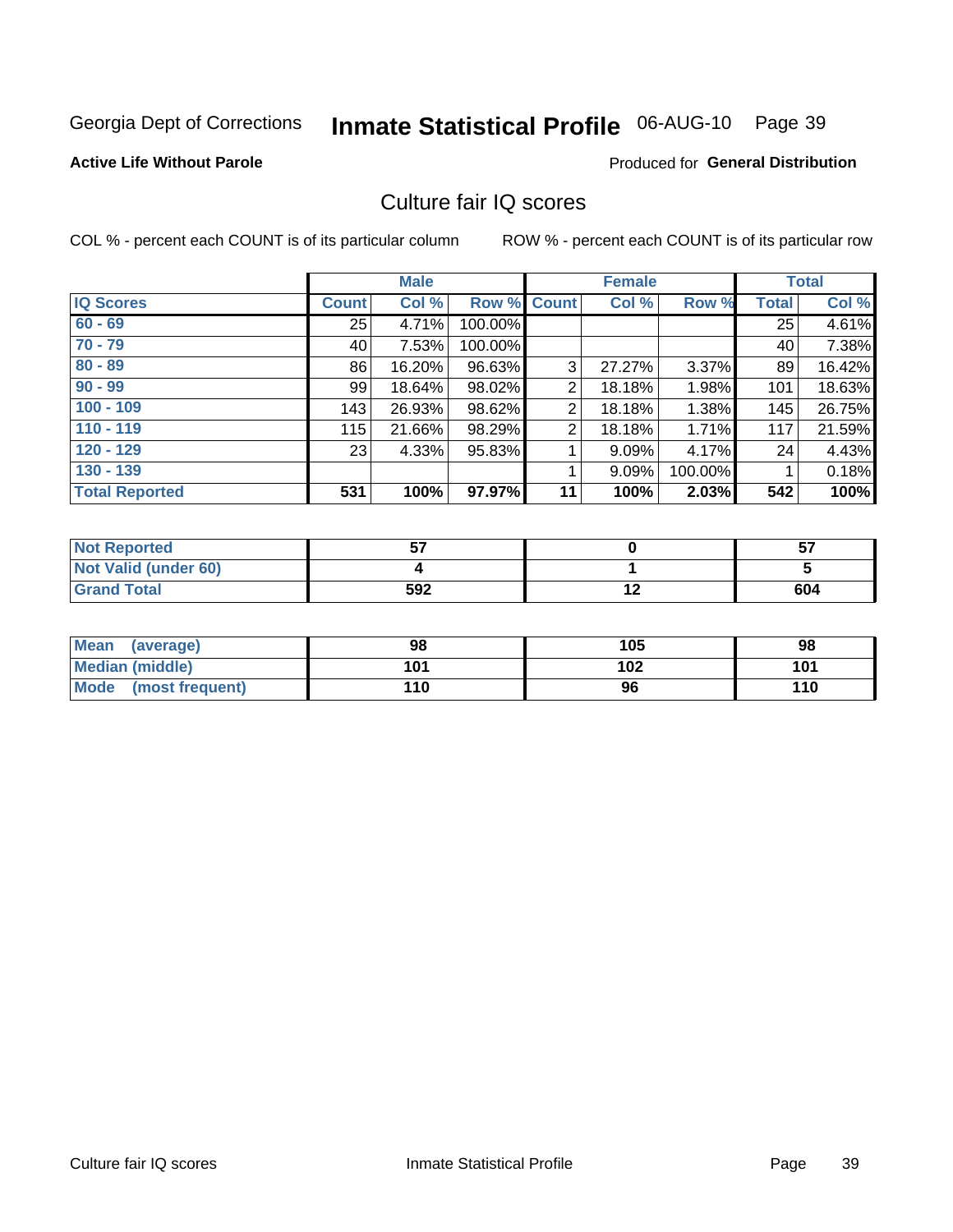Georgia Dept of Corrections **Inmate Statistical Profile** 06-AUG-10

**Active Life Without Parole**

Produced for **General Distribution**

## Culture fair IQ scores

COL % - percent each COUNT is of its particular column

ROW % - percent each COUNT is of its particular row

| | Male | | | Female | | | Total | |
|---|---|---|---|---|---|---|---|---|
| **IQ Scores** | **Count** | **Col %** | **Row %** | **Count** | **Col %** | **Row %** | **Total** | **Col %** |
| **60 - 69** | 25 | 4.71% | 100.00% | | | | 25 | 4.61% |
| **70 - 79** | 40 | 7.53% | 100.00% | | | | 40 | 7.38% |
| **80 - 89** | 86 | 16.20% | 96.63% | 3 | 27.27% | 3.37% | 89 | 16.42% |
| **90 - 99** | 99 | 18.64% | 98.02% | 2 | 18.18% | 1.98% | 101 | 18.63% |
| **100 - 109** | 143 | 26.93% | 98.62% | 2 | 18.18% | 1.38% | 145 | 26.75% |
| **110 - 119** | 115 | 21.66% | 98.29% | 2 | 18.18% | 1.71% | 117 | 21.59% |
| **120 - 129** | 23 | 4.33% | 95.83% | 1 | 9.09% | 4.17% | 24 | 4.43% |
| **130 - 139** | | | | 1 | 9.09% | 100.00% | 1 | 0.18% |
| **Total Reported** | **531** | **100%** | **97.97%** | **11** | **100%** | **2.03%** | **542** | **100%** |

| | Male | Female | Total |
|---|---|---|---|
| **Not Reported** | **57** | **0** | **57** |
| **Not Valid (under 60)** | **4** | **1** | **5** |
| **Grand Total** | **592** | **12** | **604** |

| | Male | Female | Total |
|---|---|---|---|
| **Mean (average)** | **98** | **105** | **98** |
| **Median (middle)** | **101** | **102** | **101** |
| **Mode (most frequent)** | **110** | **96** | **110** |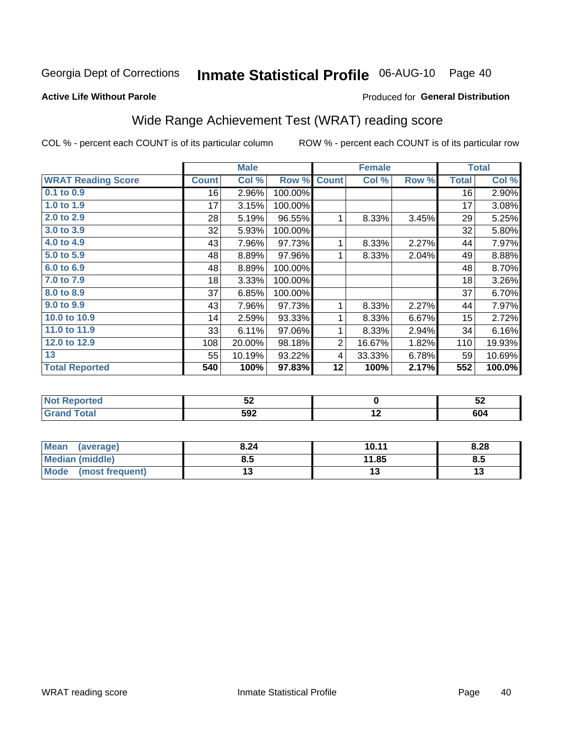Georgia Dept of Corrections **Inmate Statistical Profile** 06-AUG-10

**Active Life Without Parole**

Produced for **General Distribution**

## Wide Range Achievement Test (WRAT) reading score

COL % - percent each COUNT is of its particular column ROW % - percent each COUNT is of its particular row

| | Male | | | Female | | | Total | |
|---|---|---|---|---|---|---|---|---|
| **WRAT Reading Score** | **Count** | **Col %** | **Row %** | **Count** | **Col %** | **Row %** | **Total** | **Col %** |
| 0.1 to 0.9 | 16 | 2.96% | 100.00% | | | | 16 | 2.90% |
| 1.0 to 1.9 | 17 | 3.15% | 100.00% | | | | 17 | 3.08% |
| 2.0 to 2.9 | 28 | 5.19% | 96.55% | 1 | 8.33% | 3.45% | 29 | 5.25% |
| 3.0 to 3.9 | 32 | 5.93% | 100.00% | | | | 32 | 5.80% |
| 4.0 to 4.9 | 43 | 7.96% | 97.73% | 1 | 8.33% | 2.27% | 44 | 7.97% |
| 5.0 to 5.9 | 48 | 8.89% | 97.96% | 1 | 8.33% | 2.04% | 49 | 8.88% |
| 6.0 to 6.9 | 48 | 8.89% | 100.00% | | | | 48 | 8.70% |
| 7.0 to 7.9 | 18 | 3.33% | 100.00% | | | | 18 | 3.26% |
| 8.0 to 8.9 | 37 | 6.85% | 100.00% | | | | 37 | 6.70% |
| 9.0 to 9.9 | 43 | 7.96% | 97.73% | 1 | 8.33% | 2.27% | 44 | 7.97% |
| 10.0 to 10.9 | 14 | 2.59% | 93.33% | 1 | 8.33% | 6.67% | 15 | 2.72% |
| 11.0 to 11.9 | 33 | 6.11% | 97.06% | 1 | 8.33% | 2.94% | 34 | 6.16% |
| 12.0 to 12.9 | 108 | 20.00% | 98.18% | 2 | 16.67% | 1.82% | 110 | 19.93% |
| 13 | 55 | 10.19% | 93.22% | 4 | 33.33% | 6.78% | 59 | 10.69% |
| **Total Reported** | **540** | **100%** | **97.83%** | **12** | **100%** | **2.17%** | **552** | **100.0%** |

| | Male | Female | Total |
|---|---|---|---|
| Not Reported | 52 | 0 | 52 |
| Grand Total | 592 | 12 | 604 |

| | Male | Female | Total |
|---|---|---|---|
| Mean (average) | 8.24 | 10.11 | 8.28 |
| Median (middle) | 8.5 | 11.85 | 8.5 |
| Mode (most frequent) | 13 | 13 | 13 |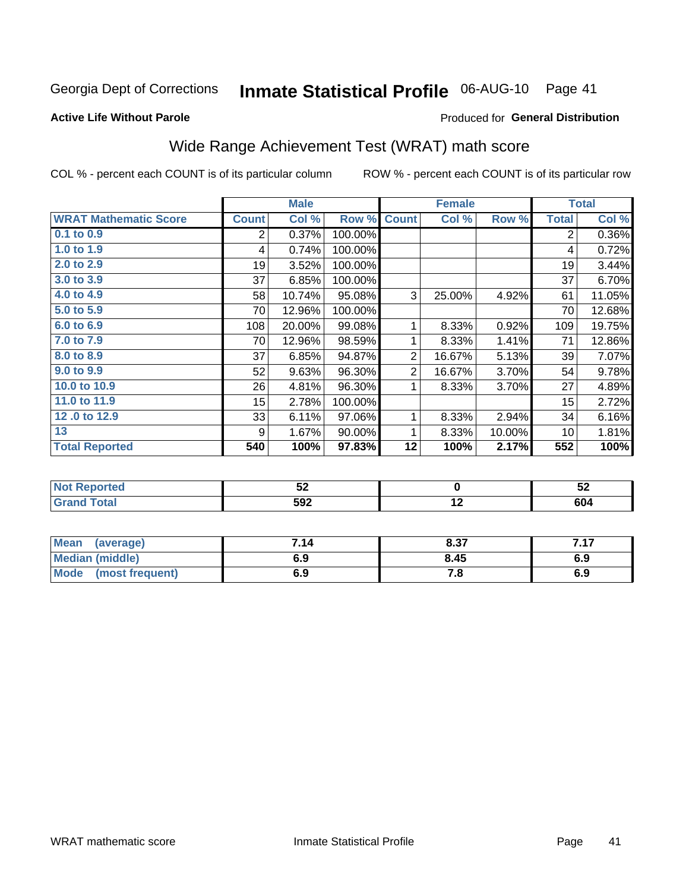Georgia Dept of Corrections **Inmate Statistical Profile** 06-AUG-10

**Active Life Without Parole**

Produced for **General Distribution**

## Wide Range Achievement Test (WRAT) math score

COL % - percent each COUNT is of its particular column

ROW % - percent each COUNT is of its particular row

| | Male | | | Female | | | Total | |
|---|---|---|---|---|---|---|---|---|
| **WRAT Mathematic Score** | **Count** | **Col %** | **Row %** | **Count** | **Col %** | **Row %** | **Total** | **Col %** |
| 0.1 to 0.9 | 2 | 0.37% | 100.00% | | | | 2 | 0.36% |
| 1.0 to 1.9 | 4 | 0.74% | 100.00% | | | | 4 | 0.72% |
| 2.0 to 2.9 | 19 | 3.52% | 100.00% | | | | 19 | 3.44% |
| 3.0 to 3.9 | 37 | 6.85% | 100.00% | | | | 37 | 6.70% |
| 4.0 to 4.9 | 58 | 10.74% | 95.08% | 3 | 25.00% | 4.92% | 61 | 11.05% |
| 5.0 to 5.9 | 70 | 12.96% | 100.00% | | | | 70 | 12.68% |
| 6.0 to 6.9 | 108 | 20.00% | 99.08% | 1 | 8.33% | 0.92% | 109 | 19.75% |
| 7.0 to 7.9 | 70 | 12.96% | 98.59% | 1 | 8.33% | 1.41% | 71 | 12.86% |
| 8.0 to 8.9 | 37 | 6.85% | 94.87% | 2 | 16.67% | 5.13% | 39 | 7.07% |
| 9.0 to 9.9 | 52 | 9.63% | 96.30% | 2 | 16.67% | 3.70% | 54 | 9.78% |
| 10.0 to 10.9 | 26 | 4.81% | 96.30% | 1 | 8.33% | 3.70% | 27 | 4.89% |
| 11.0 to 11.9 | 15 | 2.78% | 100.00% | | | | 15 | 2.72% |
| 12 .0 to 12.9 | 33 | 6.11% | 97.06% | 1 | 8.33% | 2.94% | 34 | 6.16% |
| 13 | 9 | 1.67% | 90.00% | 1 | 8.33% | 10.00% | 10 | 1.81% |
| **Total Reported** | **540** | **100%** | **97.83%** | **12** | **100%** | **2.17%** | **552** | **100%** |

| | Male | Female | Total |
|---|---|---|---|
| **Not Reported** | **52** | **0** | **52** |
| **Grand Total** | **592** | **12** | **604** |

| | Male | Female | Total |
|---|---|---|---|
| **Mean (average)** | **7.14** | **8.37** | **7.17** |
| **Median (middle)** | **6.9** | **8.45** | **6.9** |
| **Mode (most frequent)** | **6.9** | **7.8** | **6.9** |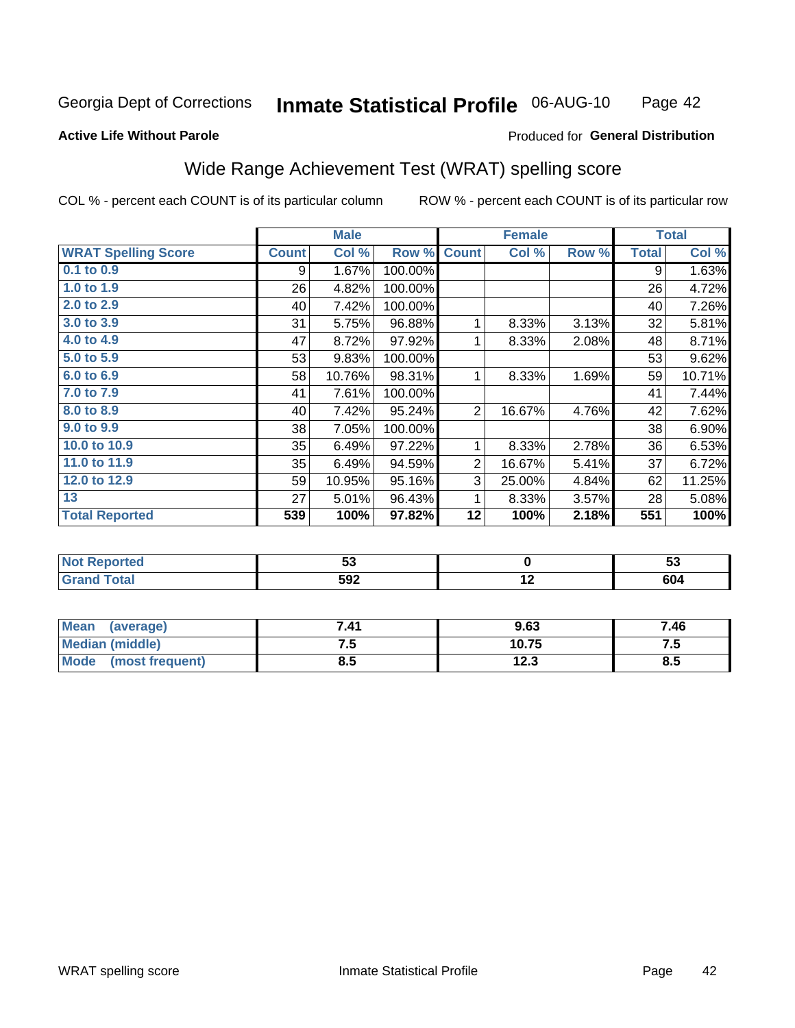Georgia Dept of Corrections **Inmate Statistical Profile** 06-AUG-10

**Active Life Without Parole**

Produced for **General Distribution**

## Wide Range Achievement Test (WRAT) spelling score

COL % - percent each COUNT is of its particular column ROW % - percent each COUNT is of its particular row

| | Male | | | Female | | | Total | |
|---|---|---|---|---|---|---|---|---|
| **WRAT Spelling Score** | **Count** | **Col %** | **Row %** | **Count** | **Col %** | **Row %** | **Total** | **Col %** |
| **0.1 to 0.9** | 9 | 1.67% | 100.00% | | | | 9 | 1.63% |
| **1.0 to 1.9** | 26 | 4.82% | 100.00% | | | | 26 | 4.72% |
| **2.0 to 2.9** | 40 | 7.42% | 100.00% | | | | 40 | 7.26% |
| **3.0 to 3.9** | 31 | 5.75% | 96.88% | 1 | 8.33% | 3.13% | 32 | 5.81% |
| **4.0 to 4.9** | 47 | 8.72% | 97.92% | 1 | 8.33% | 2.08% | 48 | 8.71% |
| **5.0 to 5.9** | 53 | 9.83% | 100.00% | | | | 53 | 9.62% |
| **6.0 to 6.9** | 58 | 10.76% | 98.31% | 1 | 8.33% | 1.69% | 59 | 10.71% |
| **7.0 to 7.9** | 41 | 7.61% | 100.00% | | | | 41 | 7.44% |
| **8.0 to 8.9** | 40 | 7.42% | 95.24% | 2 | 16.67% | 4.76% | 42 | 7.62% |
| **9.0 to 9.9** | 38 | 7.05% | 100.00% | | | | 38 | 6.90% |
| **10.0 to 10.9** | 35 | 6.49% | 97.22% | 1 | 8.33% | 2.78% | 36 | 6.53% |
| **11.0 to 11.9** | 35 | 6.49% | 94.59% | 2 | 16.67% | 5.41% | 37 | 6.72% |
| **12.0 to 12.9** | 59 | 10.95% | 95.16% | 3 | 25.00% | 4.84% | 62 | 11.25% |
| **13** | 27 | 5.01% | 96.43% | 1 | 8.33% | 3.57% | 28 | 5.08% |
| **Total Reported** | **539** | **100%** | **97.82%** | **12** | **100%** | **2.18%** | **551** | **100%** |

| | Male | Female | Total |
|---|---|---|---|
| **Not Reported** | **53** | **0** | **53** |
| **Grand Total** | **592** | **12** | **604** |

| | Male | Female | Total |
|---|---|---|---|
| **Mean (average)** | **7.41** | **9.63** | **7.46** |
| **Median (middle)** | **7.5** | **10.75** | **7.5** |
| **Mode (most frequent)** | **8.5** | **12.3** | **8.5** |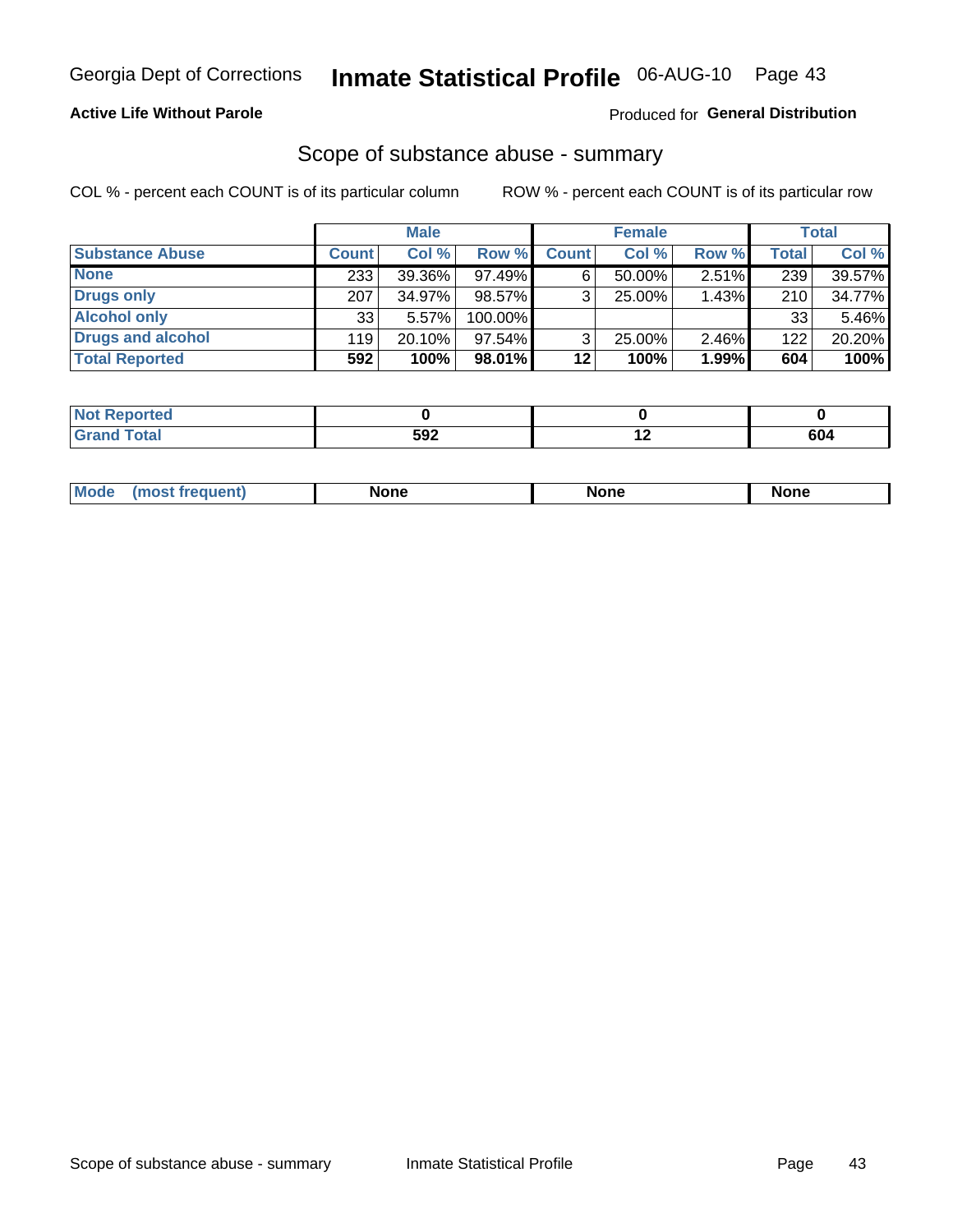Georgia Dept of Corrections **Inmate Statistical Profile** 06-AUG-10

**Active Life Without Parole**

Produced for **General Distribution**

## Scope of substance abuse - summary

COL % - percent each COUNT is of its particular column

ROW % - percent each COUNT is of its particular row

| | Male | | | Female | | | Total | |
|---|---|---|---|---|---|---|---|---|
| **Substance Abuse** | **Count** | **Col %** | **Row %** | **Count** | **Col %** | **Row %** | **Total** | **Col %** |
| **None** | 233 | 39.36% | 97.49% | 6 | 50.00% | 2.51% | 239 | 39.57% |
| **Drugs only** | 207 | 34.97% | 98.57% | 3 | 25.00% | 1.43% | 210 | 34.77% |
| **Alcohol only** | 33 | 5.57% | 100.00% | | | | 33 | 5.46% |
| **Drugs and alcohol** | 119 | 20.10% | 97.54% | 3 | 25.00% | 2.46% | 122 | 20.20% |
| **Total Reported** | **592** | **100%** | **98.01%** | **12** | **100%** | **1.99%** | **604** | **100%** |

| | Male | Female | Total |
|---|---|---|---|
| **Not Reported** | **0** | **0** | **0** |
| **Grand Total** | **592** | **12** | **604** |

| | Male | Female | Total |
|---|---|---|---|
| **Mode (most frequent)** | **None** | **None** | **None** |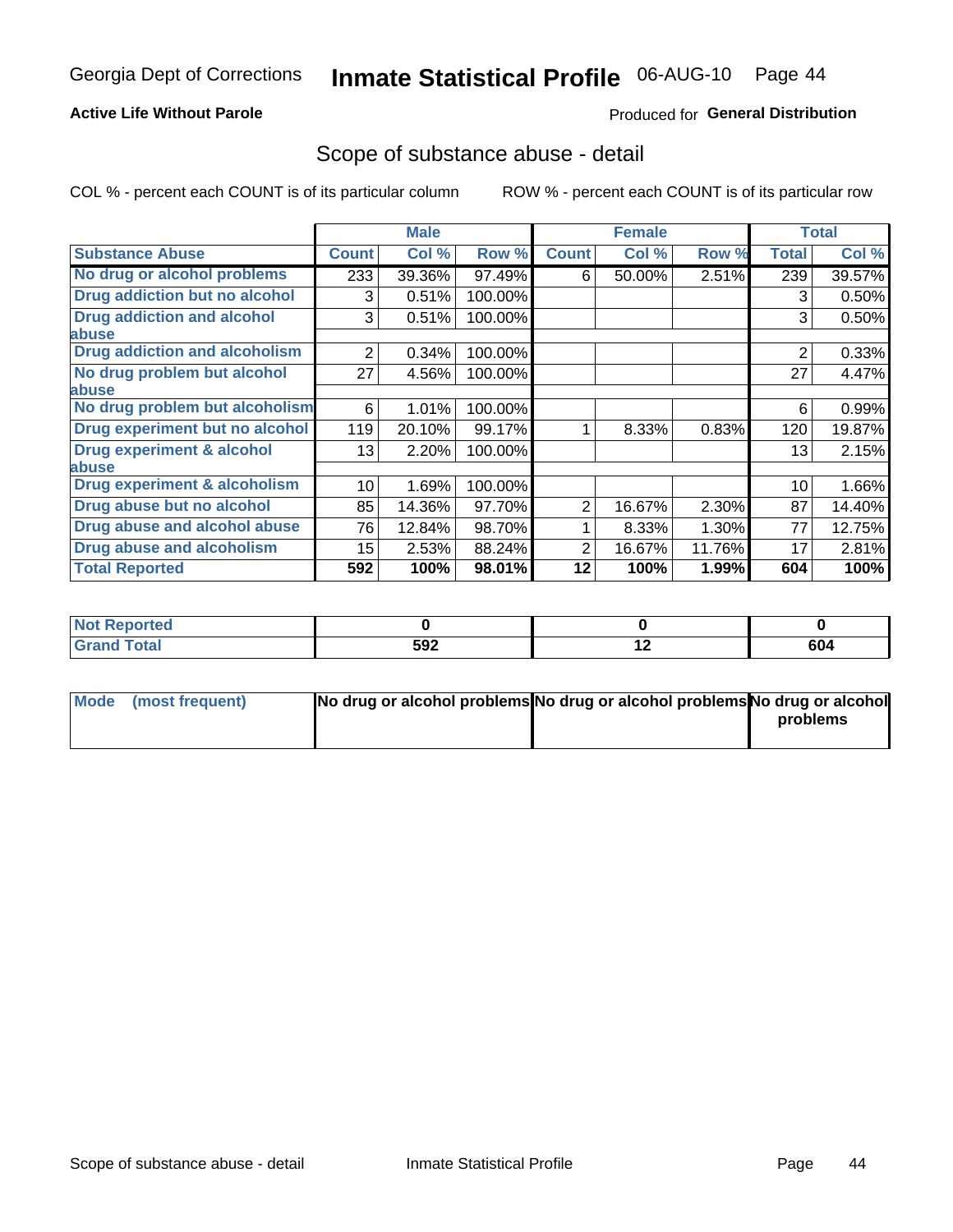Georgia Dept of Corrections **Inmate Statistical Profile** 06-AUG-10

**Active Life Without Parole**

Produced for **General Distribution**

## Scope of substance abuse - detail

COL % - percent each COUNT is of its particular column

ROW % - percent each COUNT is of its particular row

| | Male | | | Female | | | Total | |
|---|---|---|---|---|---|---|---|---|
| **Substance Abuse** | **Count** | **Col %** | **Row %** | **Count** | **Col %** | **Row %** | **Total** | **Col %** |
| **No drug or alcohol problems** | 233 | 39.36% | 97.49% | 6 | 50.00% | 2.51% | 239 | 39.57% |
| **Drug addiction but no alcohol** | 3 | 0.51% | 100.00% | | | | 3 | 0.50% |
| **Drug addiction and alcohol abuse** | 3 | 0.51% | 100.00% | | | | 3 | 0.50% |
| **Drug addiction and alcoholism** | 2 | 0.34% | 100.00% | | | | 2 | 0.33% |
| **No drug problem but alcohol abuse** | 27 | 4.56% | 100.00% | | | | 27 | 4.47% |
| **No drug problem but alcoholism** | 6 | 1.01% | 100.00% | | | | 6 | 0.99% |
| **Drug experiment but no alcohol** | 119 | 20.10% | 99.17% | 1 | 8.33% | 0.83% | 120 | 19.87% |
| **Drug experiment & alcohol abuse** | 13 | 2.20% | 100.00% | | | | 13 | 2.15% |
| **Drug experiment & alcoholism** | 10 | 1.69% | 100.00% | | | | 10 | 1.66% |
| **Drug abuse but no alcohol** | 85 | 14.36% | 97.70% | 2 | 16.67% | 2.30% | 87 | 14.40% |
| **Drug abuse and alcohol abuse** | 76 | 12.84% | 98.70% | 1 | 8.33% | 1.30% | 77 | 12.75% |
| **Drug abuse and alcoholism** | 15 | 2.53% | 88.24% | 2 | 16.67% | 11.76% | 17 | 2.81% |
| **Total Reported** | **592** | **100%** | **98.01%** | **12** | **100%** | **1.99%** | **604** | **100%** |

| | Male | Female | Total |
|---|---|---|---|
| **Not Reported** | **0** | **0** | **0** |
| **Grand Total** | **592** | **12** | **604** |

| | Male | Female | Total |
|---|---|---|---|
| **Mode (most frequent)** | **No drug or alcohol problems** | **No drug or alcohol problems** | **No drug or alcohol problems** |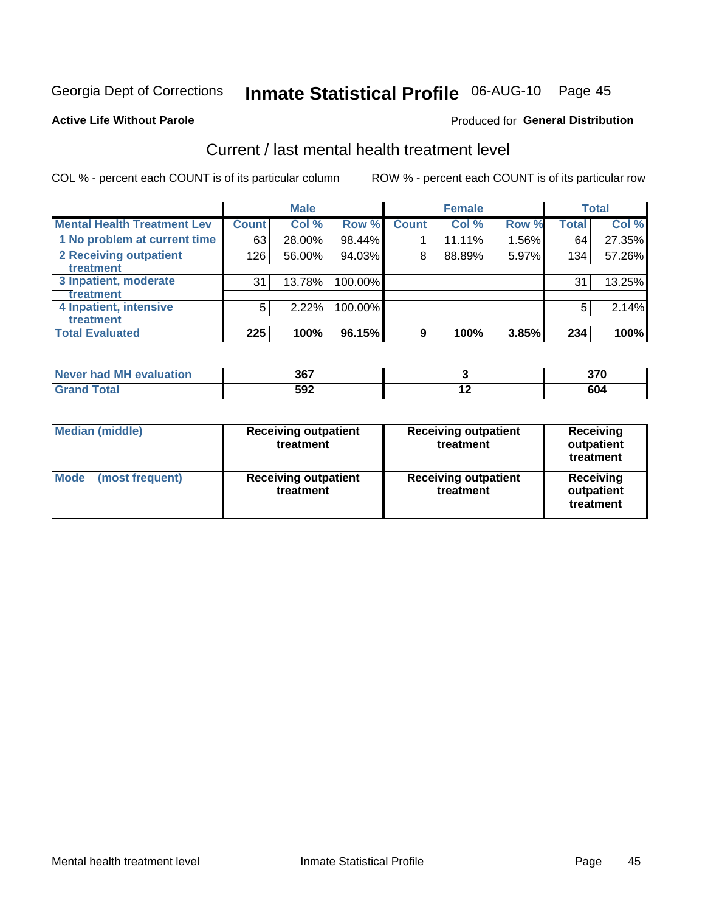Georgia Dept of Corrections **Inmate Statistical Profile** 06-AUG-10

**Active Life Without Parole**

Produced for **General Distribution**

## Current / last mental health treatment level

COL % - percent each COUNT is of its particular column

ROW % - percent each COUNT is of its particular row

| | Male | | | Female | | | Total | |
|---|---|---|---|---|---|---|---|---|
| **Mental Health Treatment Lev** | **Count** | **Col %** | **Row %** | **Count** | **Col %** | **Row %** | **Total** | **Col %** |
| 1 No problem at current time | 63 | 28.00% | 98.44% | 1 | 11.11% | 1.56% | 64 | 27.35% |
| 2 Receiving outpatient treatment | 126 | 56.00% | 94.03% | 8 | 88.89% | 5.97% | 134 | 57.26% |
| 3 Inpatient, moderate treatment | 31 | 13.78% | 100.00% | | | | 31 | 13.25% |
| 4 Inpatient, intensive treatment | 5 | 2.22% | 100.00% | | | | 5 | 2.14% |
| **Total Evaluated** | **225** | **100%** | **96.15%** | **9** | **100%** | **3.85%** | **234** | **100%** |

| | Male | Female | Total |
|---|---|---|---|
| **Never had MH evaluation** | **367** | **3** | **370** |
| **Grand Total** | **592** | **12** | **604** |

| | Male | Female | Total |
|---|---|---|---|
| **Median (middle)** | **Receiving outpatient treatment** | **Receiving outpatient treatment** | **Receiving outpatient treatment** |
| **Mode (most frequent)** | **Receiving outpatient treatment** | **Receiving outpatient treatment** | **Receiving outpatient treatment** |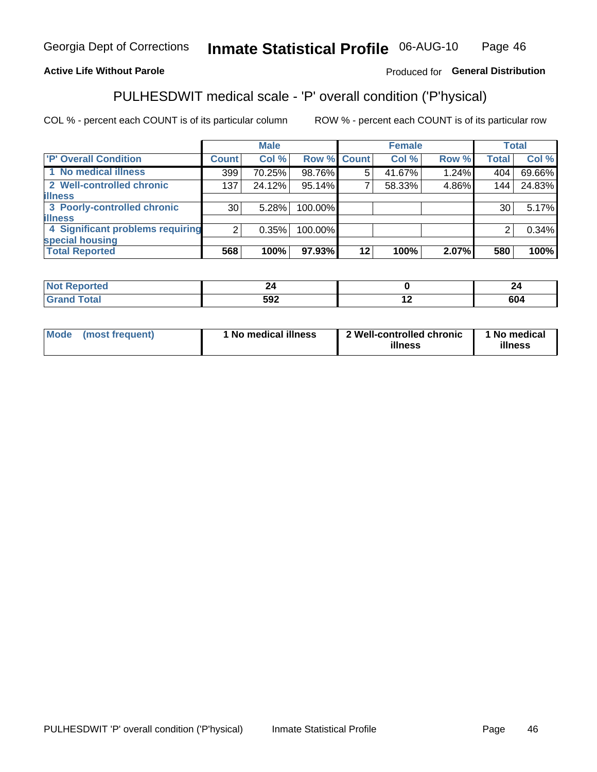Georgia Dept of Corrections **Inmate Statistical Profile** 06-AUG-10

**Active Life Without Parole**

Produced for **General Distribution**

## PULHESDWIT medical scale - 'P' overall condition ('P'hysical)

COL % - percent each COUNT is of its particular column

ROW % - percent each COUNT is of its particular row

| | Male | | | Female | | | Total | |
|---|---|---|---|---|---|---|---|---|
| **'P' Overall Condition** | **Count** | **Col %** | **Row %** | **Count** | **Col %** | **Row %** | **Total** | **Col %** |
| 1 No medical illness | 399 | 70.25% | 98.76% | 5 | 41.67% | 1.24% | 404 | 69.66% |
| 2 Well-controlled chronic illness | 137 | 24.12% | 95.14% | 7 | 58.33% | 4.86% | 144 | 24.83% |
| 3 Poorly-controlled chronic illness | 30 | 5.28% | 100.00% | | | | 30 | 5.17% |
| 4 Significant problems requiring special housing | 2 | 0.35% | 100.00% | | | | 2 | 0.34% |
| **Total Reported** | **568** | **100%** | **97.93%** | **12** | **100%** | **2.07%** | **580** | **100%** |

| | Male | Female | Total |
|---|---|---|---|
| **Not Reported** | **24** | **0** | **24** |
| **Grand Total** | **592** | **12** | **604** |

| | Male | Female | Total |
|---|---|---|---|
| **Mode (most frequent)** | **1 No medical illness** | **2 Well-controlled chronic illness** | **1 No medical illness** |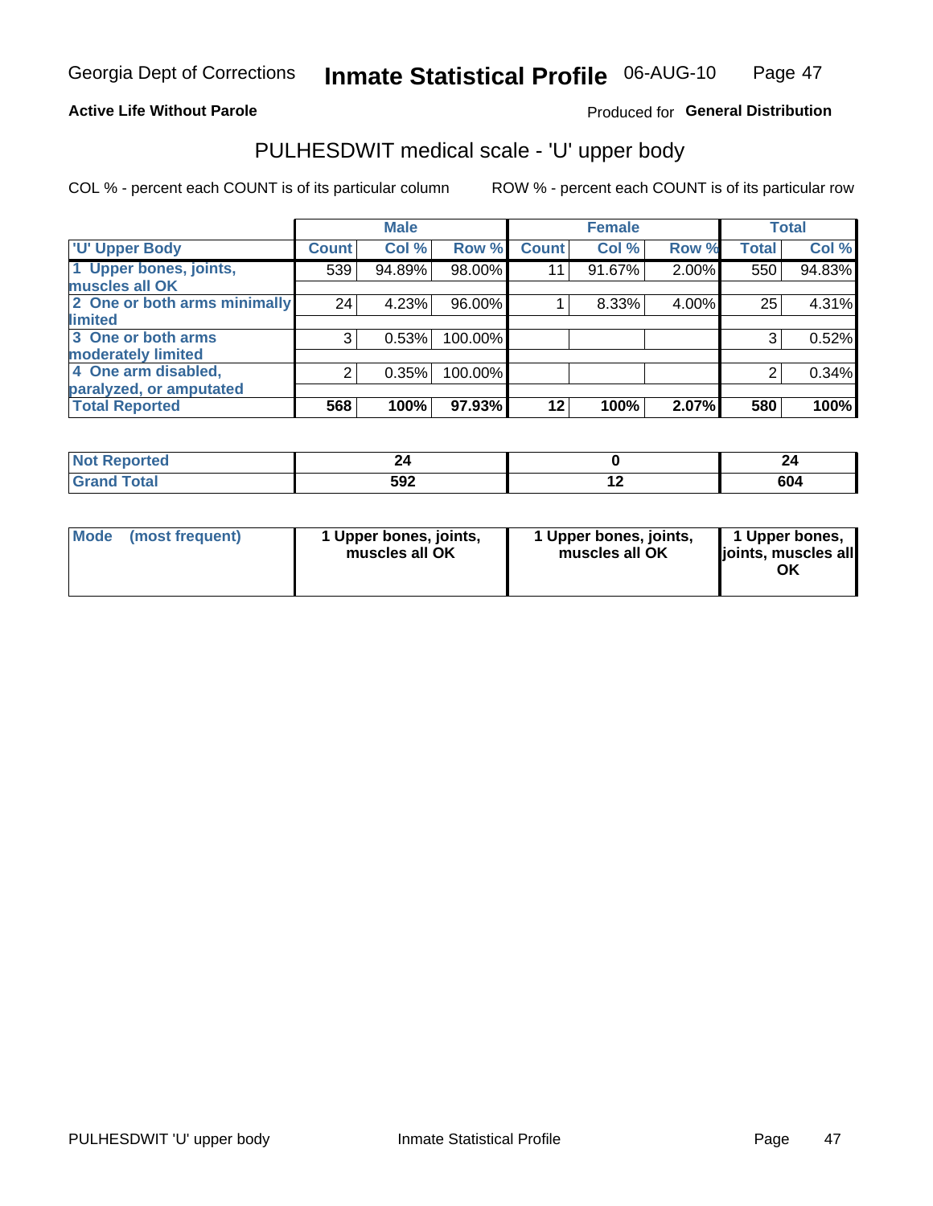Georgia Dept of Corrections **Inmate Statistical Profile** 06-AUG-10

**Active Life Without Parole**

Produced for **General Distribution**

## PULHESDWIT medical scale - 'U' upper body

COL % - percent each COUNT is of its particular column

ROW % - percent each COUNT is of its particular row

| | Male | | | Female | | | Total | |
|---|---|---|---|---|---|---|---|---|
| 'U' Upper Body | Count | Col % | Row % | Count | Col % | Row % | Total | Col % |
| 1 Upper bones, joints, muscles all OK | 539 | 94.89% | 98.00% | 11 | 91.67% | 2.00% | 550 | 94.83% |
| 2 One or both arms minimally limited | 24 | 4.23% | 96.00% | 1 | 8.33% | 4.00% | 25 | 4.31% |
| 3 One or both arms moderately limited | 3 | 0.53% | 100.00% | | | | 3 | 0.52% |
| 4 One arm disabled, paralyzed, or amputated | 2 | 0.35% | 100.00% | | | | 2 | 0.34% |
| **Total Reported** | **568** | **100%** | **97.93%** | **12** | **100%** | **2.07%** | **580** | **100%** |

| | Male | Female | Total |
|---|---|---|---|
| Not Reported | 24 | 0 | 24 |
| Grand Total | 592 | 12 | 604 |

| | Male | Female | Total |
|---|---|---|---|
| Mode (most frequent) | 1 Upper bones, joints, muscles all OK | 1 Upper bones, joints, muscles all OK | 1 Upper bones, joints, muscles all OK |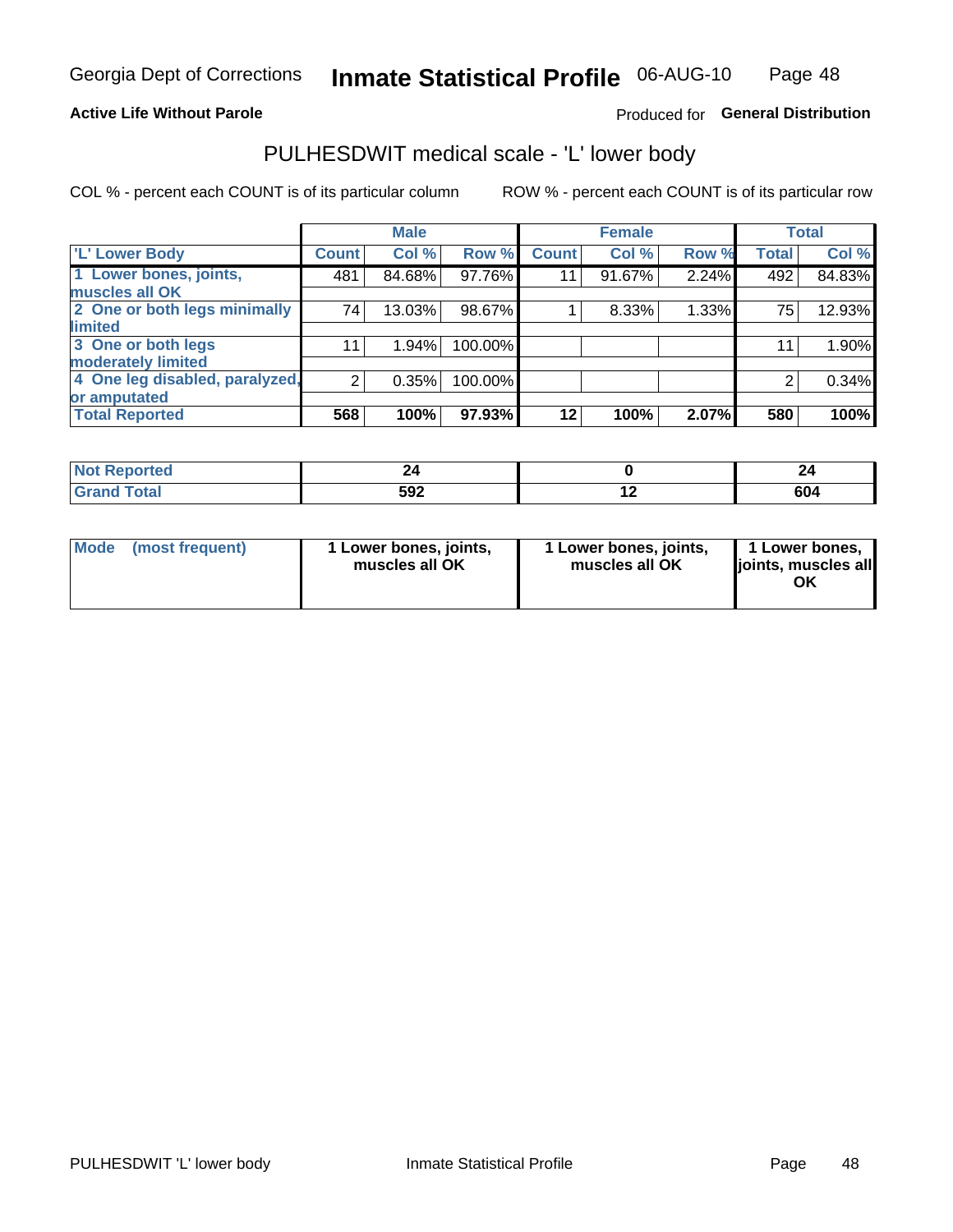Georgia Dept of Corrections **Inmate Statistical Profile** 06-AUG-10

**Active Life Without Parole**

Produced for **General Distribution**

## PULHESDWIT medical scale - 'L' lower body

COL % - percent each COUNT is of its particular column    ROW % - percent each COUNT is of its particular row

| | Male | | | Female | | | Total | |
|---|---|---|---|---|---|---|---|---|
| **'L' Lower Body** | **Count** | **Col %** | **Row %** | **Count** | **Col %** | **Row %** | **Total** | **Col %** |
| **1 Lower bones, joints, muscles all OK** | 481 | 84.68% | 97.76% | 11 | 91.67% | 2.24% | 492 | 84.83% |
| **2 One or both legs minimally limited** | 74 | 13.03% | 98.67% | 1 | 8.33% | 1.33% | 75 | 12.93% |
| **3 One or both legs moderately limited** | 11 | 1.94% | 100.00% | | | | 11 | 1.90% |
| **4 One leg disabled, paralyzed, or amputated** | 2 | 0.35% | 100.00% | | | | 2 | 0.34% |
| **Total Reported** | **568** | **100%** | **97.93%** | **12** | **100%** | **2.07%** | **580** | **100%** |

| | Male | Female | Total |
|---|---|---|---|
| **Not Reported** | **24** | **0** | **24** |
| **Grand Total** | **592** | **12** | **604** |

| | Male | Female | Total |
|---|---|---|---|
| **Mode (most frequent)** | **1 Lower bones, joints, muscles all OK** | **1 Lower bones, joints, muscles all OK** | **1 Lower bones, joints, muscles all OK** |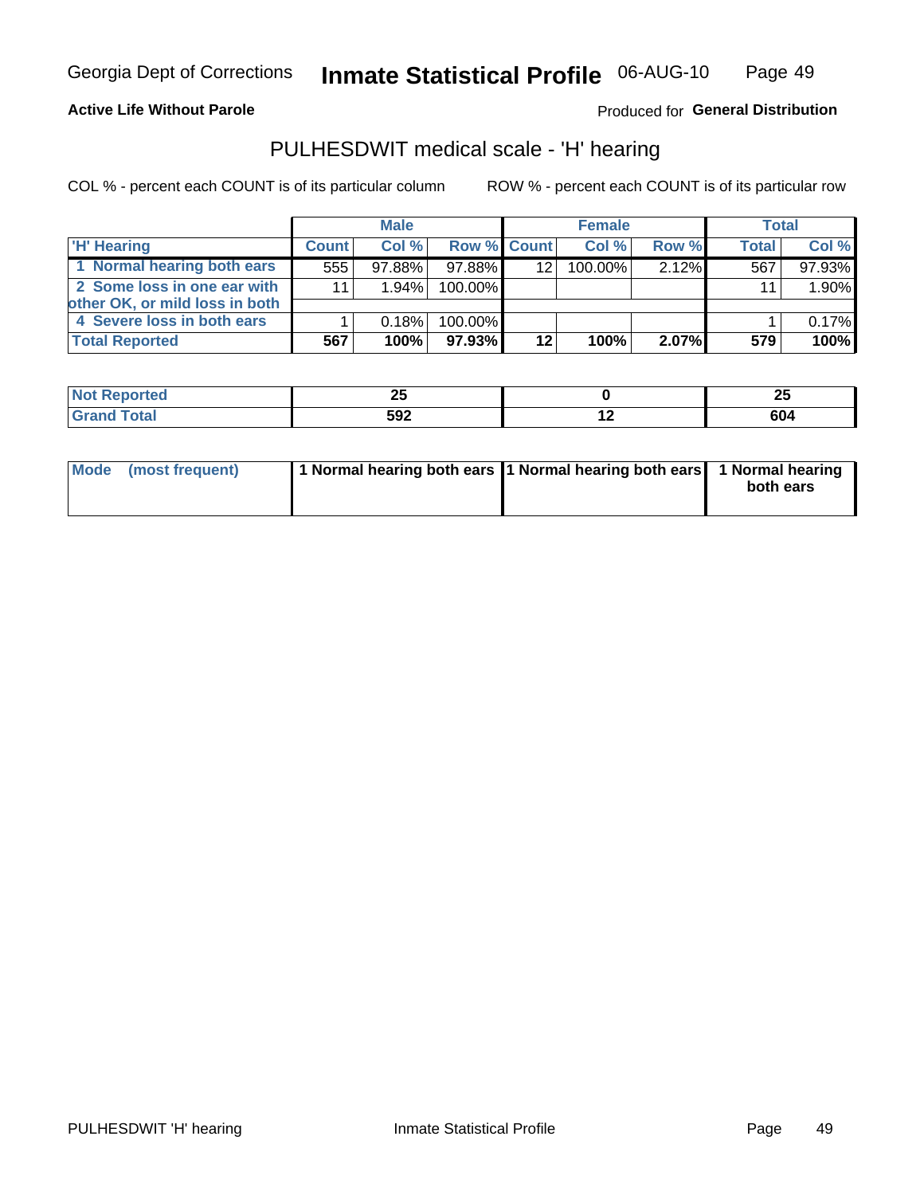Georgia Dept of Corrections **Inmate Statistical Profile** 06-AUG-10

**Active Life Without Parole**

Produced for **General Distribution**

## PULHESDWIT medical scale - 'H' hearing

COL % - percent each COUNT is of its particular column

ROW % - percent each COUNT is of its particular row

| | Male | | | Female | | | Total | |
|---|---|---|---|---|---|---|---|---|
| 'H' Hearing | Count | Col % | Row % | Count | Col % | Row % | Total | Col % |
| 1 Normal hearing both ears | 555 | 97.88% | 97.88% | 12 | 100.00% | 2.12% | 567 | 97.93% |
| 2 Some loss in one ear with other OK, or mild loss in both | 11 | 1.94% | 100.00% | | | | 11 | 1.90% |
| 4 Severe loss in both ears | 1 | 0.18% | 100.00% | | | | 1 | 0.17% |
| **Total Reported** | **567** | **100%** | **97.93%** | **12** | **100%** | **2.07%** | **579** | **100%** |

| | Male | Female | Total |
|---|---|---|---|
| Not Reported | 25 | 0 | 25 |
| Grand Total | 592 | 12 | 604 |

| | Male | Female | Total |
|---|---|---|---|
| Mode (most frequent) | 1 Normal hearing both ears | 1 Normal hearing both ears | 1 Normal hearing both ears |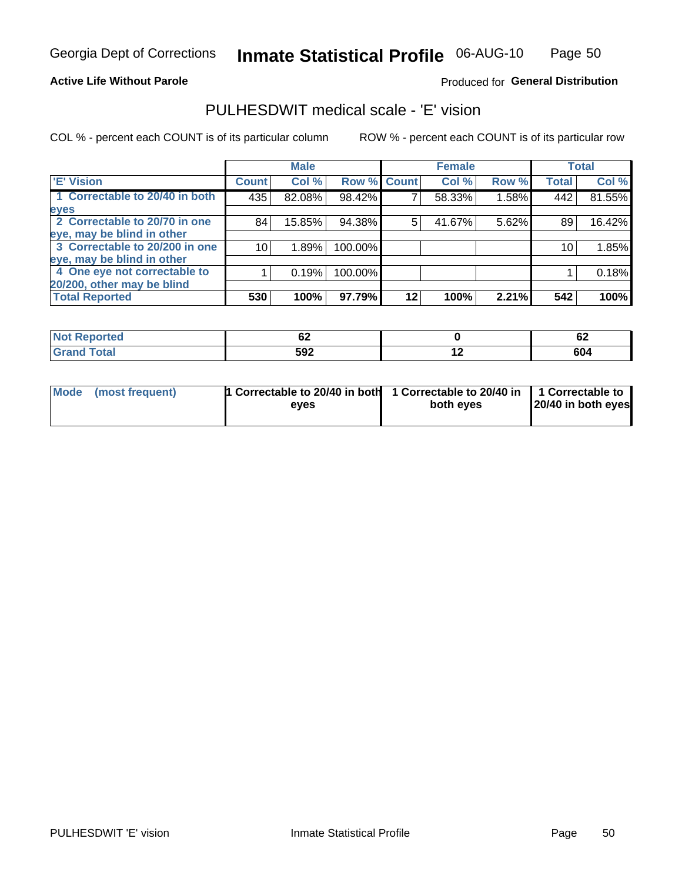Georgia Dept of Corrections **Inmate Statistical Profile** 06-AUG-10

**Active Life Without Parole**

Produced for **General Distribution**

## PULHESDWIT medical scale - 'E' vision

COL % - percent each COUNT is of its particular column

ROW % - percent each COUNT is of its particular row

| | Male | | | Female | | | Total | |
|---|---|---|---|---|---|---|---|---|
| 'E' Vision | Count | Col % | Row % | Count | Col % | Row % | Total | Col % |
| 1 Correctable to 20/40 in both eyes | 435 | 82.08% | 98.42% | 7 | 58.33% | 1.58% | 442 | 81.55% |
| 2 Correctable to 20/70 in one eye, may be blind in other | 84 | 15.85% | 94.38% | 5 | 41.67% | 5.62% | 89 | 16.42% |
| 3 Correctable to 20/200 in one eye, may be blind in other | 10 | 1.89% | 100.00% | | | | 10 | 1.85% |
| 4 One eye not correctable to 20/200, other may be blind | 1 | 0.19% | 100.00% | | | | 1 | 0.18% |
| **Total Reported** | **530** | **100%** | **97.79%** | **12** | **100%** | **2.21%** | **542** | **100%** |

| | Male | Female | Total |
|---|---|---|---|
| Not Reported | 62 | 0 | 62 |
| Grand Total | 592 | 12 | 604 |

| | Male | Female | Total |
|---|---|---|---|
| Mode (most frequent) | 1 Correctable to 20/40 in both eyes | 1 Correctable to 20/40 in both eyes | 1 Correctable to 20/40 in both eyes |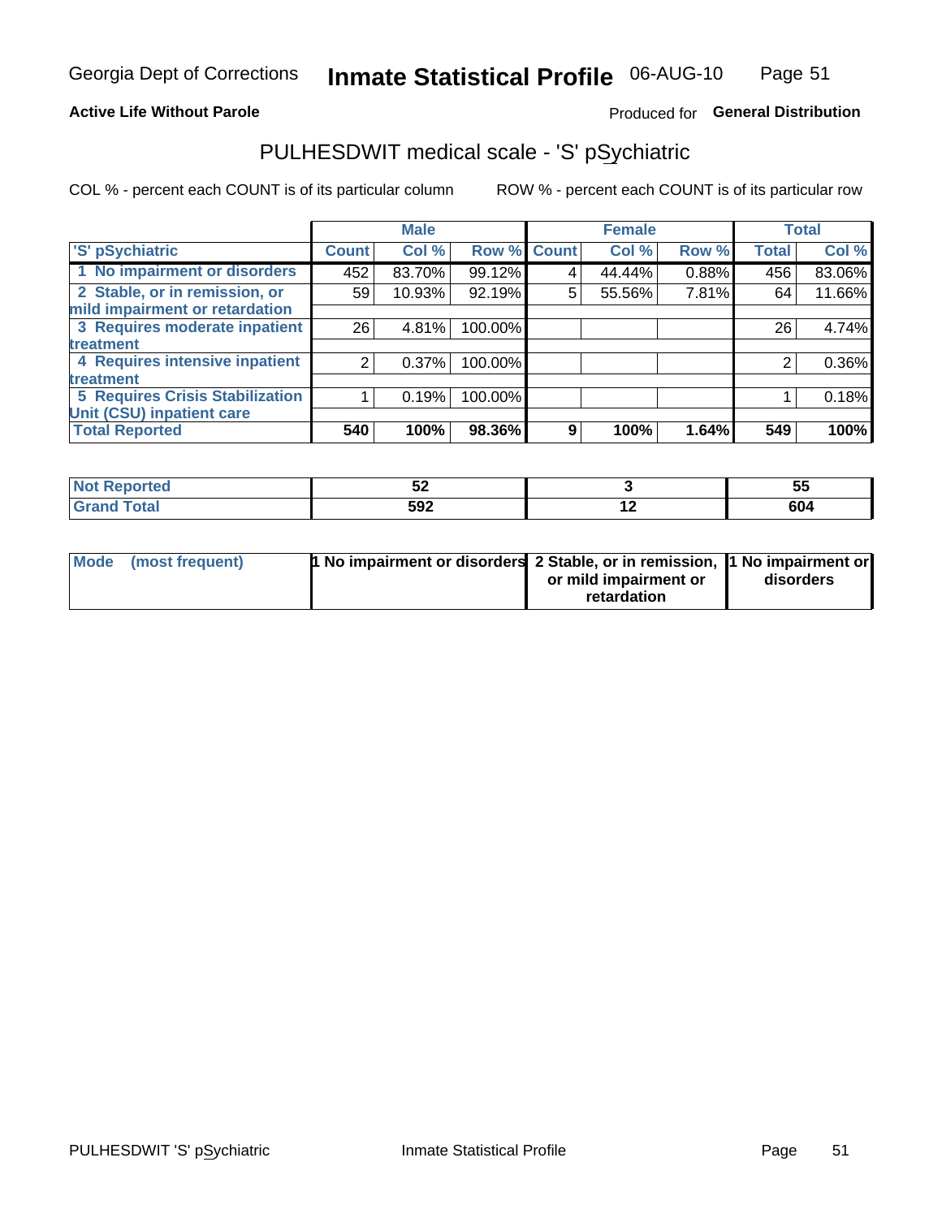Georgia Dept of Corrections **Inmate Statistical Profile** 06-AUG-10

**Active Life Without Parole** Produced for **General Distribution**

## PULHESDWIT medical scale - 'S' pSychiatric

COL % - percent each COUNT is of its particular column ROW % - percent each COUNT is of its particular row

| 'S' pSychiatric | Male | | | Female | | | Total | |
|---|---|---|---|---|---|---|---|---|
| | Count | Col % | Row % | Count | Col % | Row % | Total | Col % |
| 1 No impairment or disorders | 452 | 83.70% | 99.12% | 4 | 44.44% | 0.88% | 456 | 83.06% |
| 2 Stable, or in remission, or mild impairment or retardation | 59 | 10.93% | 92.19% | 5 | 55.56% | 7.81% | 64 | 11.66% |
| 3 Requires moderate inpatient treatment | 26 | 4.81% | 100.00% | | | | 26 | 4.74% |
| 4 Requires intensive inpatient treatment | 2 | 0.37% | 100.00% | | | | 2 | 0.36% |
| 5 Requires Crisis Stabilization Unit (CSU) inpatient care | 1 | 0.19% | 100.00% | | | | 1 | 0.18% |
| **Total Reported** | **540** | **100%** | **98.36%** | **9** | **100%** | **1.64%** | **549** | **100%** |

| | Male | Female | Total |
|---|---|---|---|
| Not Reported | 52 | 3 | 55 |
| Grand Total | 592 | 12 | 604 |

| | Male | Female | Total |
|---|---|---|---|
| Mode (most frequent) | 1 No impairment or disorders | 2 Stable, or in remission, or mild impairment or retardation | 1 No impairment or disorders |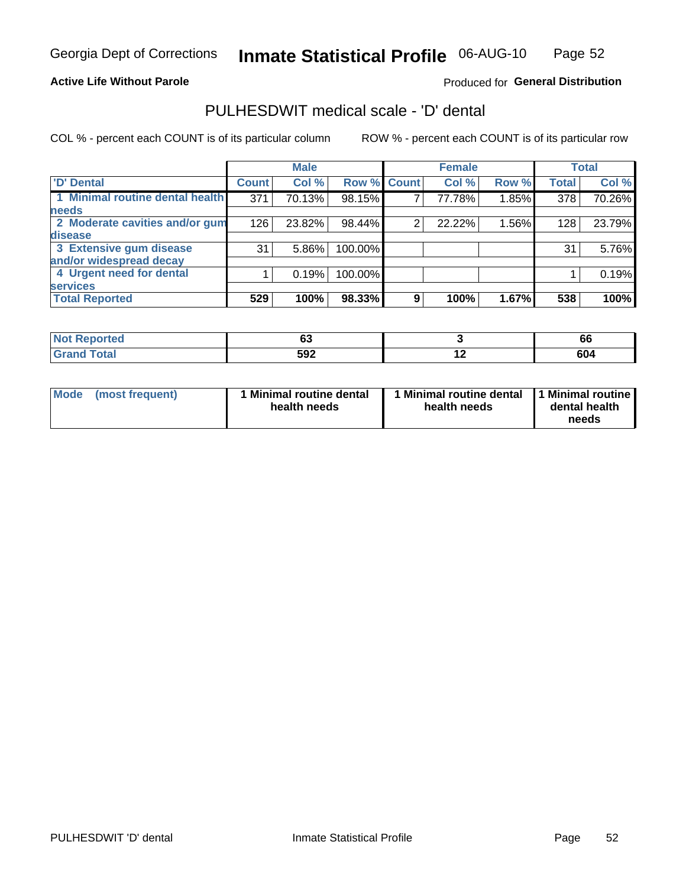Georgia Dept of Corrections **Inmate Statistical Profile** 06-AUG-10

**Active Life Without Parole**

Produced for **General Distribution**

## PULHESDWIT medical scale - 'D' dental

COL % - percent each COUNT is of its particular column

ROW % - percent each COUNT is of its particular row

| | Male | | | Female | | | Total | |
|---|---|---|---|---|---|---|---|---|
| 'D' Dental | Count | Col % | Row % | Count | Col % | Row % | Total | Col % |
| 1 Minimal routine dental health needs | 371 | 70.13% | 98.15% | 7 | 77.78% | 1.85% | 378 | 70.26% |
| 2 Moderate cavities and/or gum disease | 126 | 23.82% | 98.44% | 2 | 22.22% | 1.56% | 128 | 23.79% |
| 3 Extensive gum disease and/or widespread decay | 31 | 5.86% | 100.00% | | | | 31 | 5.76% |
| 4 Urgent need for dental services | 1 | 0.19% | 100.00% | | | | 1 | 0.19% |
| **Total Reported** | **529** | **100%** | **98.33%** | **9** | **100%** | **1.67%** | **538** | **100%** |

| | Male | Female | Total |
|---|---|---|---|
| **Not Reported** | **63** | **3** | **66** |
| **Grand Total** | **592** | **12** | **604** |

| | Male | Female | Total |
|---|---|---|---|
| **Mode (most frequent)** | **1 Minimal routine dental health needs** | **1 Minimal routine dental health needs** | **1 Minimal routine dental health needs** |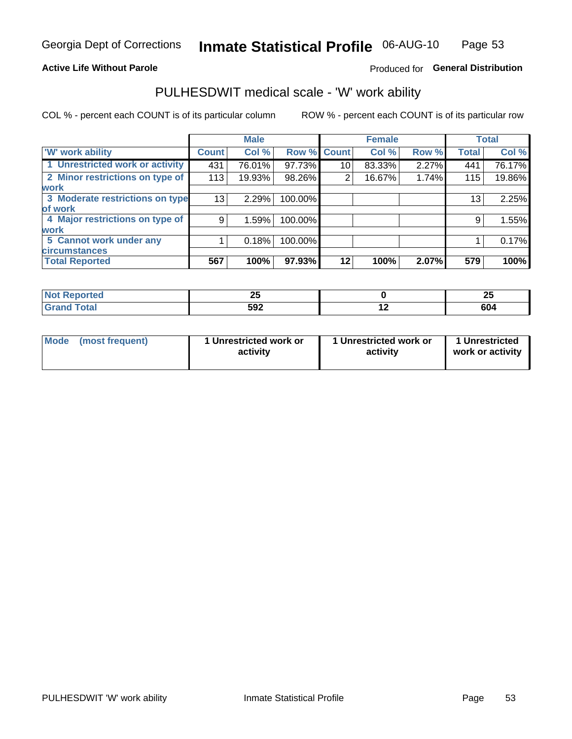Georgia Dept of Corrections **Inmate Statistical Profile** 06-AUG-10

**Active Life Without Parole**

Produced for **General Distribution**

## PULHESDWIT medical scale - 'W' work ability

COL % - percent each COUNT is of its particular column

ROW % - percent each COUNT is of its particular row

| | Male | | | Female | | | Total | |
|---|---|---|---|---|---|---|---|---|
| 'W' work ability | Count | Col % | Row % | Count | Col % | Row % | Total | Col % |
| 1 Unrestricted work or activity | 431 | 76.01% | 97.73% | 10 | 83.33% | 2.27% | 441 | 76.17% |
| 2 Minor restrictions on type of work | 113 | 19.93% | 98.26% | 2 | 16.67% | 1.74% | 115 | 19.86% |
| 3 Moderate restrictions on type of work | 13 | 2.29% | 100.00% | | | | 13 | 2.25% |
| 4 Major restrictions on type of work | 9 | 1.59% | 100.00% | | | | 9 | 1.55% |
| 5 Cannot work under any circumstances | 1 | 0.18% | 100.00% | | | | 1 | 0.17% |
| **Total Reported** | **567** | **100%** | **97.93%** | **12** | **100%** | **2.07%** | **579** | **100%** |

| | Male | Female | Total |
|---|---|---|---|
| Not Reported | 25 | 0 | 25 |
| Grand Total | 592 | 12 | 604 |

| | Male | Female | Total |
|---|---|---|---|
| Mode (most frequent) | 1 Unrestricted work or activity | 1 Unrestricted work or activity | 1 Unrestricted work or activity |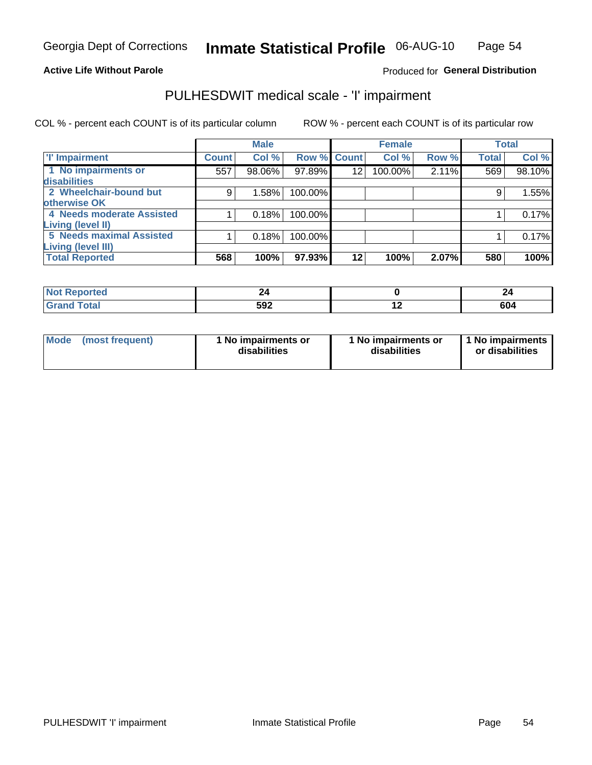Georgia Dept of Corrections **Inmate Statistical Profile** 06-AUG-10

**Active Life Without Parole**

Produced for **General Distribution**

## PULHESDWIT medical scale - 'I' impairment

COL % - percent each COUNT is of its particular column ROW % - percent each COUNT is of its particular row

| | Male | | | Female | | | Total | |
|---|---|---|---|---|---|---|---|---|
| 'I' Impairment | Count | Col % | Row % | Count | Col % | Row % | Total | Col % |
| 1 No impairments or disabilities | 557 | 98.06% | 97.89% | 12 | 100.00% | 2.11% | 569 | 98.10% |
| 2 Wheelchair-bound but otherwise OK | 9 | 1.58% | 100.00% | | | | 9 | 1.55% |
| 4 Needs moderate Assisted Living (level II) | 1 | 0.18% | 100.00% | | | | 1 | 0.17% |
| 5 Needs maximal Assisted Living (level III) | 1 | 0.18% | 100.00% | | | | 1 | 0.17% |
| **Total Reported** | **568** | **100%** | **97.93%** | **12** | **100%** | **2.07%** | **580** | **100%** |

| | Male | Female | Total |
|---|---|---|---|
| Not Reported | 24 | 0 | 24 |
| Grand Total | 592 | 12 | 604 |

| | Male | Female | Total |
|---|---|---|---|
| Mode (most frequent) | 1 No impairments or disabilities | 1 No impairments or disabilities | 1 No impairments or disabilities |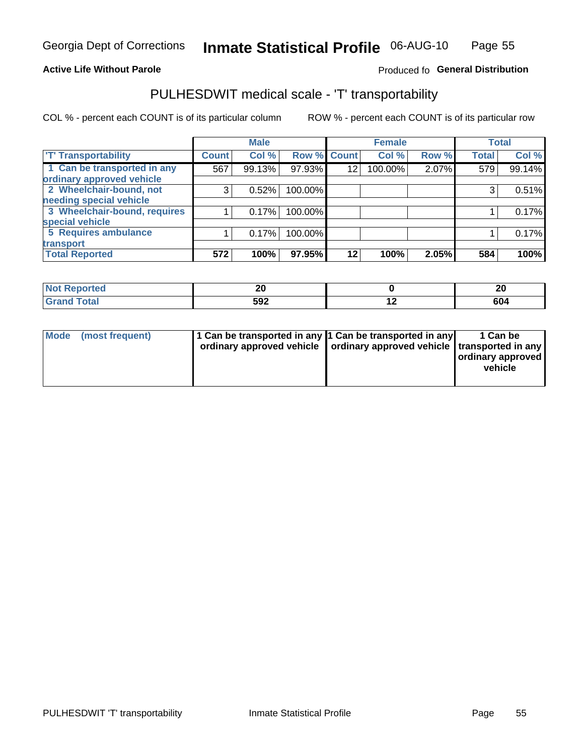Georgia Dept of Corrections **Inmate Statistical Profile** 06-AUG-10

**Active Life Without Parole**

Produced fo **General Distribution**

## PULHESDWIT medical scale - 'T' transportability

COL % - percent each COUNT is of its particular column ROW % - percent each COUNT is of its particular row

| | Male | | | Female | | | Total | |
|---|---|---|---|---|---|---|---|---|
| 'T' Transportability | Count | Col % | Row % | Count | Col % | Row % | Total | Col % |
| 1 Can be transported in any ordinary approved vehicle | 567 | 99.13% | 97.93% | 12 | 100.00% | 2.07% | 579 | 99.14% |
| 2 Wheelchair-bound, not needing special vehicle | 3 | 0.52% | 100.00% | | | | 3 | 0.51% |
| 3 Wheelchair-bound, requires special vehicle | 1 | 0.17% | 100.00% | | | | 1 | 0.17% |
| 5 Requires ambulance transport | 1 | 0.17% | 100.00% | | | | 1 | 0.17% |
| **Total Reported** | **572** | **100%** | **97.95%** | **12** | **100%** | **2.05%** | **584** | **100%** |

| | Male | Female | Total |
|---|---|---|---|
| **Not Reported** | **20** | **0** | **20** |
| **Grand Total** | **592** | **12** | **604** |

| | Male | Female | Total |
|---|---|---|---|
| **Mode (most frequent)** | **1 Can be transported in any ordinary approved vehicle** | **1 Can be transported in any ordinary approved vehicle** | **1 Can be transported in any ordinary approved vehicle** |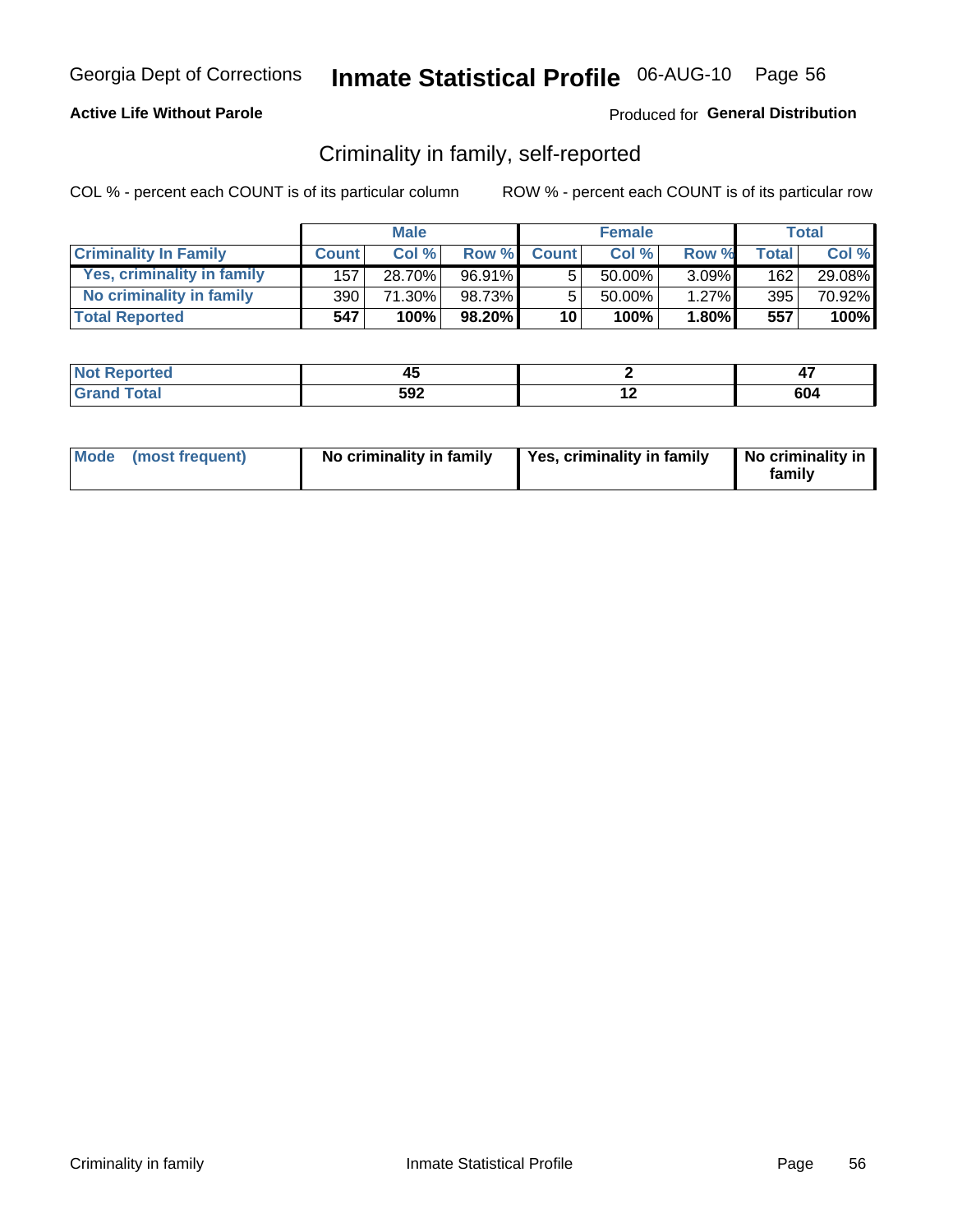Georgia Dept of Corrections **Inmate Statistical Profile** 06-AUG-10

**Active Life Without Parole**

Produced for **General Distribution**

## Criminality in family, self-reported

COL % - percent each COUNT is of its particular column

ROW % - percent each COUNT is of its particular row

| | Male | | | Female | | | Total | |
|---|---|---|---|---|---|---|---|---|
| **Criminality In Family** | **Count** | **Col %** | **Row %** | **Count** | **Col %** | **Row %** | **Total** | **Col %** |
| **Yes, criminality in family** | 157 | 28.70% | 96.91% | 5 | 50.00% | 3.09% | 162 | 29.08% |
| **No criminality in family** | 390 | 71.30% | 98.73% | 5 | 50.00% | 1.27% | 395 | 70.92% |
| **Total Reported** | **547** | **100%** | **98.20%** | **10** | **100%** | **1.80%** | **557** | **100%** |

| | Male | Female | Total |
|---|---|---|---|
| **Not Reported** | **45** | **2** | **47** |
| **Grand Total** | **592** | **12** | **604** |

| | Male | Female | Total |
|---|---|---|---|
| **Mode (most frequent)** | **No criminality in family** | **Yes, criminality in family** | **No criminality in family** |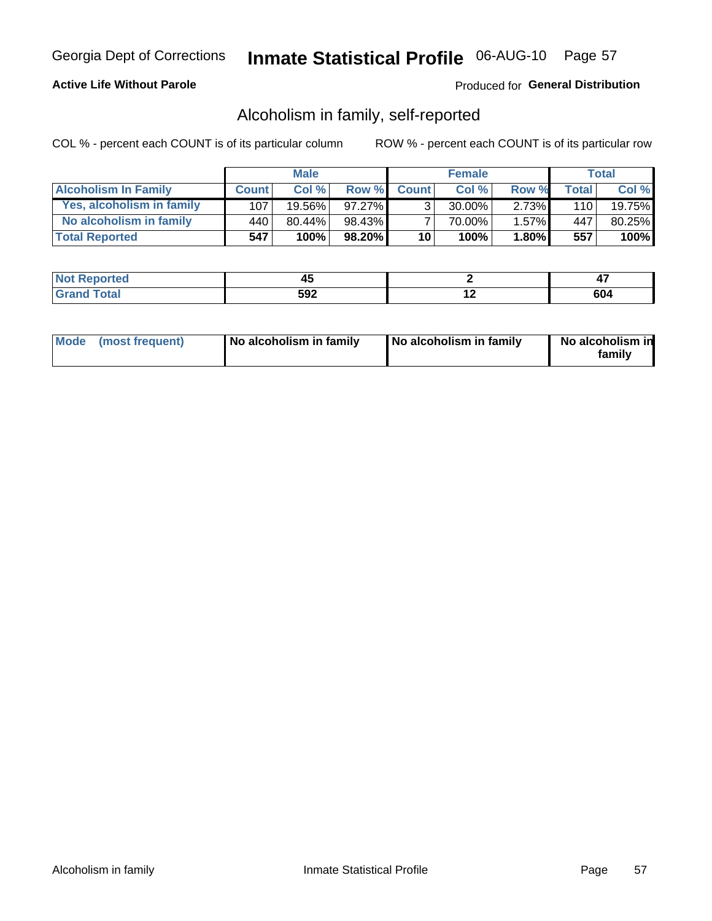Georgia Dept of Corrections **Inmate Statistical Profile** 06-AUG-10

**Active Life Without Parole**

Produced for **General Distribution**

## Alcoholism in family, self-reported

COL % - percent each COUNT is of its particular column

ROW % - percent each COUNT is of its particular row

| | Male | | | Female | | | Total | |
|---|---|---|---|---|---|---|---|---|
| **Alcoholism In Family** | **Count** | **Col %** | **Row %** | **Count** | **Col %** | **Row %** | **Total** | **Col %** |
| **Yes, alcoholism in family** | 107 | 19.56% | 97.27% | 3 | 30.00% | 2.73% | 110 | 19.75% |
| **No alcoholism in family** | 440 | 80.44% | 98.43% | 7 | 70.00% | 1.57% | 447 | 80.25% |
| **Total Reported** | **547** | **100%** | **98.20%** | **10** | **100%** | **1.80%** | **557** | **100%** |

| | Male | Female | Total |
|---|---|---|---|
| **Not Reported** | **45** | **2** | **47** |
| **Grand Total** | **592** | **12** | **604** |

| | Male | Female | Total |
|---|---|---|---|
| **Mode (most frequent)** | **No alcoholism in family** | **No alcoholism in family** | **No alcoholism in family** |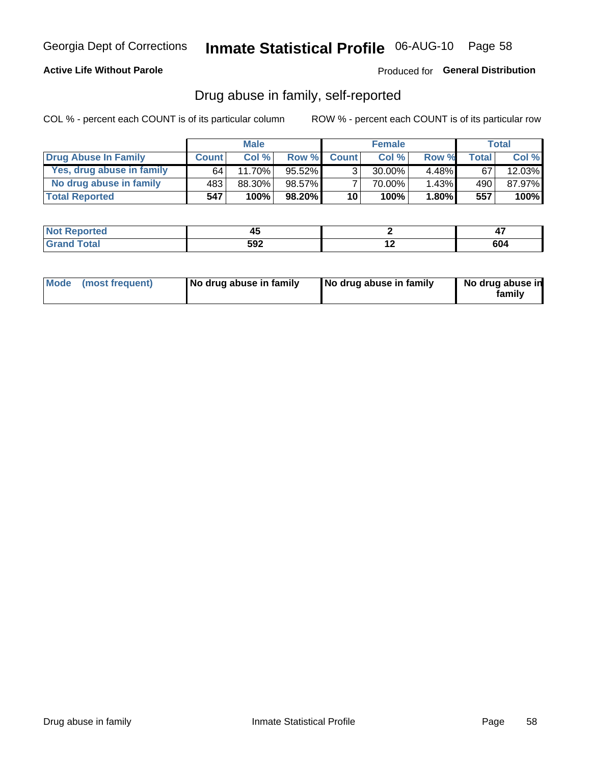Georgia Dept of Corrections **Inmate Statistical Profile** 06-AUG-10

**Active Life Without Parole**

Produced for **General Distribution**

## Drug abuse in family, self-reported

COL % - percent each COUNT is of its particular column

ROW % - percent each COUNT is of its particular row

| | Male | | | Female | | | Total | |
|---|---|---|---|---|---|---|---|---|
| **Drug Abuse In Family** | **Count** | **Col %** | **Row %** | **Count** | **Col %** | **Row %** | **Total** | **Col %** |
| Yes, drug abuse in family | 64 | 11.70% | 95.52% | 3 | 30.00% | 4.48% | 67 | 12.03% |
| No drug abuse in family | 483 | 88.30% | 98.57% | 7 | 70.00% | 1.43% | 490 | 87.97% |
| **Total Reported** | **547** | **100%** | **98.20%** | **10** | **100%** | **1.80%** | **557** | **100%** |

| | Male | Female | Total |
|---|---|---|---|
| **Not Reported** | **45** | **2** | **47** |
| **Grand Total** | **592** | **12** | **604** |

| | Male | Female | Total |
|---|---|---|---|
| **Mode (most frequent)** | **No drug abuse in family** | **No drug abuse in family** | **No drug abuse in family** |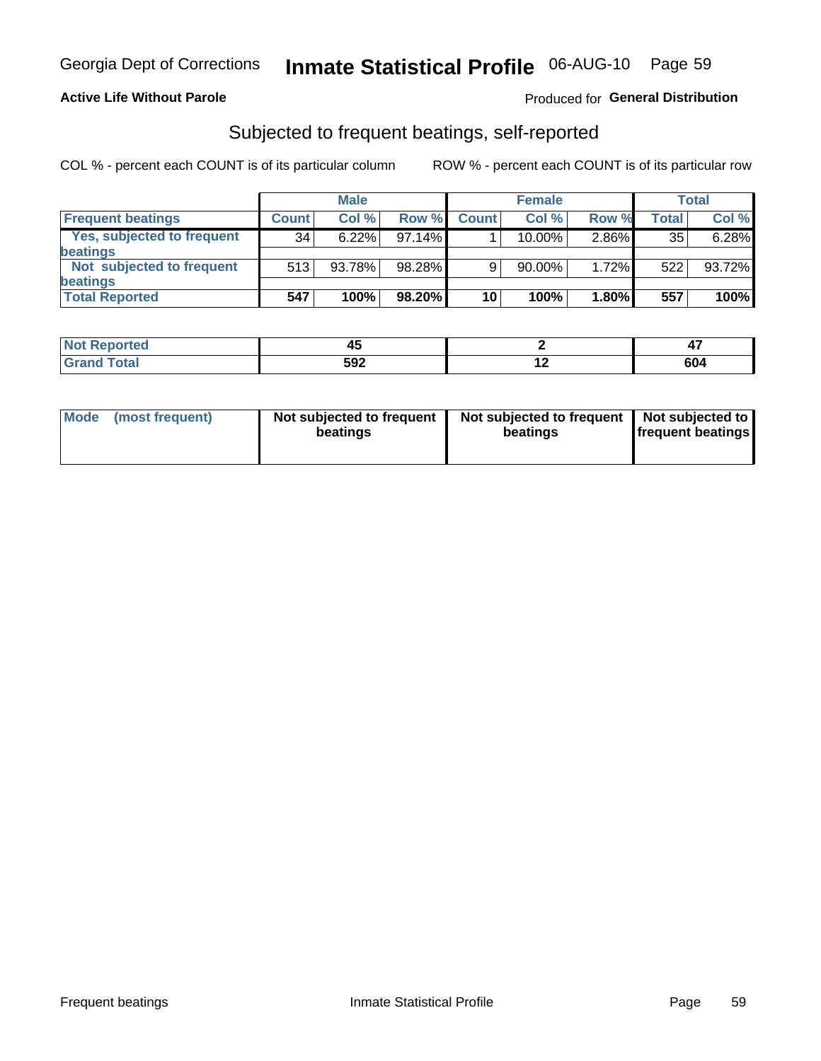Georgia Dept of Corrections **Inmate Statistical Profile** 06-AUG-10

**Active Life Without Parole**

Produced for **General Distribution**

## Subjected to frequent beatings, self-reported

COL % - percent each COUNT is of its particular column

ROW % - percent each COUNT is of its particular row

| | Male | | | Female | | | Total | |
|---|---|---|---|---|---|---|---|---|
| **Frequent beatings** | **Count** | **Col %** | **Row %** | **Count** | **Col %** | **Row %** | **Total** | **Col %** |
| **Yes, subjected to frequent beatings** | 34 | 6.22% | 97.14% | 1 | 10.00% | 2.86% | 35 | 6.28% |
| **Not subjected to frequent beatings** | 513 | 93.78% | 98.28% | 9 | 90.00% | 1.72% | 522 | 93.72% |
| **Total Reported** | **547** | **100%** | **98.20%** | **10** | **100%** | **1.80%** | **557** | **100%** |

| | Male | Female | Total |
|---|---|---|---|
| **Not Reported** | **45** | **2** | **47** |
| **Grand Total** | **592** | **12** | **604** |

| | Male | Female | Total |
|---|---|---|---|
| **Mode (most frequent)** | **Not subjected to frequent beatings** | **Not subjected to frequent beatings** | **Not subjected to frequent beatings** |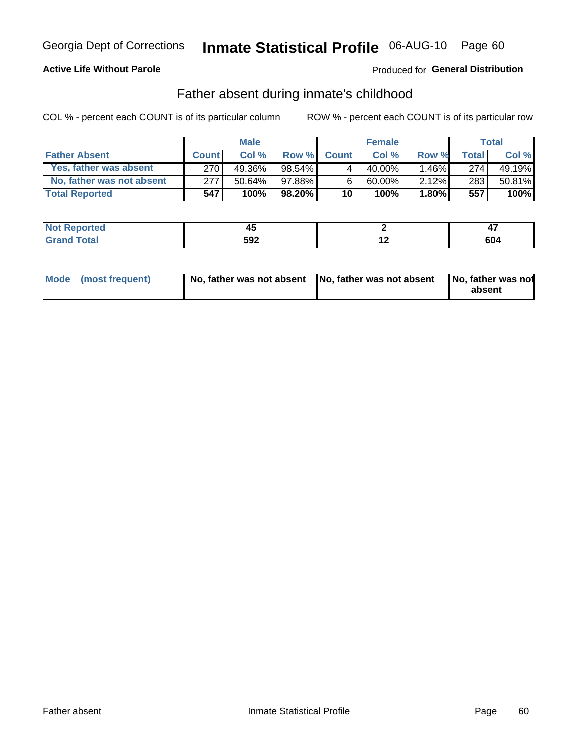Georgia Dept of Corrections **Inmate Statistical Profile** 06-AUG-10

**Active Life Without Parole**

Produced for **General Distribution**

## Father absent during inmate's childhood

COL % - percent each COUNT is of its particular column    ROW % - percent each COUNT is of its particular row

| | Male | | | Female | | | Total | |
|---|---|---|---|---|---|---|---|---|
| **Father Absent** | **Count** | **Col %** | **Row %** | **Count** | **Col %** | **Row %** | **Total** | **Col %** |
| Yes, father was absent | 270 | 49.36% | 98.54% | 4 | 40.00% | 1.46% | 274 | 49.19% |
| No, father was not absent | 277 | 50.64% | 97.88% | 6 | 60.00% | 2.12% | 283 | 50.81% |
| **Total Reported** | **547** | **100%** | **98.20%** | **10** | **100%** | **1.80%** | **557** | **100%** |

| | Male | Female | Total |
|---|---|---|---|
| **Not Reported** | **45** | **2** | **47** |
| **Grand Total** | **592** | **12** | **604** |

| | Male | Female | Total |
|---|---|---|---|
| **Mode (most frequent)** | **No, father was not absent** | **No, father was not absent** | **No, father was not absent** |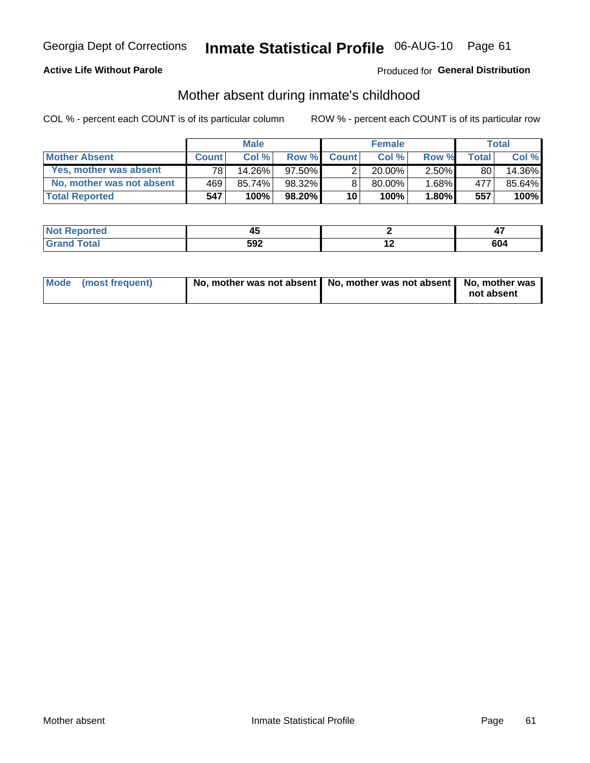Georgia Dept of Corrections **Inmate Statistical Profile** 06-AUG-10 Page 61

**Active Life Without Parole**

Produced for **General Distribution**

## Mother absent during inmate's childhood

COL % - percent each COUNT is of its particular column

ROW % - percent each COUNT is of its particular row

| | Male | | | Female | | | Total | |
|---|---|---|---|---|---|---|---|---|
| **Mother Absent** | **Count** | **Col %** | **Row %** | **Count** | **Col %** | **Row %** | **Total** | **Col %** |
| **Yes, mother was absent** | 78 | 14.26% | 97.50% | 2 | 20.00% | 2.50% | 80 | 14.36% |
| **No, mother was not absent** | 469 | 85.74% | 98.32% | 8 | 80.00% | 1.68% | 477 | 85.64% |
| **Total Reported** | **547** | **100%** | **98.20%** | **10** | **100%** | **1.80%** | **557** | **100%** |

| | Male | Female | Total |
|---|---|---|---|
| **Not Reported** | **45** | **2** | **47** |
| **Grand Total** | **592** | **12** | **604** |

| | Male | Female | Total |
|---|---|---|---|
| **Mode (most frequent)** | **No, mother was not absent** | **No, mother was not absent** | **No, mother was not absent** |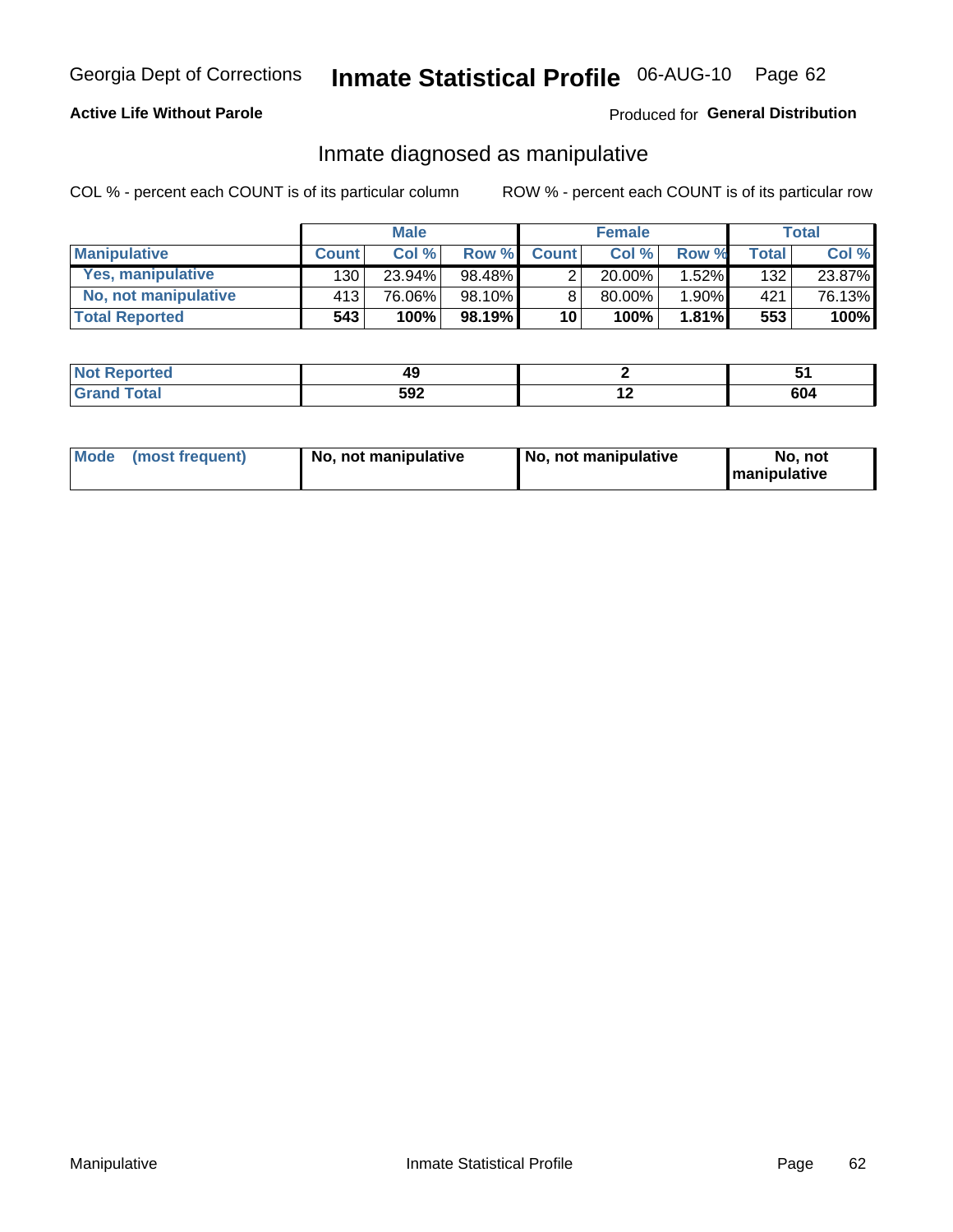Georgia Dept of Corrections **Inmate Statistical Profile** 06-AUG-10

**Active Life Without Parole**

Produced for **General Distribution**

## Inmate diagnosed as manipulative

COL % - percent each COUNT is of its particular column

ROW % - percent each COUNT is of its particular row

| | Male | | | Female | | | Total | |
|---|---|---|---|---|---|---|---|---|
| **Manipulative** | **Count** | **Col %** | **Row %** | **Count** | **Col %** | **Row %** | **Total** | **Col %** |
| **Yes, manipulative** | 130 | 23.94% | 98.48% | 2 | 20.00% | 1.52% | 132 | 23.87% |
| **No, not manipulative** | 413 | 76.06% | 98.10% | 8 | 80.00% | 1.90% | 421 | 76.13% |
| **Total Reported** | **543** | **100%** | **98.19%** | **10** | **100%** | **1.81%** | **553** | **100%** |

| | Male | Female | Total |
|---|---|---|---|
| **Not Reported** | **49** | **2** | **51** |
| **Grand Total** | **592** | **12** | **604** |

| | Male | Female | Total |
|---|---|---|---|
| **Mode (most frequent)** | **No, not manipulative** | **No, not manipulative** | **No, not manipulative** |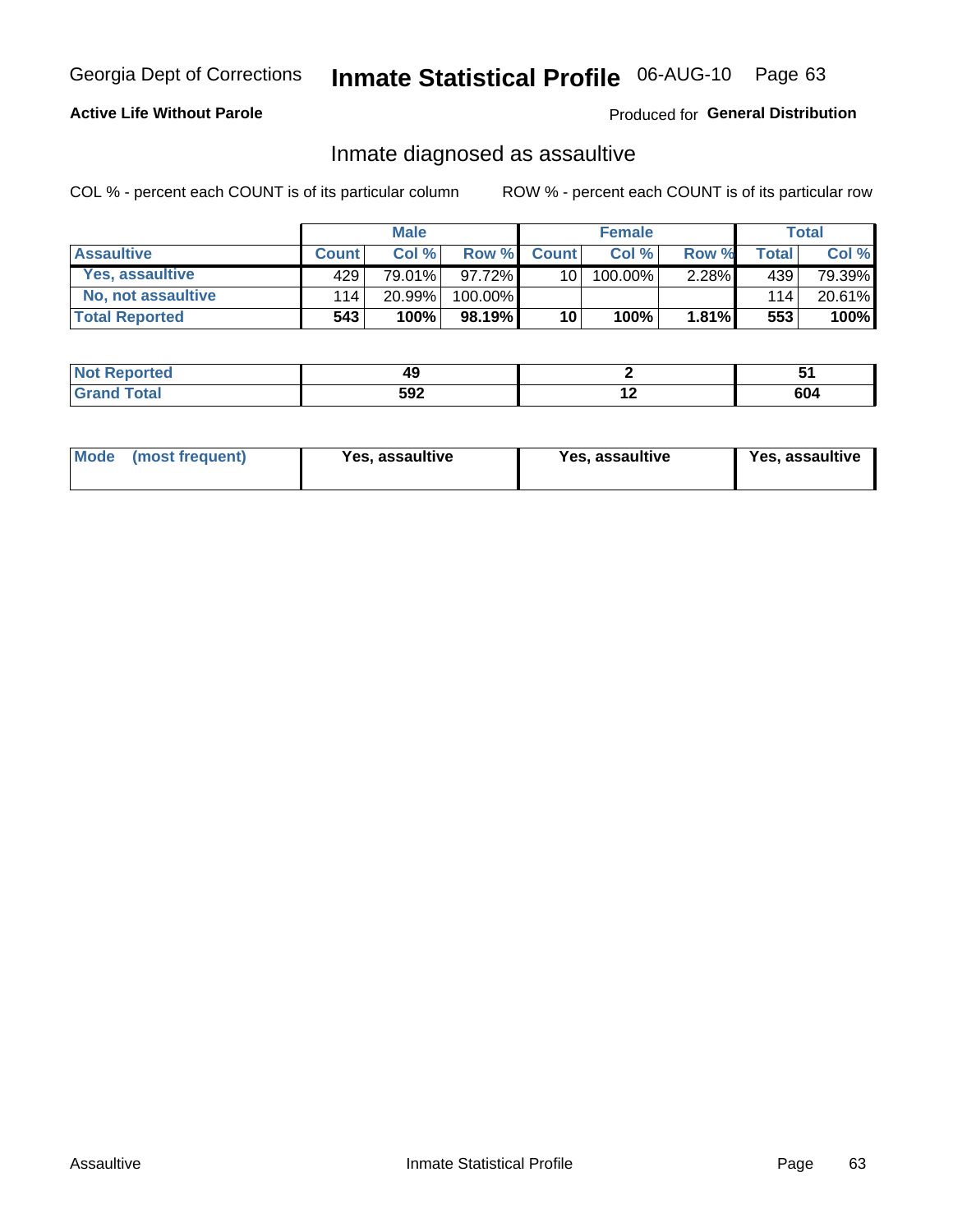Georgia Dept of Corrections **Inmate Statistical Profile** 06-AUG-10

**Active Life Without Parole**

Produced for **General Distribution**

## Inmate diagnosed as assaultive

COL % - percent each COUNT is of its particular column

ROW % - percent each COUNT is of its particular row

| | Male | | | Female | | | Total | |
|---|---|---|---|---|---|---|---|---|
| **Assaultive** | **Count** | **Col %** | **Row %** | **Count** | **Col %** | **Row %** | **Total** | **Col %** |
| **Yes, assaultive** | 429 | 79.01% | 97.72% | 10 | 100.00% | 2.28% | 439 | 79.39% |
| **No, not assaultive** | 114 | 20.99% | 100.00% | | | | 114 | 20.61% |
| **Total Reported** | **543** | **100%** | **98.19%** | **10** | **100%** | **1.81%** | **553** | **100%** |

| | Male | Female | Total |
|---|---|---|---|
| **Not Reported** | **49** | **2** | **51** |
| **Grand Total** | **592** | **12** | **604** |

| | Male | Female | Total |
|---|---|---|---|
| **Mode (most frequent)** | **Yes, assaultive** | **Yes, assaultive** | **Yes, assaultive** |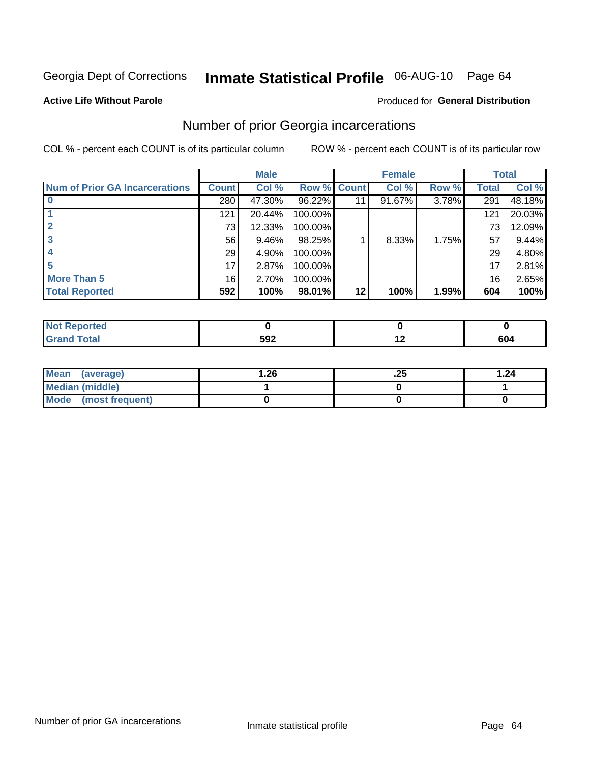Georgia Dept of Corrections **Inmate Statistical Profile** 06-AUG-10

**Active Life Without Parole**

Produced for **General Distribution**

## Number of prior Georgia incarcerations

COL % - percent each COUNT is of its particular column

ROW % - percent each COUNT is of its particular row

| | Male | | | Female | | | Total | |
|---|---|---|---|---|---|---|---|---|
| **Num of Prior GA Incarcerations** | **Count** | **Col %** | **Row %** | **Count** | **Col %** | **Row %** | **Total** | **Col %** |
| **0** | 280 | 47.30% | 96.22% | 11 | 91.67% | 3.78% | 291 | 48.18% |
| **1** | 121 | 20.44% | 100.00% | | | | 121 | 20.03% |
| **2** | 73 | 12.33% | 100.00% | | | | 73 | 12.09% |
| **3** | 56 | 9.46% | 98.25% | 1 | 8.33% | 1.75% | 57 | 9.44% |
| **4** | 29 | 4.90% | 100.00% | | | | 29 | 4.80% |
| **5** | 17 | 2.87% | 100.00% | | | | 17 | 2.81% |
| **More Than 5** | 16 | 2.70% | 100.00% | | | | 16 | 2.65% |
| **Total Reported** | **592** | **100%** | **98.01%** | **12** | **100%** | **1.99%** | **604** | **100%** |

| | Male | Female | Total |
|---|---|---|---|
| **Not Reported** | **0** | **0** | **0** |
| **Grand Total** | **592** | **12** | **604** |

| | Male | Female | Total |
|---|---|---|---|
| **Mean (average)** | **1.26** | **.25** | **1.24** |
| **Median (middle)** | **1** | **0** | **1** |
| **Mode (most frequent)** | **0** | **0** | **0** |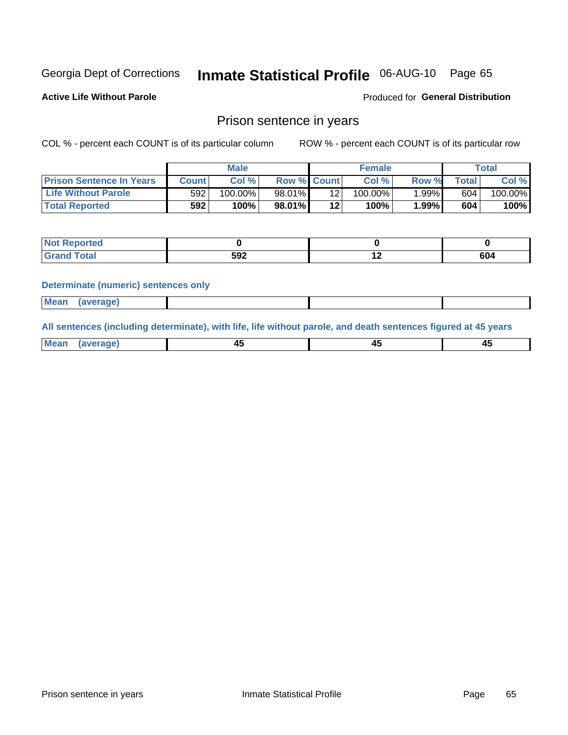Georgia Dept of Corrections **Inmate Statistical Profile** 06-AUG-10 Page 65

**Active Life Without Parole**

Produced for **General Distribution**

## Prison sentence in years

COL % - percent each COUNT is of its particular column

ROW % - percent each COUNT is of its particular row

| | Male | | | Female | | | Total | |
|---|---|---|---|---|---|---|---|---|
| **Prison Sentence In Years** | **Count** | **Col %** | **Row %** | **Count** | **Col %** | **Row %** | **Total** | **Col %** |
| **Life Without Parole** | 592 | 100.00% | 98.01% | 12 | 100.00% | 1.99% | 604 | 100.00% |
| **Total Reported** | **592** | **100%** | **98.01%** | **12** | **100%** | **1.99%** | **604** | **100%** |

| | Male | Female | Total |
|---|---|---|---|
| **Not Reported** | **0** | **0** | **0** |
| **Grand Total** | **592** | **12** | **604** |

**Determinate (numeric) sentences only**

| | Male | Female | Total |
|---|---|---|---|
| **Mean (average)** | | | |

**All sentences (including determinate), with life, life without parole, and death sentences figured at 45 years**

| | Male | Female | Total |
|---|---|---|---|
| **Mean (average)** | **45** | **45** | **45** |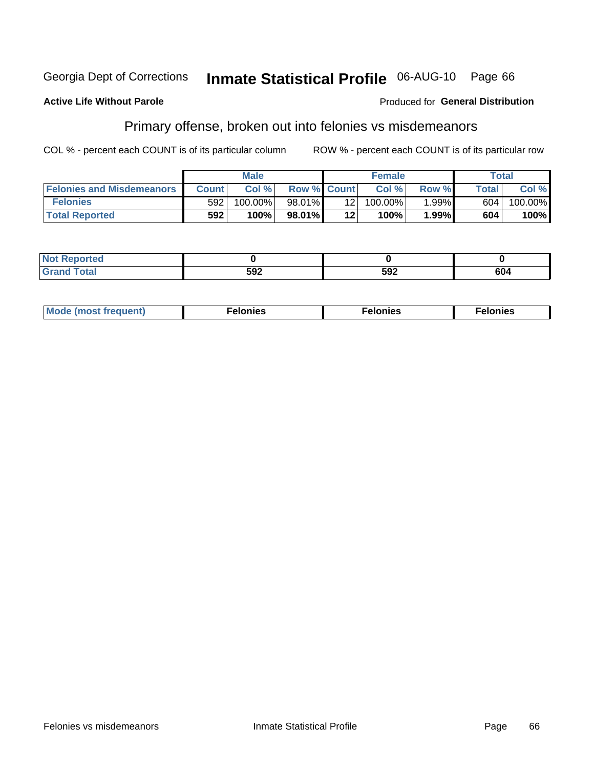Georgia Dept of Corrections **Inmate Statistical Profile** 06-AUG-10 Page 66

**Active Life Without Parole**

Produced for **General Distribution**

## Primary offense, broken out into felonies vs misdemeanors

COL % - percent each COUNT is of its particular column

ROW % - percent each COUNT is of its particular row

| | Male | | | Female | | | Total | |
|---|---|---|---|---|---|---|---|---|
| **Felonies and Misdemeanors** | **Count** | **Col %** | **Row %** | **Count** | **Col %** | **Row %** | **Total** | **Col %** |
| **Felonies** | 592 | 100.00% | 98.01% | 12 | 100.00% | 1.99% | 604 | 100.00% |
| **Total Reported** | **592** | **100%** | **98.01%** | **12** | **100%** | **1.99%** | **604** | **100%** |

| | | | |
|---|---|---|---|
| **Not Reported** | **0** | **0** | **0** |
| **Grand Total** | **592** | **592** | **604** |

| | | | |
|---|---|---|---|
| **Mode (most frequent)** | **Felonies** | **Felonies** | **Felonies** |

Felonies vs misdemeanors Inmate Statistical Profile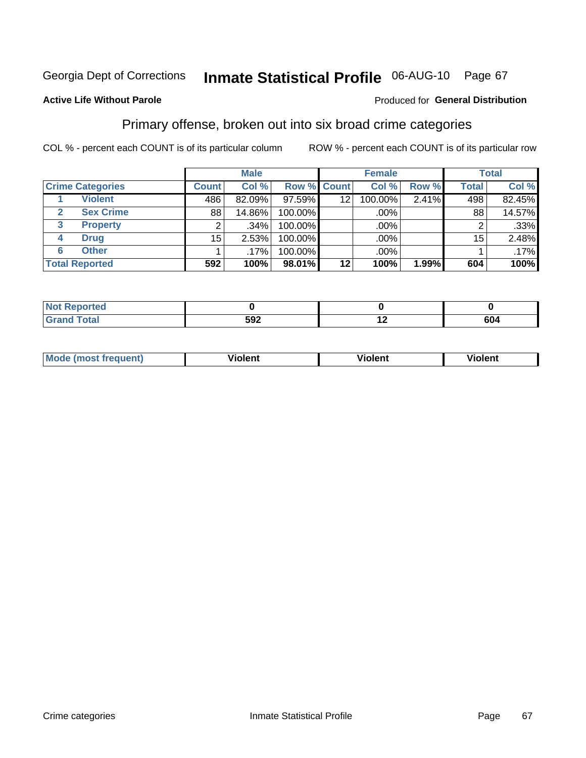Georgia Dept of Corrections **Inmate Statistical Profile** 06-AUG-10

**Active Life Without Parole**

Produced for **General Distribution**

## Primary offense, broken out into six broad crime categories

COL % - percent each COUNT is of its particular column

ROW % - percent each COUNT is of its particular row

| Crime Categories | | Male | | | Female | | | Total | |
|---|---|---|---|---|---|---|---|---|---|
| | | Count | Col % | Row % | Count | Col % | Row % | Total | Col % |
| 1 | Violent | 486 | 82.09% | 97.59% | 12 | 100.00% | 2.41% | 498 | 82.45% |
| 2 | Sex Crime | 88 | 14.86% | 100.00% | | .00% | | 88 | 14.57% |
| 3 | Property | 2 | .34% | 100.00% | | .00% | | 2 | .33% |
| 4 | Drug | 15 | 2.53% | 100.00% | | .00% | | 15 | 2.48% |
| 6 | Other | 1 | .17% | 100.00% | | .00% | | 1 | .17% |
| **Total Reported** | | **592** | **100%** | **98.01%** | **12** | **100%** | **1.99%** | **604** | **100%** |

| | Male | Female | Total |
|---|---|---|---|
| Not Reported | **0** | **0** | **0** |
| Grand Total | **592** | **12** | **604** |

| | Male | Female | Total |
|---|---|---|---|
| Mode (most frequent) | **Violent** | **Violent** | **Violent** |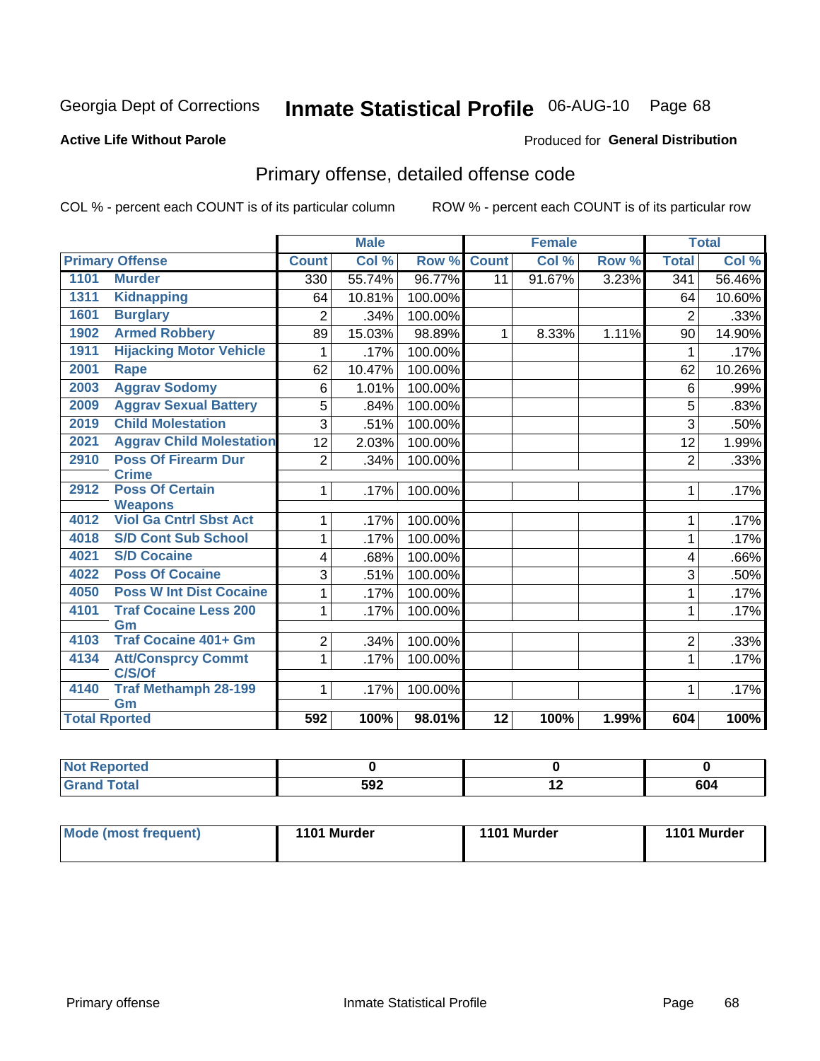Georgia Dept of Corrections **Inmate Statistical Profile** 06-AUG-10

**Active Life Without Parole**

Produced for **General Distribution**

## Primary offense, detailed offense code

COL % - percent each COUNT is of its particular column

ROW % - percent each COUNT is of its particular row

| | | Male | | | Female | | | Total | |
|---|---|---|---|---|---|---|---|---|---|
| **Primary Offense** | | **Count** | **Col %** | **Row %** | **Count** | **Col %** | **Row %** | **Total** | **Col %** |
| 1101 | Murder | 330 | 55.74% | 96.77% | 11 | 91.67% | 3.23% | 341 | 56.46% |
| 1311 | Kidnapping | 64 | 10.81% | 100.00% | | | | 64 | 10.60% |
| 1601 | Burglary | 2 | .34% | 100.00% | | | | 2 | .33% |
| 1902 | Armed Robbery | 89 | 15.03% | 98.89% | 1 | 8.33% | 1.11% | 90 | 14.90% |
| 1911 | Hijacking Motor Vehicle | 1 | .17% | 100.00% | | | | 1 | .17% |
| 2001 | Rape | 62 | 10.47% | 100.00% | | | | 62 | 10.26% |
| 2003 | Aggrav Sodomy | 6 | 1.01% | 100.00% | | | | 6 | .99% |
| 2009 | Aggrav Sexual Battery | 5 | .84% | 100.00% | | | | 5 | .83% |
| 2019 | Child Molestation | 3 | .51% | 100.00% | | | | 3 | .50% |
| 2021 | Aggrav Child Molestation | 12 | 2.03% | 100.00% | | | | 12 | 1.99% |
| 2910 | Poss Of Firearm Dur Crime | 2 | .34% | 100.00% | | | | 2 | .33% |
| 2912 | Poss Of Certain Weapons | 1 | .17% | 100.00% | | | | 1 | .17% |
| 4012 | Viol Ga Cntrl Sbst Act | 1 | .17% | 100.00% | | | | 1 | .17% |
| 4018 | S/D Cont Sub School | 1 | .17% | 100.00% | | | | 1 | .17% |
| 4021 | S/D Cocaine | 4 | .68% | 100.00% | | | | 4 | .66% |
| 4022 | Poss Of Cocaine | 3 | .51% | 100.00% | | | | 3 | .50% |
| 4050 | Poss W Int Dist Cocaine | 1 | .17% | 100.00% | | | | 1 | .17% |
| 4101 | Traf Cocaine Less 200 Gm | 1 | .17% | 100.00% | | | | 1 | .17% |
| 4103 | Traf Cocaine 401+ Gm | 2 | .34% | 100.00% | | | | 2 | .33% |
| 4134 | Att/Consprcy Commt C/S/Of | 1 | .17% | 100.00% | | | | 1 | .17% |
| 4140 | Traf Methamph 28-199 Gm | 1 | .17% | 100.00% | | | | 1 | .17% |
| **Total Rported** | | **592** | **100%** | **98.01%** | **12** | **100%** | **1.99%** | **604** | **100%** |

| | Male | Female | Total |
|---|---|---|---|
| Not Reported | 0 | 0 | 0 |
| Grand Total | 592 | 12 | 604 |

| | Male | Female | Total |
|---|---|---|---|
| Mode (most frequent) | 1101 Murder | 1101 Murder | 1101 Murder |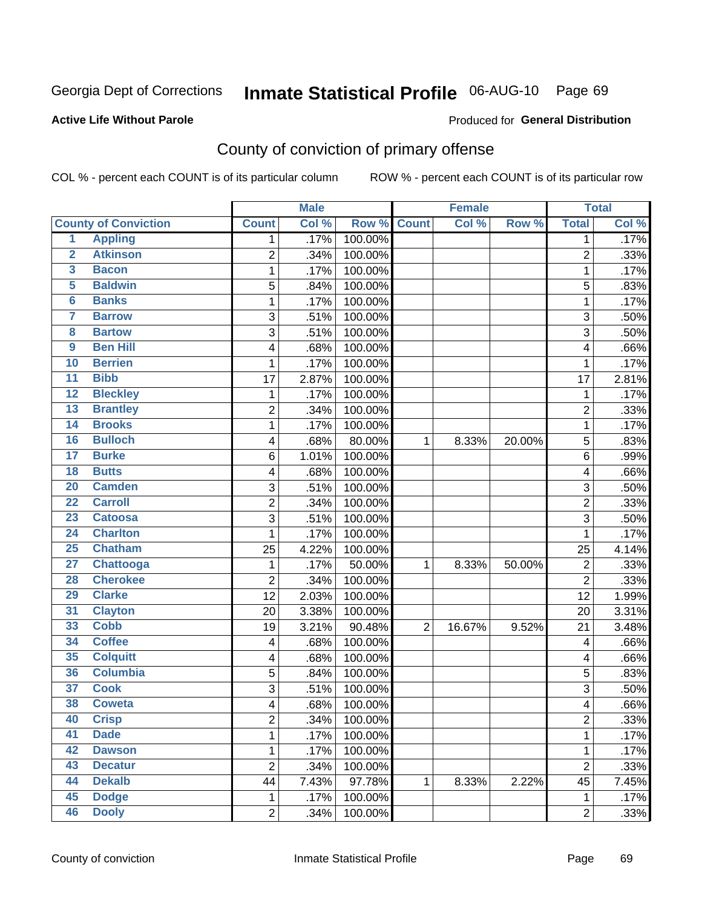Georgia Dept of Corrections **Inmate Statistical Profile** 06-AUG-10 Page 69

**Active Life Without Parole**

Produced for **General Distribution**

## County of conviction of primary offense

COL % - percent each COUNT is of its particular column ROW % - percent each COUNT is of its particular row

| County of Conviction | | Male | | | Female | | | Total | |
|---|---|---|---|---|---|---|---|---|---|
| | | Count | Col % | Row % | Count | Col % | Row % | Total | Col % |
| 1 | Appling | 1 | .17% | 100.00% | | | | 1 | .17% |
| 2 | Atkinson | 2 | .34% | 100.00% | | | | 2 | .33% |
| 3 | Bacon | 1 | .17% | 100.00% | | | | 1 | .17% |
| 5 | Baldwin | 5 | .84% | 100.00% | | | | 5 | .83% |
| 6 | Banks | 1 | .17% | 100.00% | | | | 1 | .17% |
| 7 | Barrow | 3 | .51% | 100.00% | | | | 3 | .50% |
| 8 | Bartow | 3 | .51% | 100.00% | | | | 3 | .50% |
| 9 | Ben Hill | 4 | .68% | 100.00% | | | | 4 | .66% |
| 10 | Berrien | 1 | .17% | 100.00% | | | | 1 | .17% |
| 11 | Bibb | 17 | 2.87% | 100.00% | | | | 17 | 2.81% |
| 12 | Bleckley | 1 | .17% | 100.00% | | | | 1 | .17% |
| 13 | Brantley | 2 | .34% | 100.00% | | | | 2 | .33% |
| 14 | Brooks | 1 | .17% | 100.00% | | | | 1 | .17% |
| 16 | Bulloch | 4 | .68% | 80.00% | 1 | 8.33% | 20.00% | 5 | .83% |
| 17 | Burke | 6 | 1.01% | 100.00% | | | | 6 | .99% |
| 18 | Butts | 4 | .68% | 100.00% | | | | 4 | .66% |
| 20 | Camden | 3 | .51% | 100.00% | | | | 3 | .50% |
| 22 | Carroll | 2 | .34% | 100.00% | | | | 2 | .33% |
| 23 | Catoosa | 3 | .51% | 100.00% | | | | 3 | .50% |
| 24 | Charlton | 1 | .17% | 100.00% | | | | 1 | .17% |
| 25 | Chatham | 25 | 4.22% | 100.00% | | | | 25 | 4.14% |
| 27 | Chattooga | 1 | .17% | 50.00% | 1 | 8.33% | 50.00% | 2 | .33% |
| 28 | Cherokee | 2 | .34% | 100.00% | | | | 2 | .33% |
| 29 | Clarke | 12 | 2.03% | 100.00% | | | | 12 | 1.99% |
| 31 | Clayton | 20 | 3.38% | 100.00% | | | | 20 | 3.31% |
| 33 | Cobb | 19 | 3.21% | 90.48% | 2 | 16.67% | 9.52% | 21 | 3.48% |
| 34 | Coffee | 4 | .68% | 100.00% | | | | 4 | .66% |
| 35 | Colquitt | 4 | .68% | 100.00% | | | | 4 | .66% |
| 36 | Columbia | 5 | .84% | 100.00% | | | | 5 | .83% |
| 37 | Cook | 3 | .51% | 100.00% | | | | 3 | .50% |
| 38 | Coweta | 4 | .68% | 100.00% | | | | 4 | .66% |
| 40 | Crisp | 2 | .34% | 100.00% | | | | 2 | .33% |
| 41 | Dade | 1 | .17% | 100.00% | | | | 1 | .17% |
| 42 | Dawson | 1 | .17% | 100.00% | | | | 1 | .17% |
| 43 | Decatur | 2 | .34% | 100.00% | | | | 2 | .33% |
| 44 | Dekalb | 44 | 7.43% | 97.78% | 1 | 8.33% | 2.22% | 45 | 7.45% |
| 45 | Dodge | 1 | .17% | 100.00% | | | | 1 | .17% |
| 46 | Dooly | 2 | .34% | 100.00% | | | | 2 | .33% |

County of conviction Inmate Statistical Profile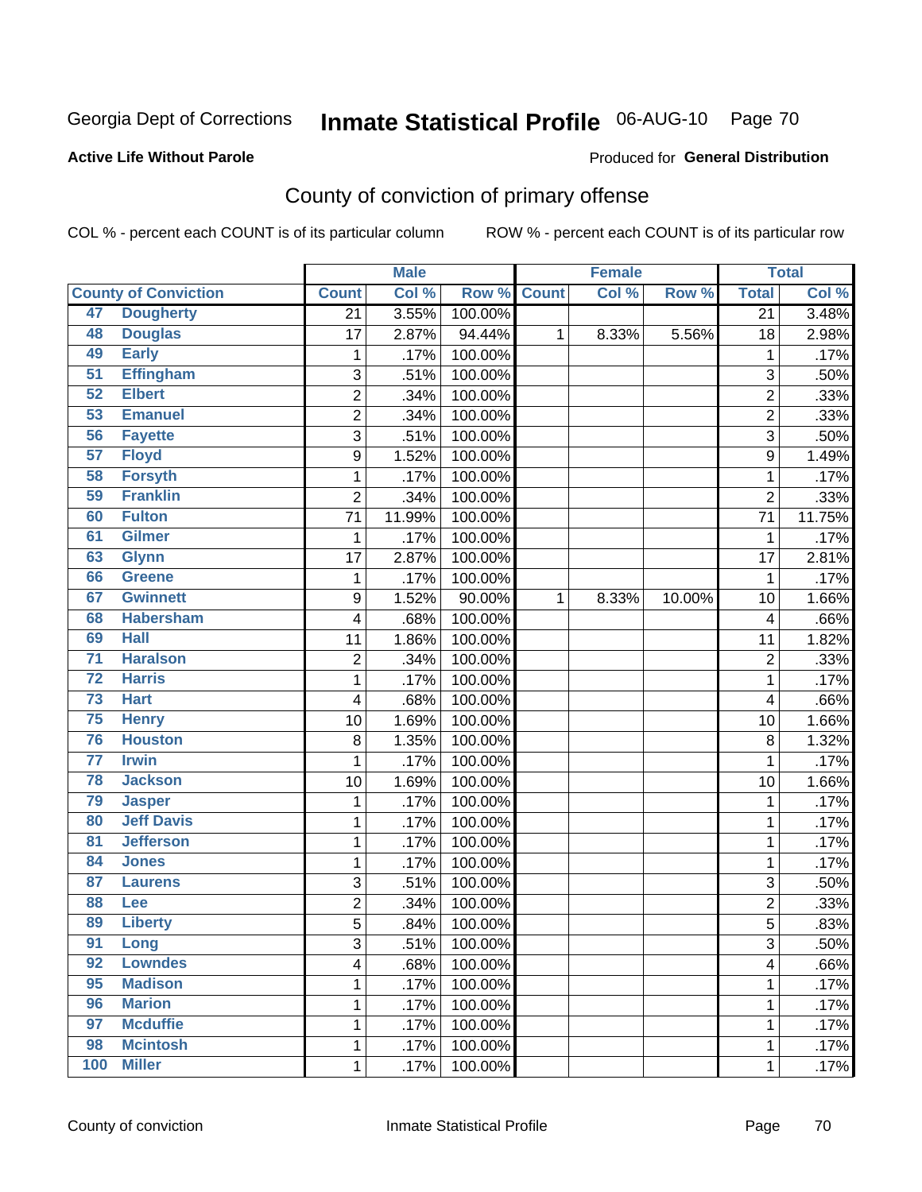Georgia Dept of Corrections **Inmate Statistical Profile** 06-AUG-10 Page 70

**Active Life Without Parole**

Produced for **General Distribution**

## County of conviction of primary offense

COL % - percent each COUNT is of its particular column ROW % - percent each COUNT is of its particular row

| County of Conviction | | Male | | | Female | | | Total | |
|---|---|---|---|---|---|---|---|---|---|
| | | Count | Col % | Row % | Count | Col % | Row % | Total | Col % |
| 47 | Dougherty | 21 | 3.55% | 100.00% | | | | 21 | 3.48% |
| 48 | Douglas | 17 | 2.87% | 94.44% | 1 | 8.33% | 5.56% | 18 | 2.98% |
| 49 | Early | 1 | .17% | 100.00% | | | | 1 | .17% |
| 51 | Effingham | 3 | .51% | 100.00% | | | | 3 | .50% |
| 52 | Elbert | 2 | .34% | 100.00% | | | | 2 | .33% |
| 53 | Emanuel | 2 | .34% | 100.00% | | | | 2 | .33% |
| 56 | Fayette | 3 | .51% | 100.00% | | | | 3 | .50% |
| 57 | Floyd | 9 | 1.52% | 100.00% | | | | 9 | 1.49% |
| 58 | Forsyth | 1 | .17% | 100.00% | | | | 1 | .17% |
| 59 | Franklin | 2 | .34% | 100.00% | | | | 2 | .33% |
| 60 | Fulton | 71 | 11.99% | 100.00% | | | | 71 | 11.75% |
| 61 | Gilmer | 1 | .17% | 100.00% | | | | 1 | .17% |
| 63 | Glynn | 17 | 2.87% | 100.00% | | | | 17 | 2.81% |
| 66 | Greene | 1 | .17% | 100.00% | | | | 1 | .17% |
| 67 | Gwinnett | 9 | 1.52% | 90.00% | 1 | 8.33% | 10.00% | 10 | 1.66% |
| 68 | Habersham | 4 | .68% | 100.00% | | | | 4 | .66% |
| 69 | Hall | 11 | 1.86% | 100.00% | | | | 11 | 1.82% |
| 71 | Haralson | 2 | .34% | 100.00% | | | | 2 | .33% |
| 72 | Harris | 1 | .17% | 100.00% | | | | 1 | .17% |
| 73 | Hart | 4 | .68% | 100.00% | | | | 4 | .66% |
| 75 | Henry | 10 | 1.69% | 100.00% | | | | 10 | 1.66% |
| 76 | Houston | 8 | 1.35% | 100.00% | | | | 8 | 1.32% |
| 77 | Irwin | 1 | .17% | 100.00% | | | | 1 | .17% |
| 78 | Jackson | 10 | 1.69% | 100.00% | | | | 10 | 1.66% |
| 79 | Jasper | 1 | .17% | 100.00% | | | | 1 | .17% |
| 80 | Jeff Davis | 1 | .17% | 100.00% | | | | 1 | .17% |
| 81 | Jefferson | 1 | .17% | 100.00% | | | | 1 | .17% |
| 84 | Jones | 1 | .17% | 100.00% | | | | 1 | .17% |
| 87 | Laurens | 3 | .51% | 100.00% | | | | 3 | .50% |
| 88 | Lee | 2 | .34% | 100.00% | | | | 2 | .33% |
| 89 | Liberty | 5 | .84% | 100.00% | | | | 5 | .83% |
| 91 | Long | 3 | .51% | 100.00% | | | | 3 | .50% |
| 92 | Lowndes | 4 | .68% | 100.00% | | | | 4 | .66% |
| 95 | Madison | 1 | .17% | 100.00% | | | | 1 | .17% |
| 96 | Marion | 1 | .17% | 100.00% | | | | 1 | .17% |
| 97 | Mcduffie | 1 | .17% | 100.00% | | | | 1 | .17% |
| 98 | Mcintosh | 1 | .17% | 100.00% | | | | 1 | .17% |
| 100 | Miller | 1 | .17% | 100.00% | | | | 1 | .17% |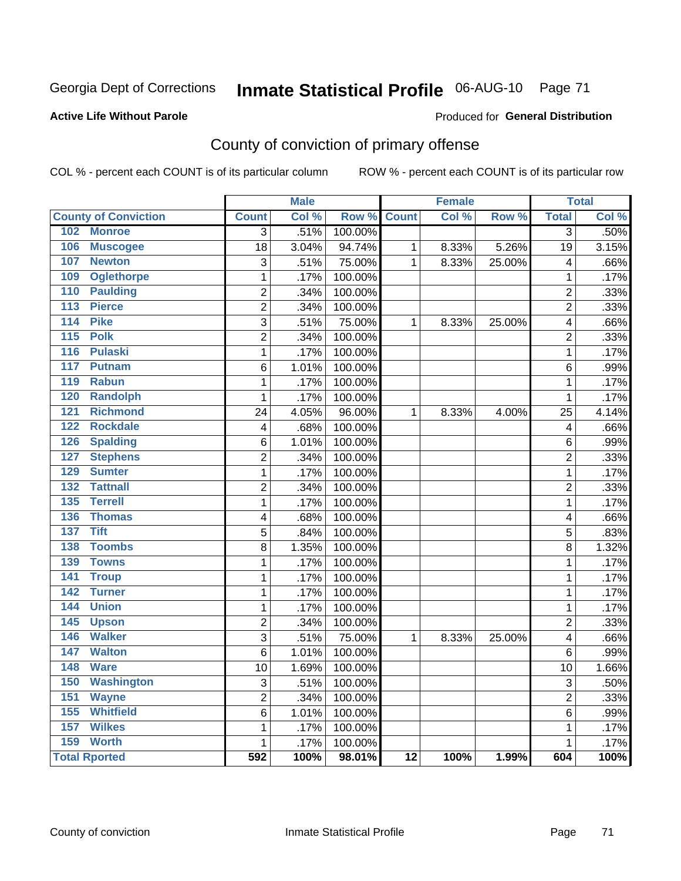Georgia Dept of Corrections **Inmate Statistical Profile** 06-AUG-10

**Active Life Without Parole**

Produced for **General Distribution**

## County of conviction of primary offense

COL % - percent each COUNT is of its particular column ROW % - percent each COUNT is of its particular row

| | Male | | | Female | | | Total | |
|---|---|---|---|---|---|---|---|---|
| **County of Conviction** | **Count** | **Col %** | **Row %** | **Count** | **Col %** | **Row %** | **Total** | **Col %** |
| 102 Monroe | 3 | .51% | 100.00% | | | | 3 | .50% |
| 106 Muscogee | 18 | 3.04% | 94.74% | 1 | 8.33% | 5.26% | 19 | 3.15% |
| 107 Newton | 3 | .51% | 75.00% | 1 | 8.33% | 25.00% | 4 | .66% |
| 109 Oglethorpe | 1 | .17% | 100.00% | | | | 1 | .17% |
| 110 Paulding | 2 | .34% | 100.00% | | | | 2 | .33% |
| 113 Pierce | 2 | .34% | 100.00% | | | | 2 | .33% |
| 114 Pike | 3 | .51% | 75.00% | 1 | 8.33% | 25.00% | 4 | .66% |
| 115 Polk | 2 | .34% | 100.00% | | | | 2 | .33% |
| 116 Pulaski | 1 | .17% | 100.00% | | | | 1 | .17% |
| 117 Putnam | 6 | 1.01% | 100.00% | | | | 6 | .99% |
| 119 Rabun | 1 | .17% | 100.00% | | | | 1 | .17% |
| 120 Randolph | 1 | .17% | 100.00% | | | | 1 | .17% |
| 121 Richmond | 24 | 4.05% | 96.00% | 1 | 8.33% | 4.00% | 25 | 4.14% |
| 122 Rockdale | 4 | .68% | 100.00% | | | | 4 | .66% |
| 126 Spalding | 6 | 1.01% | 100.00% | | | | 6 | .99% |
| 127 Stephens | 2 | .34% | 100.00% | | | | 2 | .33% |
| 129 Sumter | 1 | .17% | 100.00% | | | | 1 | .17% |
| 132 Tattnall | 2 | .34% | 100.00% | | | | 2 | .33% |
| 135 Terrell | 1 | .17% | 100.00% | | | | 1 | .17% |
| 136 Thomas | 4 | .68% | 100.00% | | | | 4 | .66% |
| 137 Tift | 5 | .84% | 100.00% | | | | 5 | .83% |
| 138 Toombs | 8 | 1.35% | 100.00% | | | | 8 | 1.32% |
| 139 Towns | 1 | .17% | 100.00% | | | | 1 | .17% |
| 141 Troup | 1 | .17% | 100.00% | | | | 1 | .17% |
| 142 Turner | 1 | .17% | 100.00% | | | | 1 | .17% |
| 144 Union | 1 | .17% | 100.00% | | | | 1 | .17% |
| 145 Upson | 2 | .34% | 100.00% | | | | 2 | .33% |
| 146 Walker | 3 | .51% | 75.00% | 1 | 8.33% | 25.00% | 4 | .66% |
| 147 Walton | 6 | 1.01% | 100.00% | | | | 6 | .99% |
| 148 Ware | 10 | 1.69% | 100.00% | | | | 10 | 1.66% |
| 150 Washington | 3 | .51% | 100.00% | | | | 3 | .50% |
| 151 Wayne | 2 | .34% | 100.00% | | | | 2 | .33% |
| 155 Whitfield | 6 | 1.01% | 100.00% | | | | 6 | .99% |
| 157 Wilkes | 1 | .17% | 100.00% | | | | 1 | .17% |
| 159 Worth | 1 | .17% | 100.00% | | | | 1 | .17% |
| **Total Rported** | **592** | **100%** | **98.01%** | **12** | **100%** | **1.99%** | **604** | **100%** |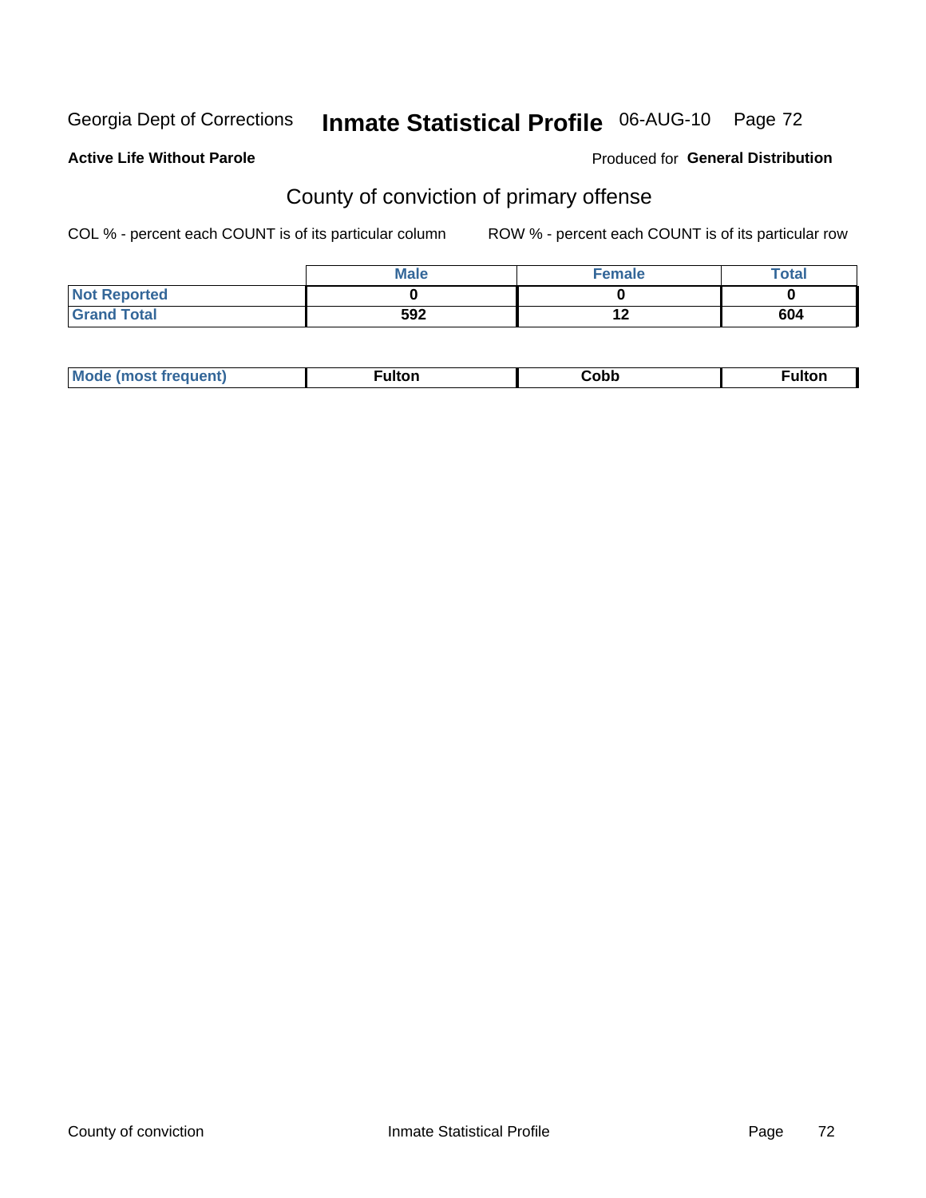Georgia Dept of Corrections **Inmate Statistical Profile** 06-AUG-10

**Active Life Without Parole**

Produced for **General Distribution**

## County of conviction of primary offense

COL % - percent each COUNT is of its particular column ROW % - percent each COUNT is of its particular row

| | Male | Female | Total |
|---|---|---|---|
| Not Reported | 0 | 0 | 0 |
| Grand Total | 592 | 12 | 604 |

| Mode (most frequent) | Fulton | Cobb | Fulton |
|---|---|---|---|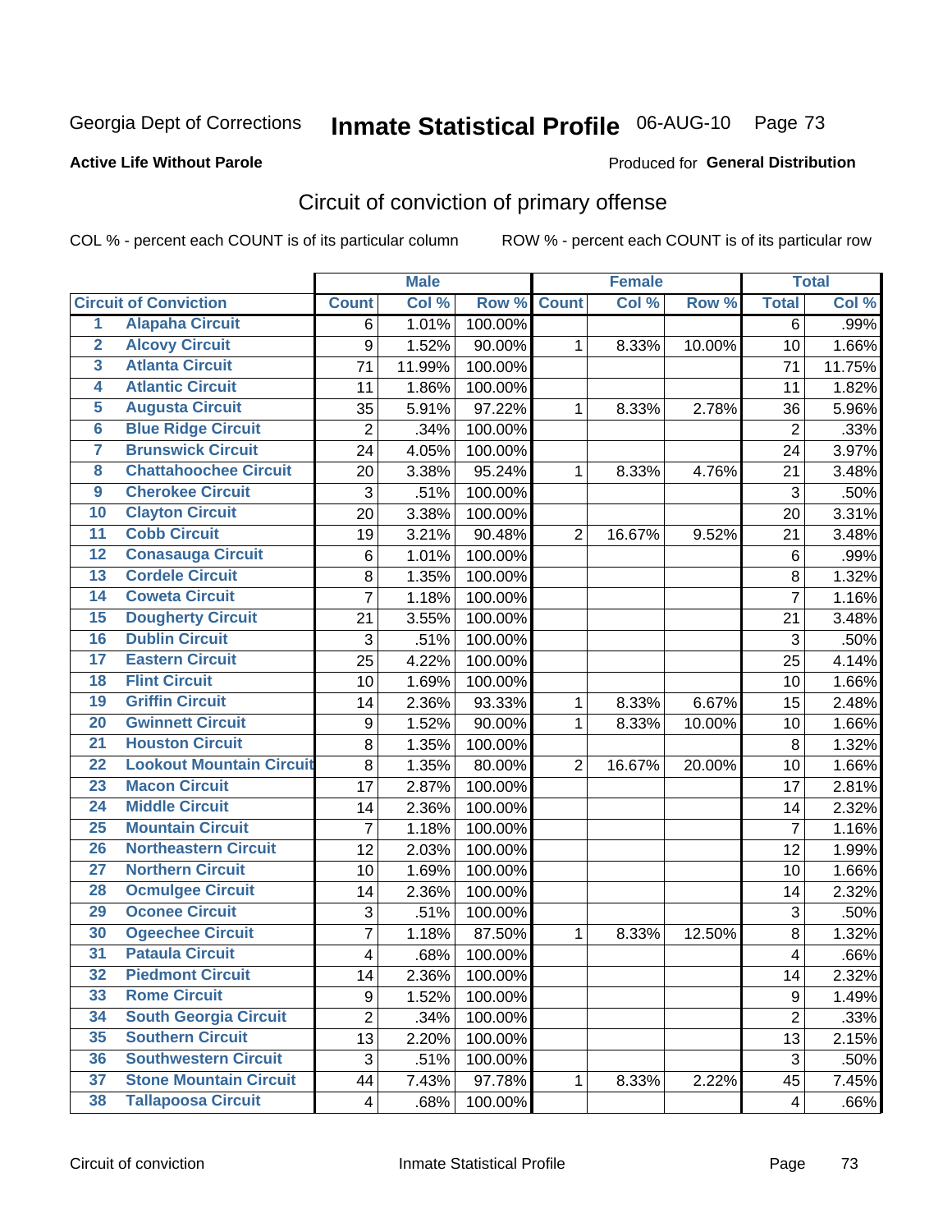Georgia Dept of Corrections **Inmate Statistical Profile** 06-AUG-10 Page 73

**Active Life Without Parole**

Produced for **General Distribution**

## Circuit of conviction of primary offense

COL % - percent each COUNT is of its particular column ROW % - percent each COUNT is of its particular row

| Circuit of Conviction | | Male | | | Female | | | Total | |
|---|---|---|---|---|---|---|---|---|---|
| | | Count | Col % | Row % | Count | Col % | Row % | Total | Col % |
| 1 | Alapaha Circuit | 6 | 1.01% | 100.00% | | | | 6 | .99% |
| 2 | Alcovy Circuit | 9 | 1.52% | 90.00% | 1 | 8.33% | 10.00% | 10 | 1.66% |
| 3 | Atlanta Circuit | 71 | 11.99% | 100.00% | | | | 71 | 11.75% |
| 4 | Atlantic Circuit | 11 | 1.86% | 100.00% | | | | 11 | 1.82% |
| 5 | Augusta Circuit | 35 | 5.91% | 97.22% | 1 | 8.33% | 2.78% | 36 | 5.96% |
| 6 | Blue Ridge Circuit | 2 | .34% | 100.00% | | | | 2 | .33% |
| 7 | Brunswick Circuit | 24 | 4.05% | 100.00% | | | | 24 | 3.97% |
| 8 | Chattahoochee Circuit | 20 | 3.38% | 95.24% | 1 | 8.33% | 4.76% | 21 | 3.48% |
| 9 | Cherokee Circuit | 3 | .51% | 100.00% | | | | 3 | .50% |
| 10 | Clayton Circuit | 20 | 3.38% | 100.00% | | | | 20 | 3.31% |
| 11 | Cobb Circuit | 19 | 3.21% | 90.48% | 2 | 16.67% | 9.52% | 21 | 3.48% |
| 12 | Conasauga Circuit | 6 | 1.01% | 100.00% | | | | 6 | .99% |
| 13 | Cordele Circuit | 8 | 1.35% | 100.00% | | | | 8 | 1.32% |
| 14 | Coweta Circuit | 7 | 1.18% | 100.00% | | | | 7 | 1.16% |
| 15 | Dougherty Circuit | 21 | 3.55% | 100.00% | | | | 21 | 3.48% |
| 16 | Dublin Circuit | 3 | .51% | 100.00% | | | | 3 | .50% |
| 17 | Eastern Circuit | 25 | 4.22% | 100.00% | | | | 25 | 4.14% |
| 18 | Flint Circuit | 10 | 1.69% | 100.00% | | | | 10 | 1.66% |
| 19 | Griffin Circuit | 14 | 2.36% | 93.33% | 1 | 8.33% | 6.67% | 15 | 2.48% |
| 20 | Gwinnett Circuit | 9 | 1.52% | 90.00% | 1 | 8.33% | 10.00% | 10 | 1.66% |
| 21 | Houston Circuit | 8 | 1.35% | 100.00% | | | | 8 | 1.32% |
| 22 | Lookout Mountain Circuit | 8 | 1.35% | 80.00% | 2 | 16.67% | 20.00% | 10 | 1.66% |
| 23 | Macon Circuit | 17 | 2.87% | 100.00% | | | | 17 | 2.81% |
| 24 | Middle Circuit | 14 | 2.36% | 100.00% | | | | 14 | 2.32% |
| 25 | Mountain Circuit | 7 | 1.18% | 100.00% | | | | 7 | 1.16% |
| 26 | Northeastern Circuit | 12 | 2.03% | 100.00% | | | | 12 | 1.99% |
| 27 | Northern Circuit | 10 | 1.69% | 100.00% | | | | 10 | 1.66% |
| 28 | Ocmulgee Circuit | 14 | 2.36% | 100.00% | | | | 14 | 2.32% |
| 29 | Oconee Circuit | 3 | .51% | 100.00% | | | | 3 | .50% |
| 30 | Ogeechee Circuit | 7 | 1.18% | 87.50% | 1 | 8.33% | 12.50% | 8 | 1.32% |
| 31 | Pataula Circuit | 4 | .68% | 100.00% | | | | 4 | .66% |
| 32 | Piedmont Circuit | 14 | 2.36% | 100.00% | | | | 14 | 2.32% |
| 33 | Rome Circuit | 9 | 1.52% | 100.00% | | | | 9 | 1.49% |
| 34 | South Georgia Circuit | 2 | .34% | 100.00% | | | | 2 | .33% |
| 35 | Southern Circuit | 13 | 2.20% | 100.00% | | | | 13 | 2.15% |
| 36 | Southwestern Circuit | 3 | .51% | 100.00% | | | | 3 | .50% |
| 37 | Stone Mountain Circuit | 44 | 7.43% | 97.78% | 1 | 8.33% | 2.22% | 45 | 7.45% |
| 38 | Tallapoosa Circuit | 4 | .68% | 100.00% | | | | 4 | .66% |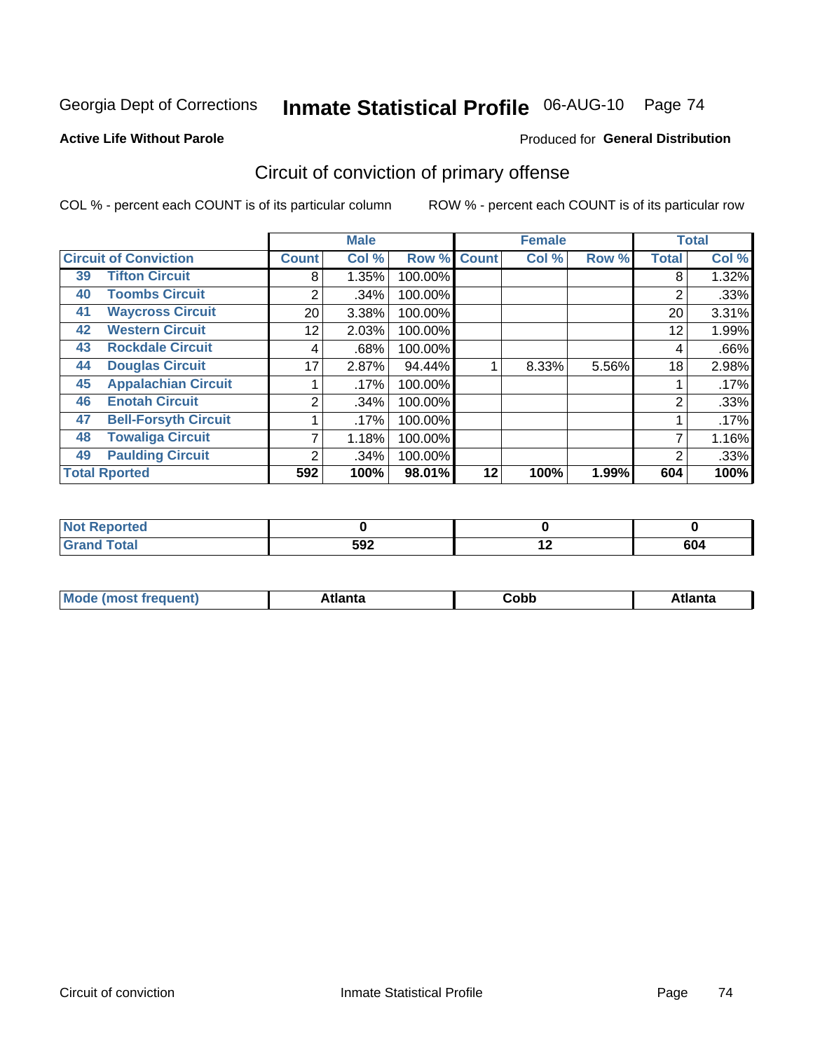Georgia Dept of Corrections **Inmate Statistical Profile** 06-AUG-10 Page 74

**Active Life Without Parole**

Produced for **General Distribution**

## Circuit of conviction of primary offense

COL % - percent each COUNT is of its particular column ROW % - percent each COUNT is of its particular row

| Circuit of Conviction | | Male | | | Female | | | Total | |
|---|---|---|---|---|---|---|---|---|---|
| | | Count | Col % | Row % | Count | Col % | Row % | Total | Col % |
| 39 | Tifton Circuit | 8 | 1.35% | 100.00% | | | | 8 | 1.32% |
| 40 | Toombs Circuit | 2 | .34% | 100.00% | | | | 2 | .33% |
| 41 | Waycross Circuit | 20 | 3.38% | 100.00% | | | | 20 | 3.31% |
| 42 | Western Circuit | 12 | 2.03% | 100.00% | | | | 12 | 1.99% |
| 43 | Rockdale Circuit | 4 | .68% | 100.00% | | | | 4 | .66% |
| 44 | Douglas Circuit | 17 | 2.87% | 94.44% | 1 | 8.33% | 5.56% | 18 | 2.98% |
| 45 | Appalachian Circuit | 1 | .17% | 100.00% | | | | 1 | .17% |
| 46 | Enotah Circuit | 2 | .34% | 100.00% | | | | 2 | .33% |
| 47 | Bell-Forsyth Circuit | 1 | .17% | 100.00% | | | | 1 | .17% |
| 48 | Towaliga Circuit | 7 | 1.18% | 100.00% | | | | 7 | 1.16% |
| 49 | Paulding Circuit | 2 | .34% | 100.00% | | | | 2 | .33% |
| **Total Rported** | | **592** | **100%** | **98.01%** | **12** | **100%** | **1.99%** | **604** | **100%** |

| | Male | Female | Total |
|---|---|---|---|
| Not Reported | **0** | **0** | **0** |
| Grand Total | **592** | **12** | **604** |

| | Male | Female | Total |
|---|---|---|---|
| Mode (most frequent) | **Atlanta** | **Cobb** | **Atlanta** |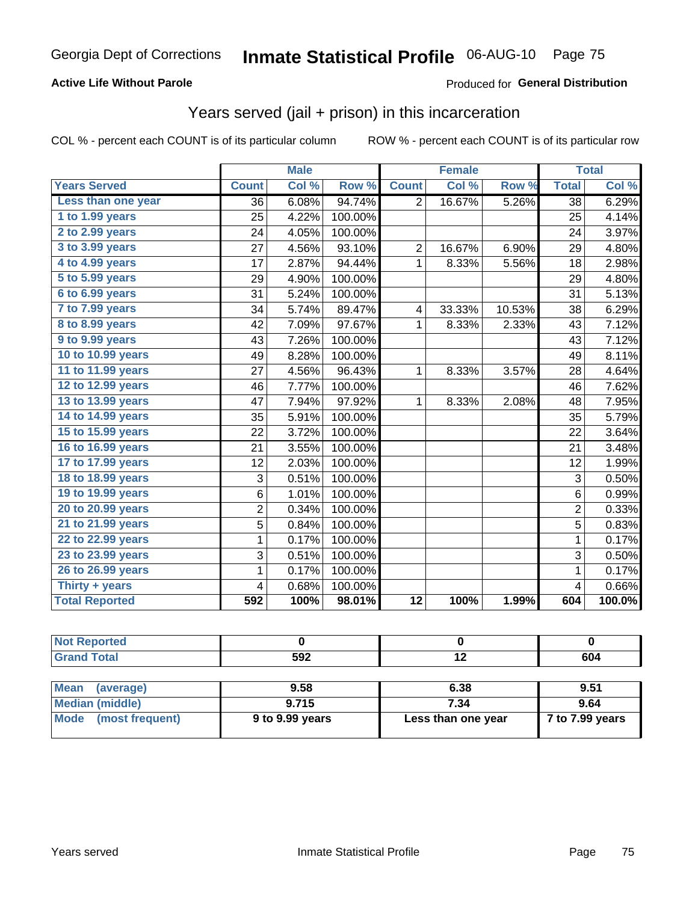Georgia Dept of Corrections **Inmate Statistical Profile** 06-AUG-10 Page 75

**Active Life Without Parole**

Produced for **General Distribution**

## Years served (jail + prison) in this incarceration

COL % - percent each COUNT is of its particular column    ROW % - percent each COUNT is of its particular row

| | Male | | | Female | | | Total | |
|---|---|---|---|---|---|---|---|---|
| **Years Served** | **Count** | **Col %** | **Row %** | **Count** | **Col %** | **Row %** | **Total** | **Col %** |
| Less than one year | 36 | 6.08% | 94.74% | 2 | 16.67% | 5.26% | 38 | 6.29% |
| 1 to 1.99 years | 25 | 4.22% | 100.00% | | | | 25 | 4.14% |
| 2 to 2.99 years | 24 | 4.05% | 100.00% | | | | 24 | 3.97% |
| 3 to 3.99 years | 27 | 4.56% | 93.10% | 2 | 16.67% | 6.90% | 29 | 4.80% |
| 4 to 4.99 years | 17 | 2.87% | 94.44% | 1 | 8.33% | 5.56% | 18 | 2.98% |
| 5 to 5.99 years | 29 | 4.90% | 100.00% | | | | 29 | 4.80% |
| 6 to 6.99 years | 31 | 5.24% | 100.00% | | | | 31 | 5.13% |
| 7 to 7.99 years | 34 | 5.74% | 89.47% | 4 | 33.33% | 10.53% | 38 | 6.29% |
| 8 to 8.99 years | 42 | 7.09% | 97.67% | 1 | 8.33% | 2.33% | 43 | 7.12% |
| 9 to 9.99 years | 43 | 7.26% | 100.00% | | | | 43 | 7.12% |
| 10 to 10.99 years | 49 | 8.28% | 100.00% | | | | 49 | 8.11% |
| 11 to 11.99 years | 27 | 4.56% | 96.43% | 1 | 8.33% | 3.57% | 28 | 4.64% |
| 12 to 12.99 years | 46 | 7.77% | 100.00% | | | | 46 | 7.62% |
| 13 to 13.99 years | 47 | 7.94% | 97.92% | 1 | 8.33% | 2.08% | 48 | 7.95% |
| 14 to 14.99 years | 35 | 5.91% | 100.00% | | | | 35 | 5.79% |
| 15 to 15.99 years | 22 | 3.72% | 100.00% | | | | 22 | 3.64% |
| 16 to 16.99 years | 21 | 3.55% | 100.00% | | | | 21 | 3.48% |
| 17 to 17.99 years | 12 | 2.03% | 100.00% | | | | 12 | 1.99% |
| 18 to 18.99 years | 3 | 0.51% | 100.00% | | | | 3 | 0.50% |
| 19 to 19.99 years | 6 | 1.01% | 100.00% | | | | 6 | 0.99% |
| 20 to 20.99 years | 2 | 0.34% | 100.00% | | | | 2 | 0.33% |
| 21 to 21.99 years | 5 | 0.84% | 100.00% | | | | 5 | 0.83% |
| 22 to 22.99 years | 1 | 0.17% | 100.00% | | | | 1 | 0.17% |
| 23 to 23.99 years | 3 | 0.51% | 100.00% | | | | 3 | 0.50% |
| 26 to 26.99 years | 1 | 0.17% | 100.00% | | | | 1 | 0.17% |
| Thirty + years | 4 | 0.68% | 100.00% | | | | 4 | 0.66% |
| **Total Reported** | **592** | **100%** | **98.01%** | **12** | **100%** | **1.99%** | **604** | **100.0%** |

| | Male | Female | Total |
|---|---|---|---|
| Not Reported | 0 | 0 | 0 |
| Grand Total | 592 | 12 | 604 |

| | Male | Female | Total |
|---|---|---|---|
| Mean (average) | 9.58 | 6.38 | 9.51 |
| Median (middle) | 9.715 | 7.34 | 9.64 |
| Mode (most frequent) | 9 to 9.99 years | Less than one year | 7 to 7.99 years |

Years served    Inmate Statistical Profile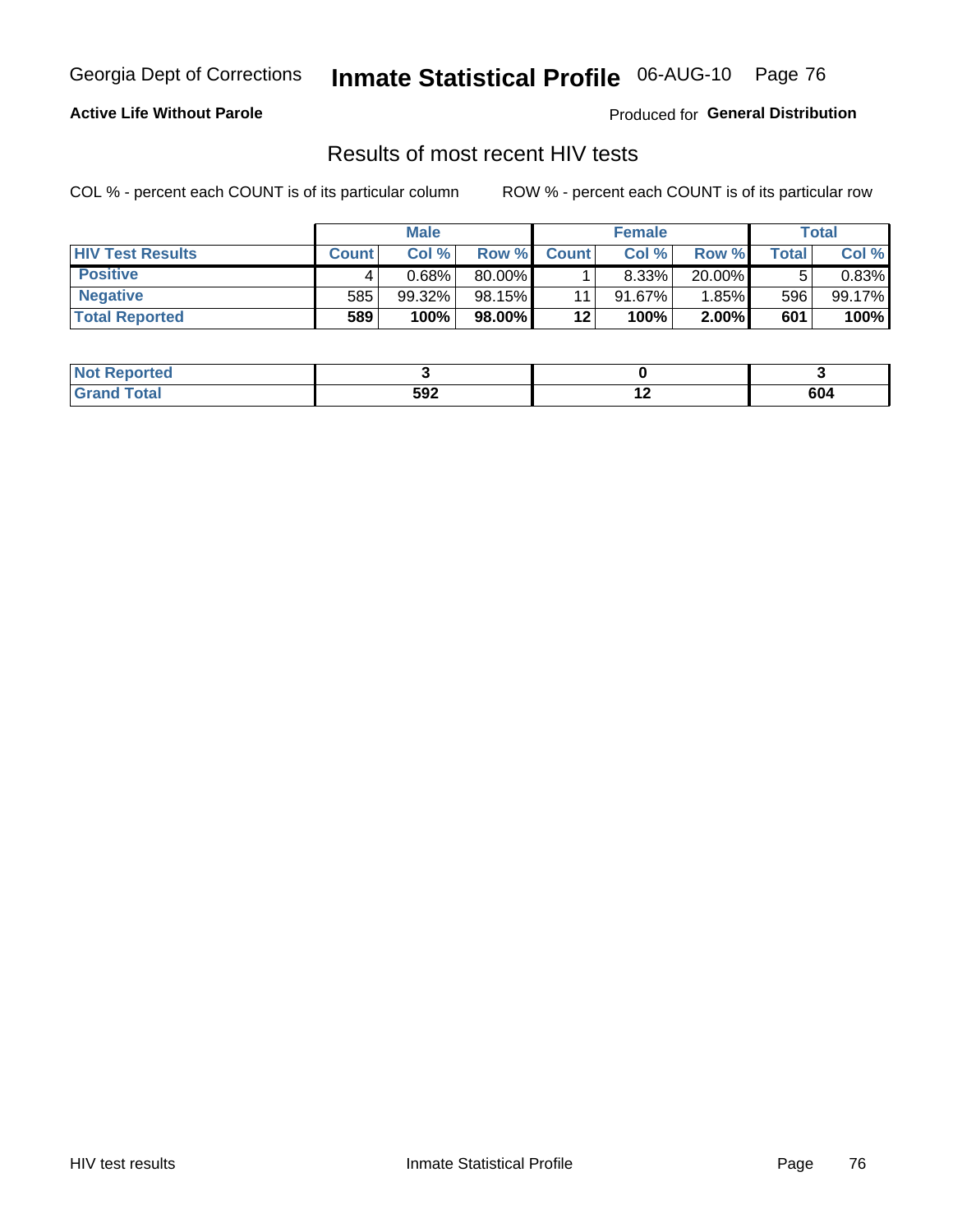Georgia Dept of Corrections **Inmate Statistical Profile** 06-AUG-10 Page 76

**Active Life Without Parole**

Produced for **General Distribution**

## Results of most recent HIV tests

COL % - percent each COUNT is of its particular column    ROW % - percent each COUNT is of its particular row

| | Male | | | Female | | | Total | |
|---|---|---|---|---|---|---|---|---|
| **HIV Test Results** | **Count** | **Col %** | **Row %** | **Count** | **Col %** | **Row %** | **Total** | **Col %** |
| **Positive** | 4 | 0.68% | 80.00% | 1 | 8.33% | 20.00% | 5 | 0.83% |
| **Negative** | 585 | 99.32% | 98.15% | 11 | 91.67% | 1.85% | 596 | 99.17% |
| **Total Reported** | **589** | **100%** | **98.00%** | **12** | **100%** | **2.00%** | **601** | **100%** |

| | Male | Female | Total |
|---|---|---|---|
| **Not Reported** | **3** | **0** | **3** |
| **Grand Total** | **592** | **12** | **604** |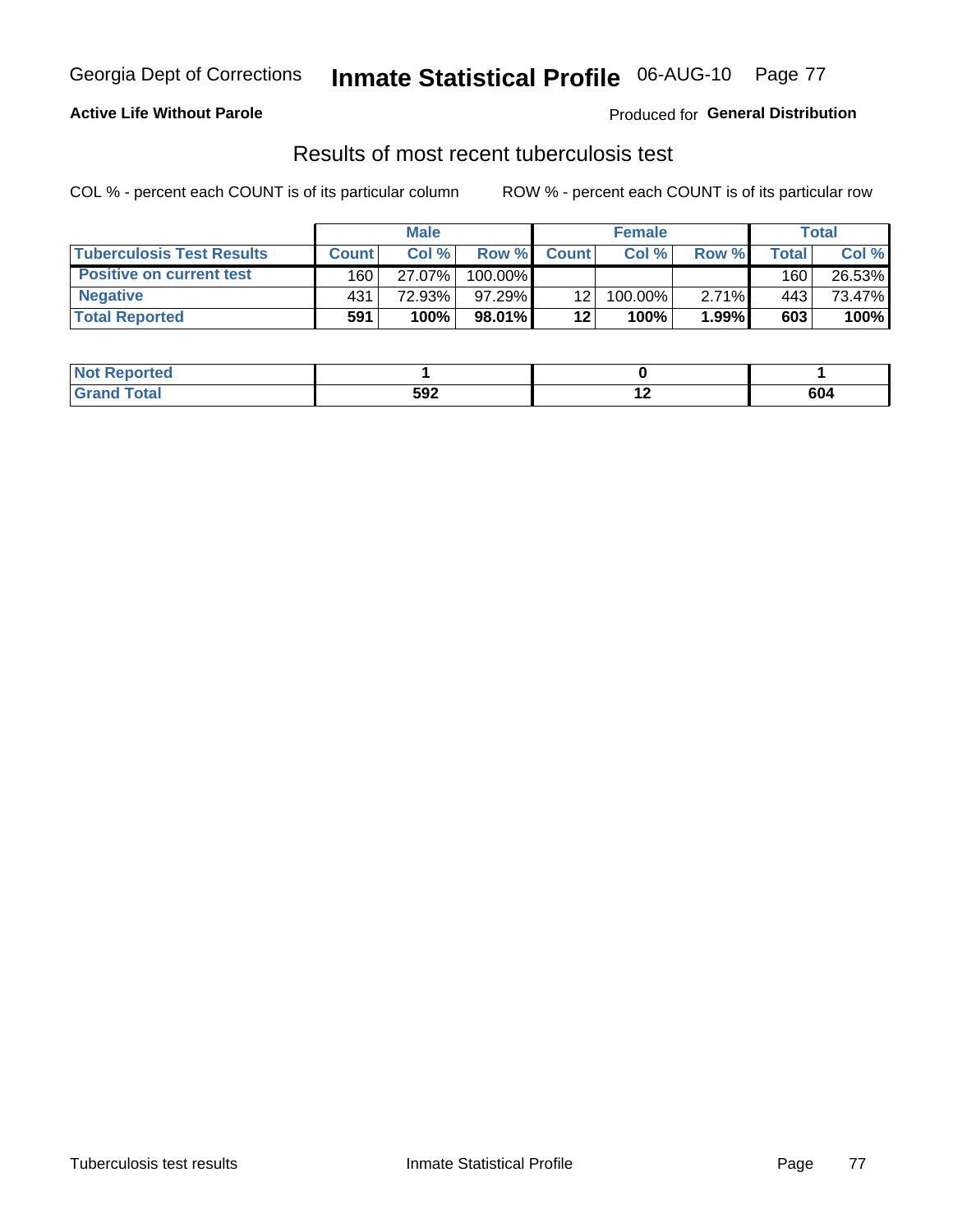**Active Life Without Parole**

Produced for **General Distribution**

## Results of most recent tuberculosis test

COL % - percent each COUNT is of its particular column

ROW % - percent each COUNT is of its particular row

| | Male | | | Female | | | Total | |
|---|---|---|---|---|---|---|---|---|
| **Tuberculosis Test Results** | **Count** | **Col %** | **Row %** | **Count** | **Col %** | **Row %** | **Total** | **Col %** |
| **Positive on current test** | 160 | 27.07% | 100.00% | | | | 160 | 26.53% |
| **Negative** | 431 | 72.93% | 97.29% | 12 | 100.00% | 2.71% | 443 | 73.47% |
| **Total Reported** | **591** | **100%** | **98.01%** | **12** | **100%** | **1.99%** | **603** | **100%** |

| | Male | Female | Total |
|---|---|---|---|
| **Not Reported** | **1** | **0** | **1** |
| **Grand Total** | **592** | **12** | **604** |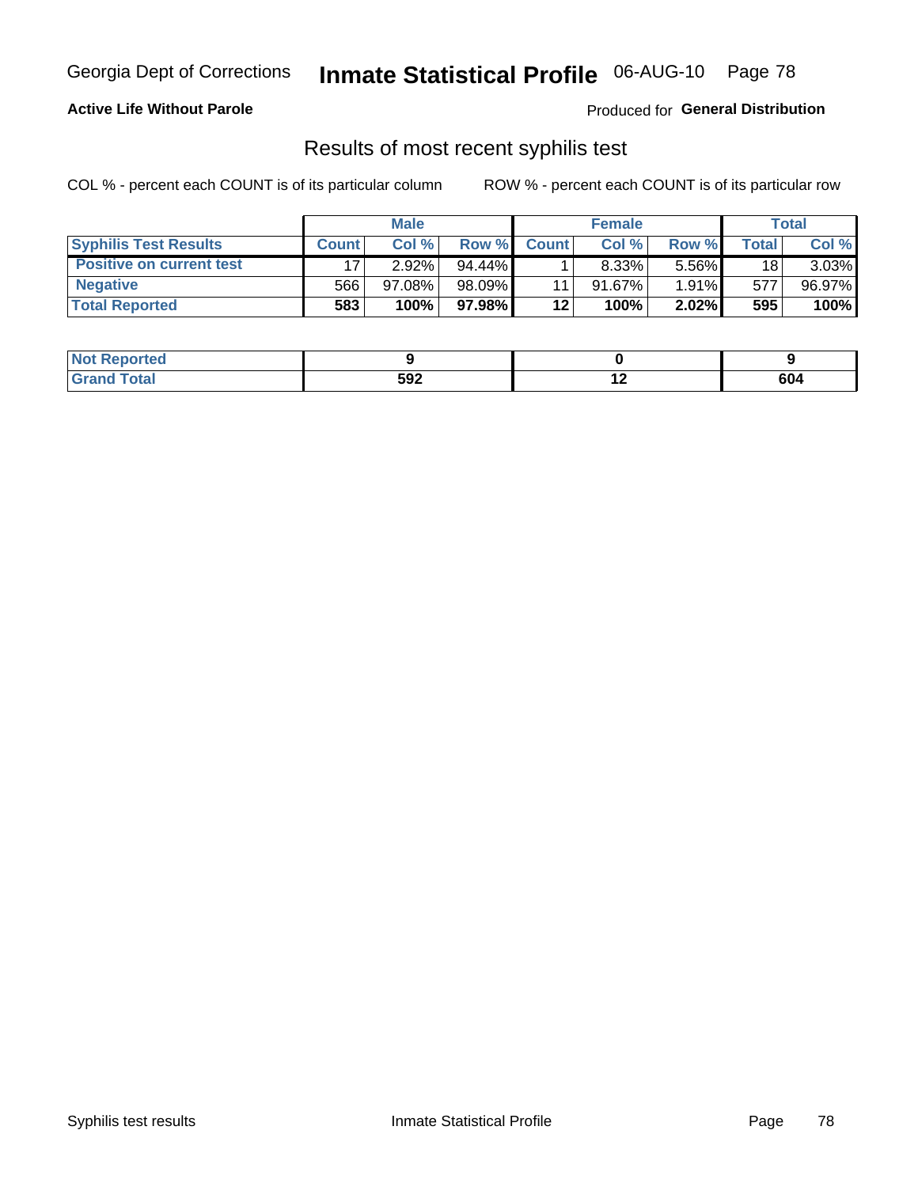Georgia Dept of Corrections **Inmate Statistical Profile** 06-AUG-10

**Active Life Without Parole**

Produced for **General Distribution**

## Results of most recent syphilis test

COL % - percent each COUNT is of its particular column

ROW % - percent each COUNT is of its particular row

| | Male | | | Female | | | Total | |
|---|---|---|---|---|---|---|---|---|
| **Syphilis Test Results** | **Count** | **Col %** | **Row %** | **Count** | **Col %** | **Row %** | **Total** | **Col %** |
| **Positive on current test** | 17 | 2.92% | 94.44% | 1 | 8.33% | 5.56% | 18 | 3.03% |
| **Negative** | 566 | 97.08% | 98.09% | 11 | 91.67% | 1.91% | 577 | 96.97% |
| **Total Reported** | **583** | **100%** | **97.98%** | **12** | **100%** | **2.02%** | **595** | **100%** |

| | Male | Female | Total |
|---|---|---|---|
| **Not Reported** | **9** | **0** | **9** |
| **Grand Total** | **592** | **12** | **604** |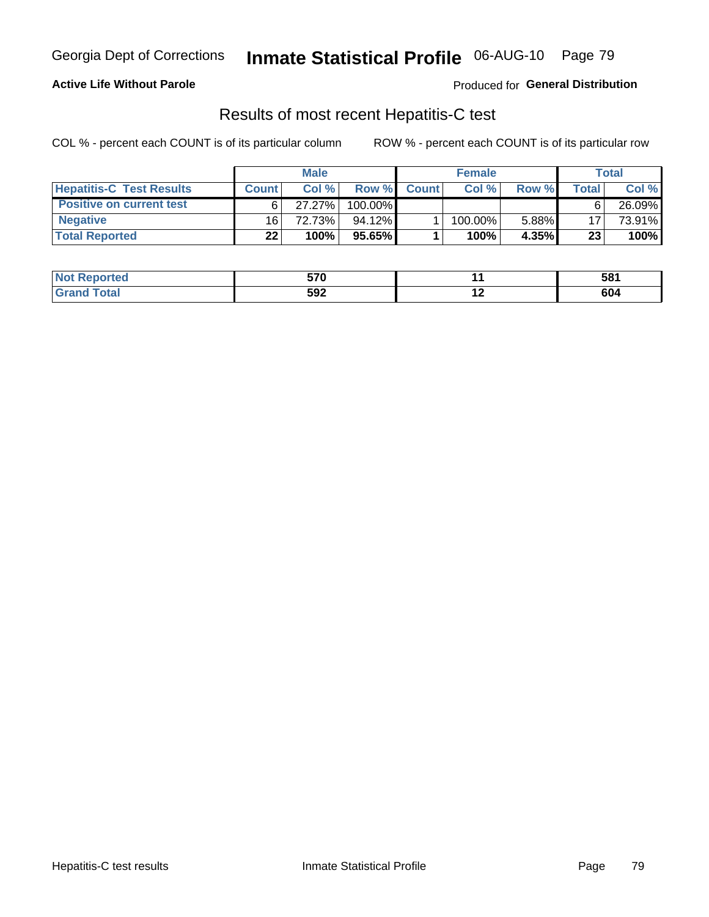Georgia Dept of Corrections **Inmate Statistical Profile** 06-AUG-10

**Active Life Without Parole**

Produced for **General Distribution**

## Results of most recent Hepatitis-C test

COL % - percent each COUNT is of its particular column    ROW % - percent each COUNT is of its particular row

| | Male | | | Female | | | Total | |
|---|---|---|---|---|---|---|---|---|
| **Hepatitis-C Test Results** | **Count** | **Col %** | **Row %** | **Count** | **Col %** | **Row %** | **Total** | **Col %** |
| **Positive on current test** | 6 | 27.27% | 100.00% | | | | 6 | 26.09% |
| **Negative** | 16 | 72.73% | 94.12% | 1 | 100.00% | 5.88% | 17 | 73.91% |
| **Total Reported** | **22** | **100%** | **95.65%** | **1** | **100%** | **4.35%** | **23** | **100%** |

| | Male | Female | Total |
|---|---|---|---|
| **Not Reported** | **570** | **11** | **581** |
| **Grand Total** | **592** | **12** | **604** |

Hepatitis-C test results    Inmate Statistical Profile